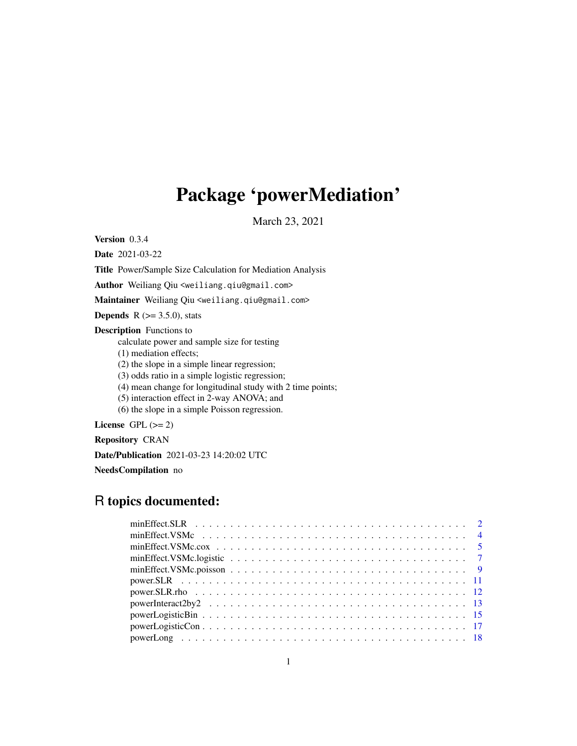# Package 'powerMediation'

March 23, 2021

**Version** 0.3.4

**Date** 2021-03-22

**Title** Power/Sample Size Calculation for Mediation Analysis

**Author** Weiliang Qiu <weiliang.qiu@gmail.com>

**Maintainer** Weiliang Qiu <weiliang.qiu@gmail.com>

**Depends** R (>= 3.5.0), stats

**Description** Functions to
calculate power and sample size for testing
(1) mediation effects;
(2) the slope in a simple linear regression;
(3) odds ratio in a simple logistic regression;
(4) mean change for longitudinal study with 2 time points;
(5) interaction effect in 2-way ANOVA; and
(6) the slope in a simple Poisson regression.

**License** GPL (>= 2)

**Repository** CRAN

**Date/Publication** 2021-03-23 14:20:02 UTC

**NeedsCompilation** no

## R topics documented:

| | |
|---|---|
| minEffect.SLR | 2 |
| minEffect.VSMc | 4 |
| minEffect.VSMc.cox | 5 |
| minEffect.VSMc.logistic | 7 |
| minEffect.VSMc.poisson | 9 |
| power.SLR | 11 |
| power.SLR.rho | 12 |
| powerInteract2by2 | 13 |
| powerLogisticBin | 15 |
| powerLogisticCon | 17 |
| powerLong | 18 |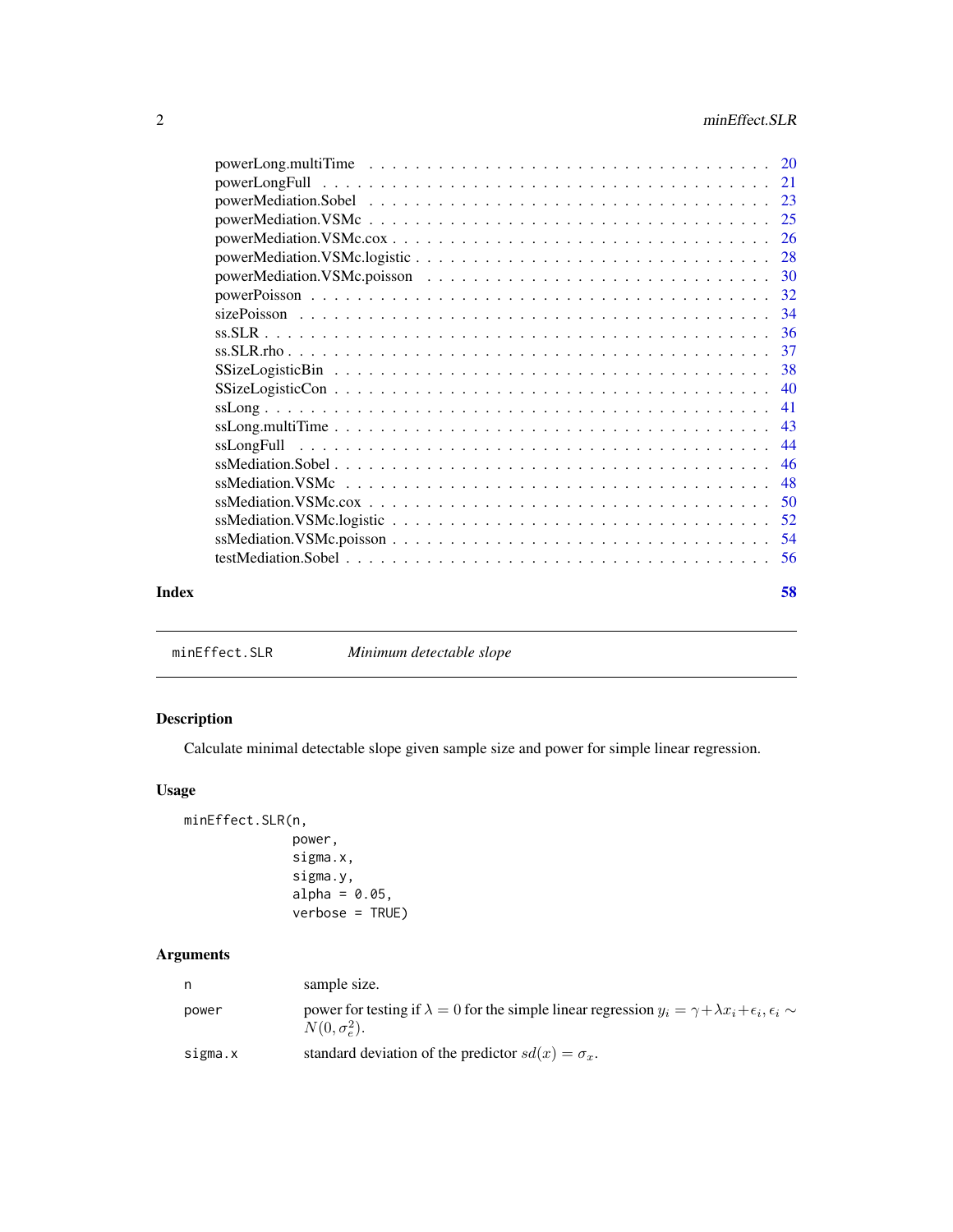powerLong.multiTime . . . . . . . . . . . . . . . . . . . . . . . . . . . . . . . . 20
powerLongFull . . . . . . . . . . . . . . . . . . . . . . . . . . . . . . . . . . . 21
powerMediation.Sobel . . . . . . . . . . . . . . . . . . . . . . . . . . . . . . . . 23
powerMediation.VSMc . . . . . . . . . . . . . . . . . . . . . . . . . . . . . . . . 25
powerMediation.VSMc.cox . . . . . . . . . . . . . . . . . . . . . . . . . . . . . . 26
powerMediation.VSMc.logistic . . . . . . . . . . . . . . . . . . . . . . . . . . . . 28
powerMediation.VSMc.poisson . . . . . . . . . . . . . . . . . . . . . . . . . . . . 30
powerPoisson . . . . . . . . . . . . . . . . . . . . . . . . . . . . . . . . . . . . 32
sizePoisson . . . . . . . . . . . . . . . . . . . . . . . . . . . . . . . . . . . . . 34
ss.SLR . . . . . . . . . . . . . . . . . . . . . . . . . . . . . . . . . . . . . . . 36
ss.SLR.rho . . . . . . . . . . . . . . . . . . . . . . . . . . . . . . . . . . . . . 37
SSizeLogisticBin . . . . . . . . . . . . . . . . . . . . . . . . . . . . . . . . . . 38
SSizeLogisticCon . . . . . . . . . . . . . . . . . . . . . . . . . . . . . . . . . . 40
ssLong . . . . . . . . . . . . . . . . . . . . . . . . . . . . . . . . . . . . . . . 41
ssLong.multiTime . . . . . . . . . . . . . . . . . . . . . . . . . . . . . . . . . . 43
ssLongFull . . . . . . . . . . . . . . . . . . . . . . . . . . . . . . . . . . . . . 44
ssMediation.Sobel . . . . . . . . . . . . . . . . . . . . . . . . . . . . . . . . . 46
ssMediation.VSMc . . . . . . . . . . . . . . . . . . . . . . . . . . . . . . . . . . 48
ssMediation.VSMc.cox . . . . . . . . . . . . . . . . . . . . . . . . . . . . . . . . 50
ssMediation.VSMc.logistic . . . . . . . . . . . . . . . . . . . . . . . . . . . . . 52
ssMediation.VSMc.poisson . . . . . . . . . . . . . . . . . . . . . . . . . . . . . . 54
testMediation.Sobel . . . . . . . . . . . . . . . . . . . . . . . . . . . . . . . . 56

**Index** **58**

---

`minEffect.SLR` *Minimum detectable slope*

---

## Description

Calculate minimal detectable slope given sample size and power for simple linear regression.

## Usage

```
minEffect.SLR(n,
              power,
              sigma.x,
              sigma.y,
              alpha = 0.05,
              verbose = TRUE)
```

## Arguments

| | |
|---|---|
| `n` | sample size. |
| `power` | power for testing if $\lambda = 0$ for the simple linear regression $y_i = \gamma + \lambda x_i + \epsilon_i, \epsilon_i \sim N(0, \sigma_e^2)$. |
| `sigma.x` | standard deviation of the predictor $sd(x) = \sigma_x$. |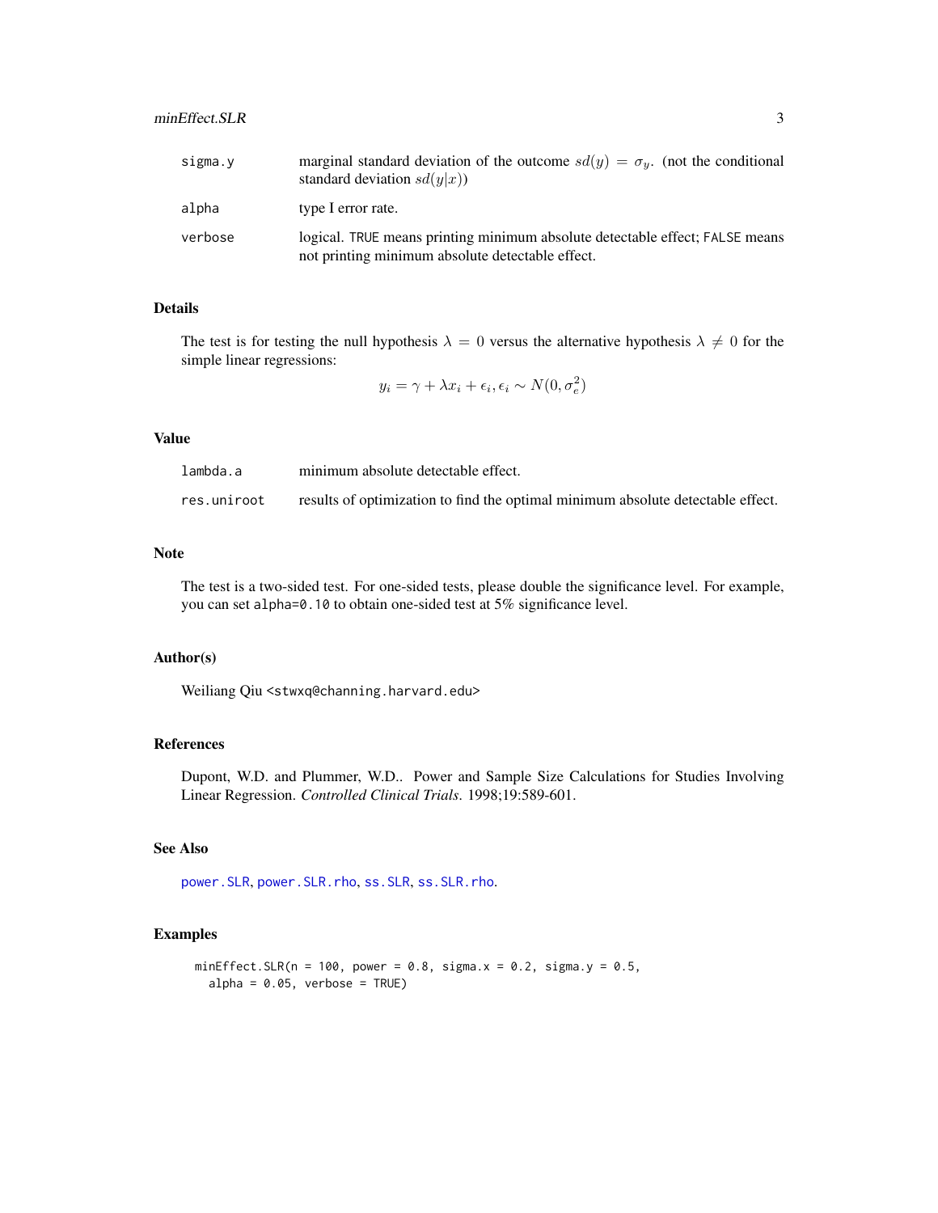| | |
|---|---|
| sigma.y | marginal standard deviation of the outcome $sd(y) = \sigma_y$. (not the conditional standard deviation $sd(y\|x)$) |
| alpha | type I error rate. |
| verbose | logical. TRUE means printing minimum absolute detectable effect; FALSE means not printing minimum absolute detectable effect. |

## Details

The test is for testing the null hypothesis $\lambda = 0$ versus the alternative hypothesis $\lambda \neq 0$ for the simple linear regressions:

$$y_i = \gamma + \lambda x_i + \epsilon_i, \epsilon_i \sim N(0, \sigma_e^2)$$

## Value

| | |
|---|---|
| lambda.a | minimum absolute detectable effect. |
| res.uniroot | results of optimization to find the optimal minimum absolute detectable effect. |

## Note

The test is a two-sided test. For one-sided tests, please double the significance level. For example, you can set `alpha=0.10` to obtain one-sided test at 5% significance level.

## Author(s)

Weiliang Qiu <stwxq@channing.harvard.edu>

## References

Dupont, W.D. and Plummer, W.D.. Power and Sample Size Calculations for Studies Involving Linear Regression. *Controlled Clinical Trials*. 1998;19:589-601.

## See Also

power.SLR, power.SLR.rho, ss.SLR, ss.SLR.rho.

## Examples

```
minEffect.SLR(n = 100, power = 0.8, sigma.x = 0.2, sigma.y = 0.5,
  alpha = 0.05, verbose = TRUE)
```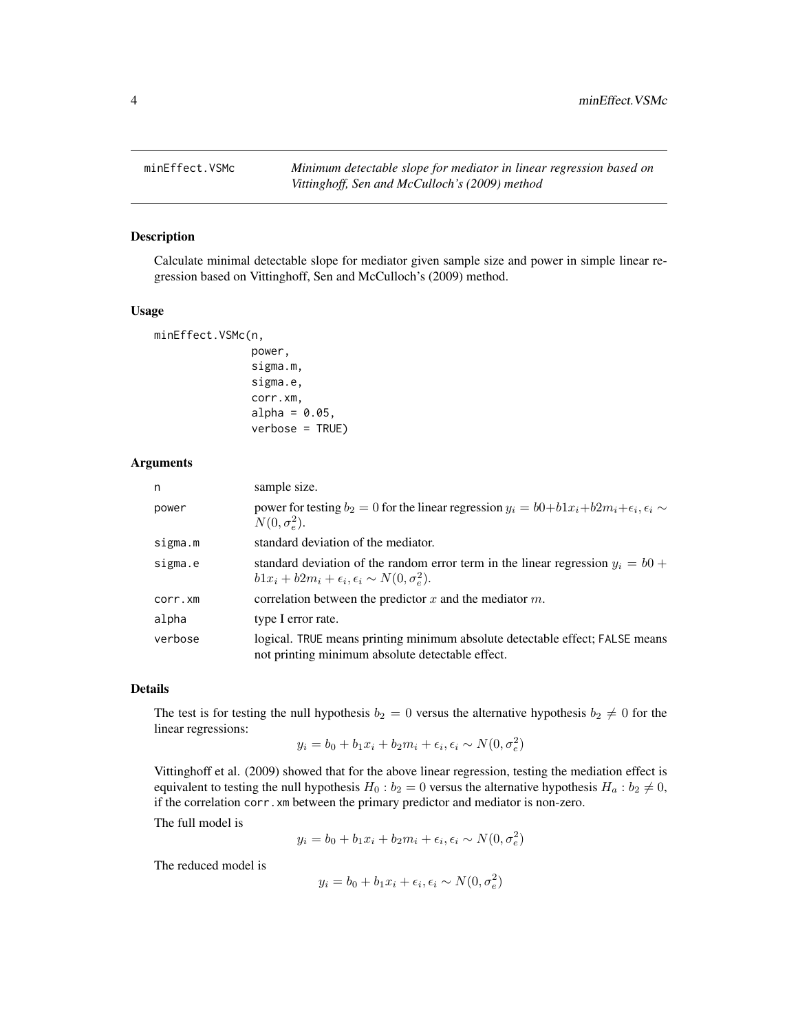# minEffect.VSMc — *Minimum detectable slope for mediator in linear regression based on Vittinghoff, Sen and McCulloch's (2009) method*

## Description

Calculate minimal detectable slope for mediator given sample size and power in simple linear regression based on Vittinghoff, Sen and McCulloch's (2009) method.

## Usage

```
minEffect.VSMc(n,
               power,
               sigma.m,
               sigma.e,
               corr.xm,
               alpha = 0.05,
               verbose = TRUE)
```

## Arguments

| | |
|---|---|
| n | sample size. |
| power | power for testing $b_2 = 0$ for the linear regression $y_i = b0 + b1x_i + b2m_i + \epsilon_i, \epsilon_i \sim N(0, \sigma_e^2)$. |
| sigma.m | standard deviation of the mediator. |
| sigma.e | standard deviation of the random error term in the linear regression $y_i = b0 + b1x_i + b2m_i + \epsilon_i, \epsilon_i \sim N(0, \sigma_e^2)$. |
| corr.xm | correlation between the predictor $x$ and the mediator $m$. |
| alpha | type I error rate. |
| verbose | logical. TRUE means printing minimum absolute detectable effect; FALSE means not printing minimum absolute detectable effect. |

## Details

The test is for testing the null hypothesis $b_2 = 0$ versus the alternative hypothesis $b_2 \neq 0$ for the linear regressions:

$$y_i = b_0 + b_1 x_i + b_2 m_i + \epsilon_i, \epsilon_i \sim N(0, \sigma_e^2)$$

Vittinghoff et al. (2009) showed that for the above linear regression, testing the mediation effect is equivalent to testing the null hypothesis $H_0 : b_2 = 0$ versus the alternative hypothesis $H_a : b_2 \neq 0$, if the correlation corr.xm between the primary predictor and mediator is non-zero.

The full model is

$$y_i = b_0 + b_1 x_i + b_2 m_i + \epsilon_i, \epsilon_i \sim N(0, \sigma_e^2)$$

The reduced model is

$$y_i = b_0 + b_1 x_i + \epsilon_i, \epsilon_i \sim N(0, \sigma_e^2)$$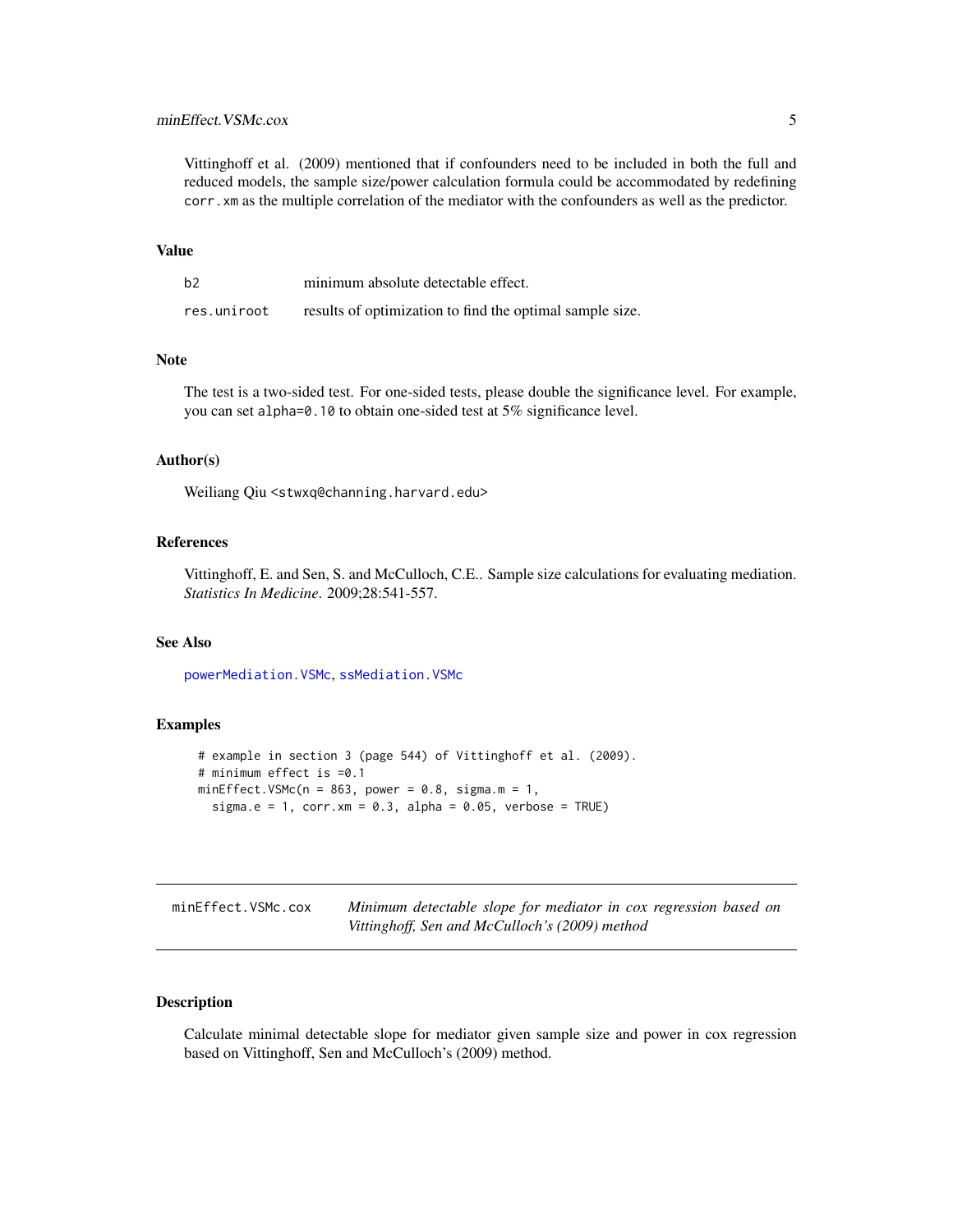Vittinghoff et al. (2009) mentioned that if confounders need to be included in both the full and reduced models, the sample size/power calculation formula could be accommodated by redefining `corr.xm` as the multiple correlation of the mediator with the confounders as well as the predictor.

### Value

| | |
|---|---|
| `b2` | minimum absolute detectable effect. |
| `res.uniroot` | results of optimization to find the optimal sample size. |

### Note

The test is a two-sided test. For one-sided tests, please double the significance level. For example, you can set `alpha=0.10` to obtain one-sided test at 5% significance level.

### Author(s)

Weiliang Qiu <stwxq@channing.harvard.edu>

### References

Vittinghoff, E. and Sen, S. and McCulloch, C.E.. Sample size calculations for evaluating mediation. *Statistics In Medicine*. 2009;28:541-557.

### See Also

`powerMediation.VSMc`, `ssMediation.VSMc`

### Examples

```
# example in section 3 (page 544) of Vittinghoff et al. (2009).
# minimum effect is =0.1
minEffect.VSMc(n = 863, power = 0.8, sigma.m = 1,
  sigma.e = 1, corr.xm = 0.3, alpha = 0.05, verbose = TRUE)
```

---

## `minEffect.VSMc.cox` *Minimum detectable slope for mediator in cox regression based on Vittinghoff, Sen and McCulloch's (2009) method*

---

### Description

Calculate minimal detectable slope for mediator given sample size and power in cox regression based on Vittinghoff, Sen and McCulloch's (2009) method.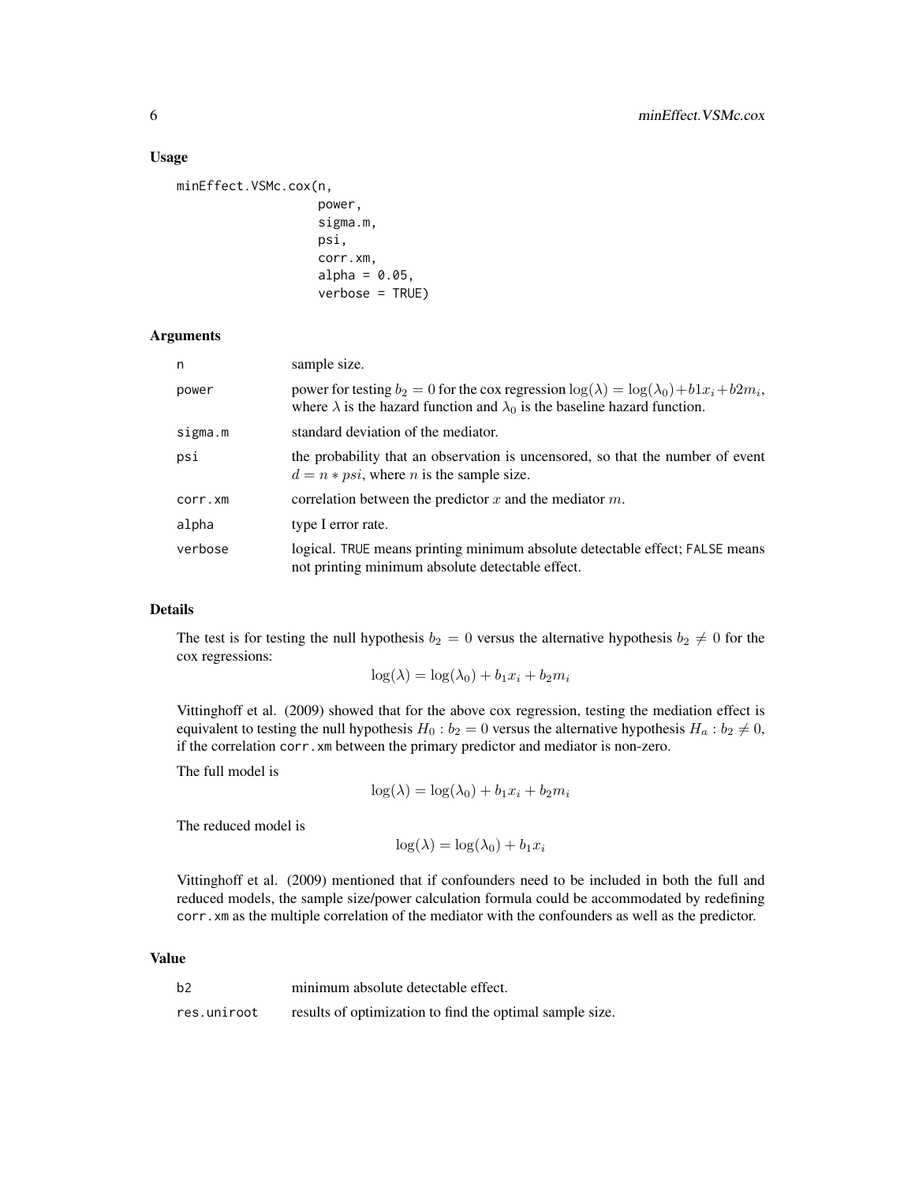## Usage

```
minEffect.VSMc.cox(n,
                   power,
                   sigma.m,
                   psi,
                   corr.xm,
                   alpha = 0.05,
                   verbose = TRUE)
```

## Arguments

| | |
|---|---|
| n | sample size. |
| power | power for testing $b_2 = 0$ for the cox regression $\log(\lambda) = \log(\lambda_0) + b1x_i + b2m_i$, where $\lambda$ is the hazard function and $\lambda_0$ is the baseline hazard function. |
| sigma.m | standard deviation of the mediator. |
| psi | the probability that an observation is uncensored, so that the number of event $d = n * psi$, where $n$ is the sample size. |
| corr.xm | correlation between the predictor $x$ and the mediator $m$. |
| alpha | type I error rate. |
| verbose | logical. TRUE means printing minimum absolute detectable effect; FALSE means not printing minimum absolute detectable effect. |

## Details

The test is for testing the null hypothesis $b_2 = 0$ versus the alternative hypothesis $b_2 \neq 0$ for the cox regressions:

$$\log(\lambda) = \log(\lambda_0) + b_1 x_i + b_2 m_i$$

Vittinghoff et al. (2009) showed that for the above cox regression, testing the mediation effect is equivalent to testing the null hypothesis $H_0 : b_2 = 0$ versus the alternative hypothesis $H_a : b_2 \neq 0$, if the correlation corr.xm between the primary predictor and mediator is non-zero.

The full model is

$$\log(\lambda) = \log(\lambda_0) + b_1 x_i + b_2 m_i$$

The reduced model is

$$\log(\lambda) = \log(\lambda_0) + b_1 x_i$$

Vittinghoff et al. (2009) mentioned that if confounders need to be included in both the full and reduced models, the sample size/power calculation formula could be accommodated by redefining corr.xm as the multiple correlation of the mediator with the confounders as well as the predictor.

## Value

| | |
|---|---|
| b2 | minimum absolute detectable effect. |
| res.uniroot | results of optimization to find the optimal sample size. |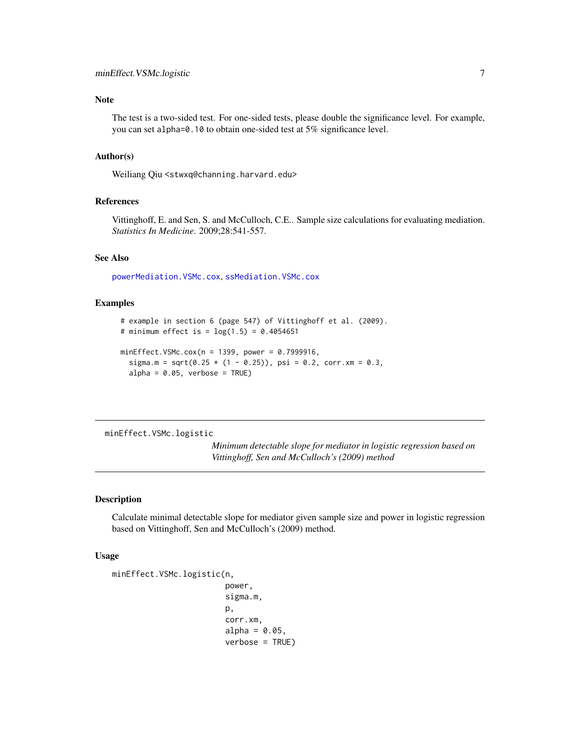## Note

The test is a two-sided test. For one-sided tests, please double the significance level. For example, you can set `alpha=0.10` to obtain one-sided test at 5% significance level.

## Author(s)

Weiliang Qiu <stwxq@channing.harvard.edu>

## References

Vittinghoff, E. and Sen, S. and McCulloch, C.E.. Sample size calculations for evaluating mediation. *Statistics In Medicine*. 2009;28:541-557.

## See Also

powerMediation.VSMc.cox, ssMediation.VSMc.cox

## Examples

```
# example in section 6 (page 547) of Vittinghoff et al. (2009).
# minimum effect is = log(1.5) = 0.4054651

minEffect.VSMc.cox(n = 1399, power = 0.7999916,
  sigma.m = sqrt(0.25 * (1 - 0.25)), psi = 0.2, corr.xm = 0.3,
  alpha = 0.05, verbose = TRUE)
```

---

# minEffect.VSMc.logistic

*Minimum detectable slope for mediator in logistic regression based on Vittinghoff, Sen and McCulloch's (2009) method*

## Description

Calculate minimal detectable slope for mediator given sample size and power in logistic regression based on Vittinghoff, Sen and McCulloch's (2009) method.

## Usage

```
minEffect.VSMc.logistic(n,
                        power,
                        sigma.m,
                        p,
                        corr.xm,
                        alpha = 0.05,
                        verbose = TRUE)
```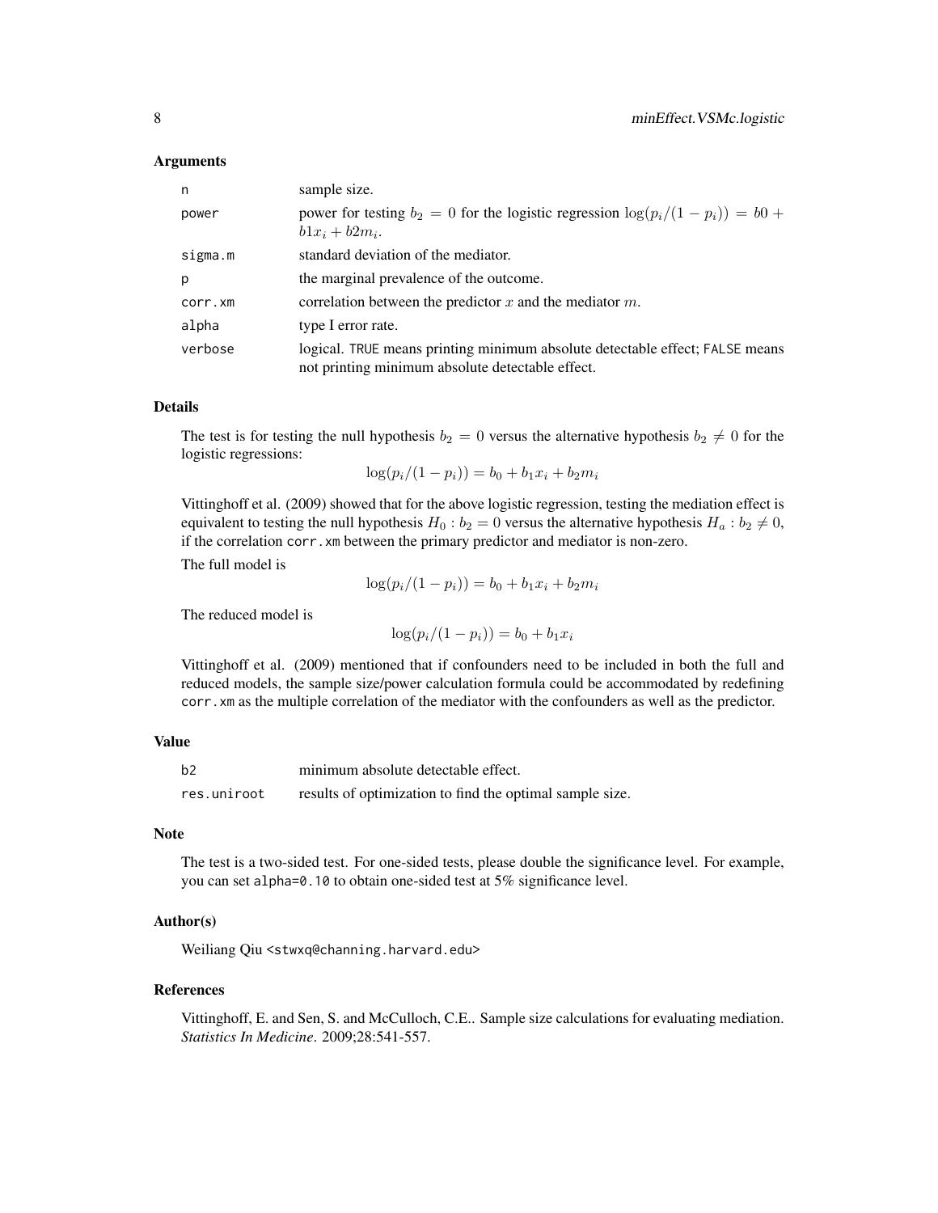### Arguments

| | |
|---|---|
| `n` | sample size. |
| `power` | power for testing $b_2 = 0$ for the logistic regression $\log(p_i/(1-p_i)) = b0 + b1x_i + b2m_i$. |
| `sigma.m` | standard deviation of the mediator. |
| `p` | the marginal prevalence of the outcome. |
| `corr.xm` | correlation between the predictor $x$ and the mediator $m$. |
| `alpha` | type I error rate. |
| `verbose` | logical. `TRUE` means printing minimum absolute detectable effect; `FALSE` means not printing minimum absolute detectable effect. |

### Details

The test is for testing the null hypothesis $b_2 = 0$ versus the alternative hypothesis $b_2 \neq 0$ for the logistic regressions:

$$\log(p_i/(1-p_i)) = b_0 + b_1 x_i + b_2 m_i$$

Vittinghoff et al. (2009) showed that for the above logistic regression, testing the mediation effect is equivalent to testing the null hypothesis $H_0 : b_2 = 0$ versus the alternative hypothesis $H_a : b_2 \neq 0$, if the correlation `corr.xm` between the primary predictor and mediator is non-zero.

The full model is

$$\log(p_i/(1-p_i)) = b_0 + b_1 x_i + b_2 m_i$$

The reduced model is

$$\log(p_i/(1-p_i)) = b_0 + b_1 x_i$$

Vittinghoff et al. (2009) mentioned that if confounders need to be included in both the full and reduced models, the sample size/power calculation formula could be accommodated by redefining `corr.xm` as the multiple correlation of the mediator with the confounders as well as the predictor.

### Value

| | |
|---|---|
| `b2` | minimum absolute detectable effect. |
| `res.uniroot` | results of optimization to find the optimal sample size. |

### Note

The test is a two-sided test. For one-sided tests, please double the significance level. For example, you can set `alpha=0.10` to obtain one-sided test at 5% significance level.

### Author(s)

Weiliang Qiu <stwxq@channing.harvard.edu>

### References

Vittinghoff, E. and Sen, S. and McCulloch, C.E.. Sample size calculations for evaluating mediation. *Statistics In Medicine*. 2009;28:541-557.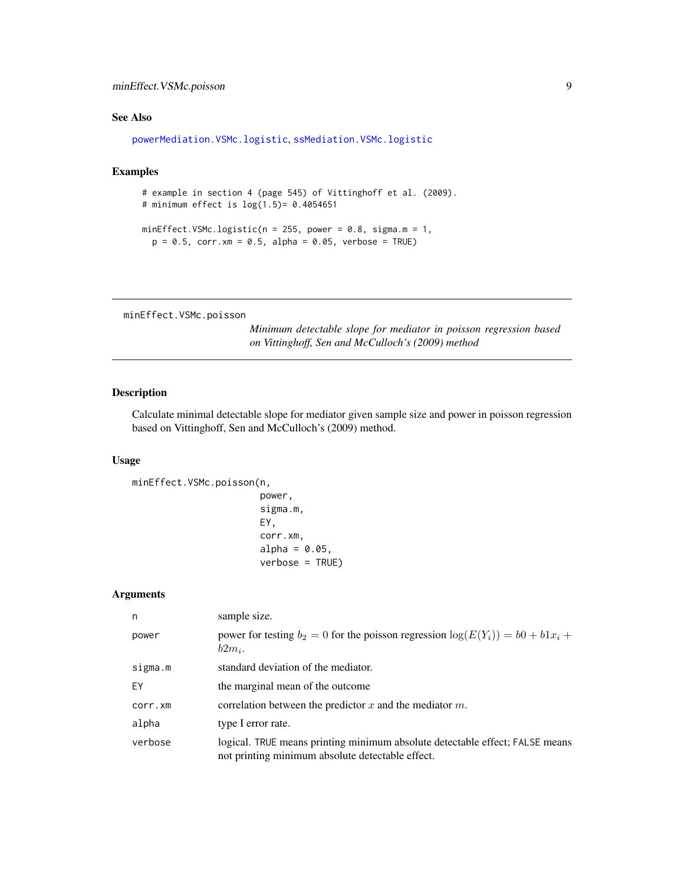## See Also

powerMediation.VSMc.logistic, ssMediation.VSMc.logistic

## Examples

```
# example in section 4 (page 545) of Vittinghoff et al. (2009).
# minimum effect is log(1.5)= 0.4054651

minEffect.VSMc.logistic(n = 255, power = 0.8, sigma.m = 1,
  p = 0.5, corr.xm = 0.5, alpha = 0.05, verbose = TRUE)
```

---

minEffect.VSMc.poisson

*Minimum detectable slope for mediator in poisson regression based on Vittinghoff, Sen and McCulloch's (2009) method*

---

## Description

Calculate minimal detectable slope for mediator given sample size and power in poisson regression based on Vittinghoff, Sen and McCulloch's (2009) method.

## Usage

```
minEffect.VSMc.poisson(n,
                       power,
                       sigma.m,
                       EY,
                       corr.xm,
                       alpha = 0.05,
                       verbose = TRUE)
```

## Arguments

| | |
|---|---|
| n | sample size. |
| power | power for testing $b_2 = 0$ for the poisson regression $\log(E(Y_i)) = b0 + b1x_i + b2m_i$. |
| sigma.m | standard deviation of the mediator. |
| EY | the marginal mean of the outcome |
| corr.xm | correlation between the predictor $x$ and the mediator $m$. |
| alpha | type I error rate. |
| verbose | logical. TRUE means printing minimum absolute detectable effect; FALSE means not printing minimum absolute detectable effect. |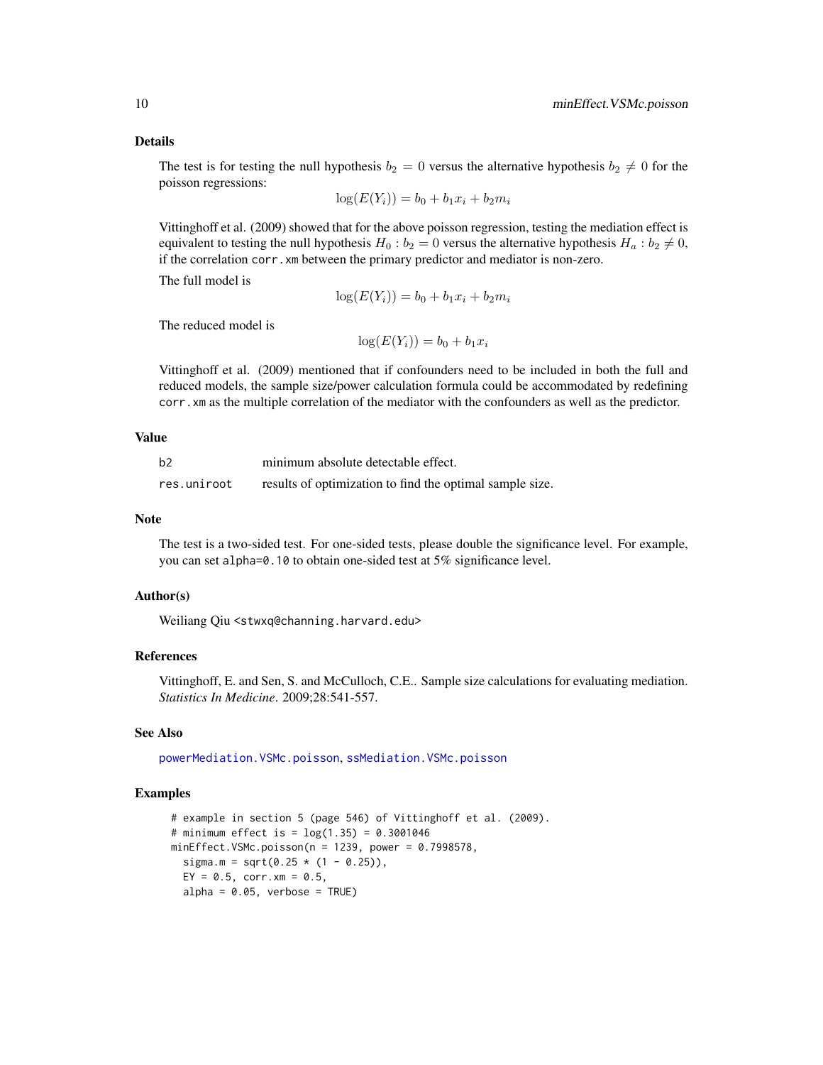## Details

The test is for testing the null hypothesis $b_2 = 0$ versus the alternative hypothesis $b_2 \neq 0$ for the poisson regressions:

$$\log(E(Y_i)) = b_0 + b_1 x_i + b_2 m_i$$

Vittinghoff et al. (2009) showed that for the above poisson regression, testing the mediation effect is equivalent to testing the null hypothesis $H_0 : b_2 = 0$ versus the alternative hypothesis $H_a : b_2 \neq 0$, if the correlation `corr.xm` between the primary predictor and mediator is non-zero.

The full model is

$$\log(E(Y_i)) = b_0 + b_1 x_i + b_2 m_i$$

The reduced model is

$$\log(E(Y_i)) = b_0 + b_1 x_i$$

Vittinghoff et al. (2009) mentioned that if confounders need to be included in both the full and reduced models, the sample size/power calculation formula could be accommodated by redefining `corr.xm` as the multiple correlation of the mediator with the confounders as well as the predictor.

## Value

| | |
|---|---|
| `b2` | minimum absolute detectable effect. |
| `res.uniroot` | results of optimization to find the optimal sample size. |

## Note

The test is a two-sided test. For one-sided tests, please double the significance level. For example, you can set `alpha=0.10` to obtain one-sided test at 5% significance level.

## Author(s)

Weiliang Qiu <stwxq@channing.harvard.edu>

## References

Vittinghoff, E. and Sen, S. and McCulloch, C.E.. Sample size calculations for evaluating mediation. *Statistics In Medicine*. 2009;28:541-557.

## See Also

powerMediation.VSMc.poisson, ssMediation.VSMc.poisson

## Examples

```
# example in section 5 (page 546) of Vittinghoff et al. (2009).
# minimum effect is = log(1.35) = 0.3001046
minEffect.VSMc.poisson(n = 1239, power = 0.7998578,
  sigma.m = sqrt(0.25 * (1 - 0.25)),
  EY = 0.5, corr.xm = 0.5,
  alpha = 0.05, verbose = TRUE)
```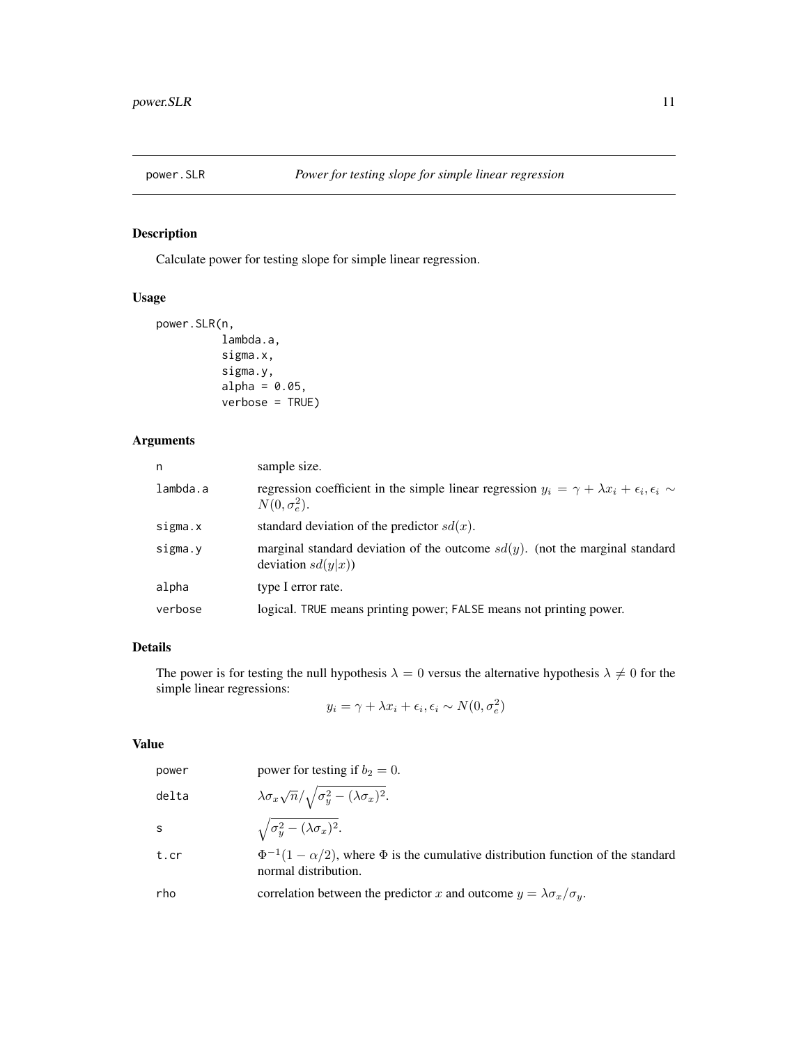## power.SLR *Power for testing slope for simple linear regression*

### Description

Calculate power for testing slope for simple linear regression.

### Usage

```
power.SLR(n,
          lambda.a,
          sigma.x,
          sigma.y,
          alpha = 0.05,
          verbose = TRUE)
```

### Arguments

| | |
|---|---|
| n | sample size. |
| lambda.a | regression coefficient in the simple linear regression $y_i = \gamma + \lambda x_i + \epsilon_i, \epsilon_i \sim N(0, \sigma_e^2)$. |
| sigma.x | standard deviation of the predictor $sd(x)$. |
| sigma.y | marginal standard deviation of the outcome $sd(y)$. (not the marginal standard deviation $sd(y\|x)$) |
| alpha | type I error rate. |
| verbose | logical. TRUE means printing power; FALSE means not printing power. |

### Details

The power is for testing the null hypothesis $\lambda = 0$ versus the alternative hypothesis $\lambda \neq 0$ for the simple linear regressions:

$$y_i = \gamma + \lambda x_i + \epsilon_i, \epsilon_i \sim N(0, \sigma_e^2)$$

### Value

| | |
|---|---|
| power | power for testing if $b_2 = 0$. |
| delta | $\lambda \sigma_x \sqrt{n} / \sqrt{\sigma_y^2 - (\lambda \sigma_x)^2}$. |
| s | $\sqrt{\sigma_y^2 - (\lambda \sigma_x)^2}$. |
| t.cr | $\Phi^{-1}(1 - \alpha/2)$, where $\Phi$ is the cumulative distribution function of the standard normal distribution. |
| rho | correlation between the predictor $x$ and outcome $y = \lambda \sigma_x / \sigma_y$. |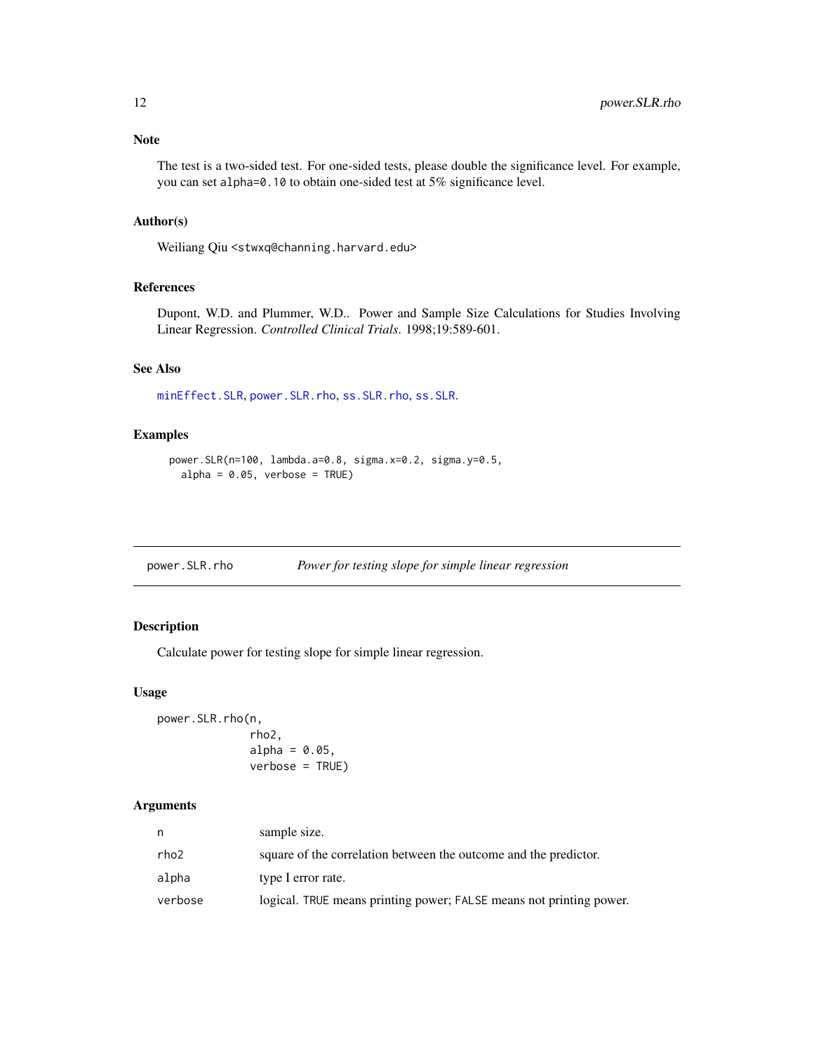### Note

The test is a two-sided test. For one-sided tests, please double the significance level. For example, you can set `alpha=0.10` to obtain one-sided test at 5% significance level.

### Author(s)

Weiliang Qiu <stwxq@channing.harvard.edu>

### References

Dupont, W.D. and Plummer, W.D.. Power and Sample Size Calculations for Studies Involving Linear Regression. *Controlled Clinical Trials*. 1998;19:589-601.

### See Also

`minEffect.SLR`, `power.SLR.rho`, `ss.SLR.rho`, `ss.SLR`.

### Examples

```
power.SLR(n=100, lambda.a=0.8, sigma.x=0.2, sigma.y=0.5,
  alpha = 0.05, verbose = TRUE)
```

---

## power.SLR.rho — *Power for testing slope for simple linear regression*

### Description

Calculate power for testing slope for simple linear regression.

### Usage

```
power.SLR.rho(n,
              rho2,
              alpha = 0.05,
              verbose = TRUE)
```

### Arguments

| | |
|---|---|
| n | sample size. |
| rho2 | square of the correlation between the outcome and the predictor. |
| alpha | type I error rate. |
| verbose | logical. `TRUE` means printing power; `FALSE` means not printing power. |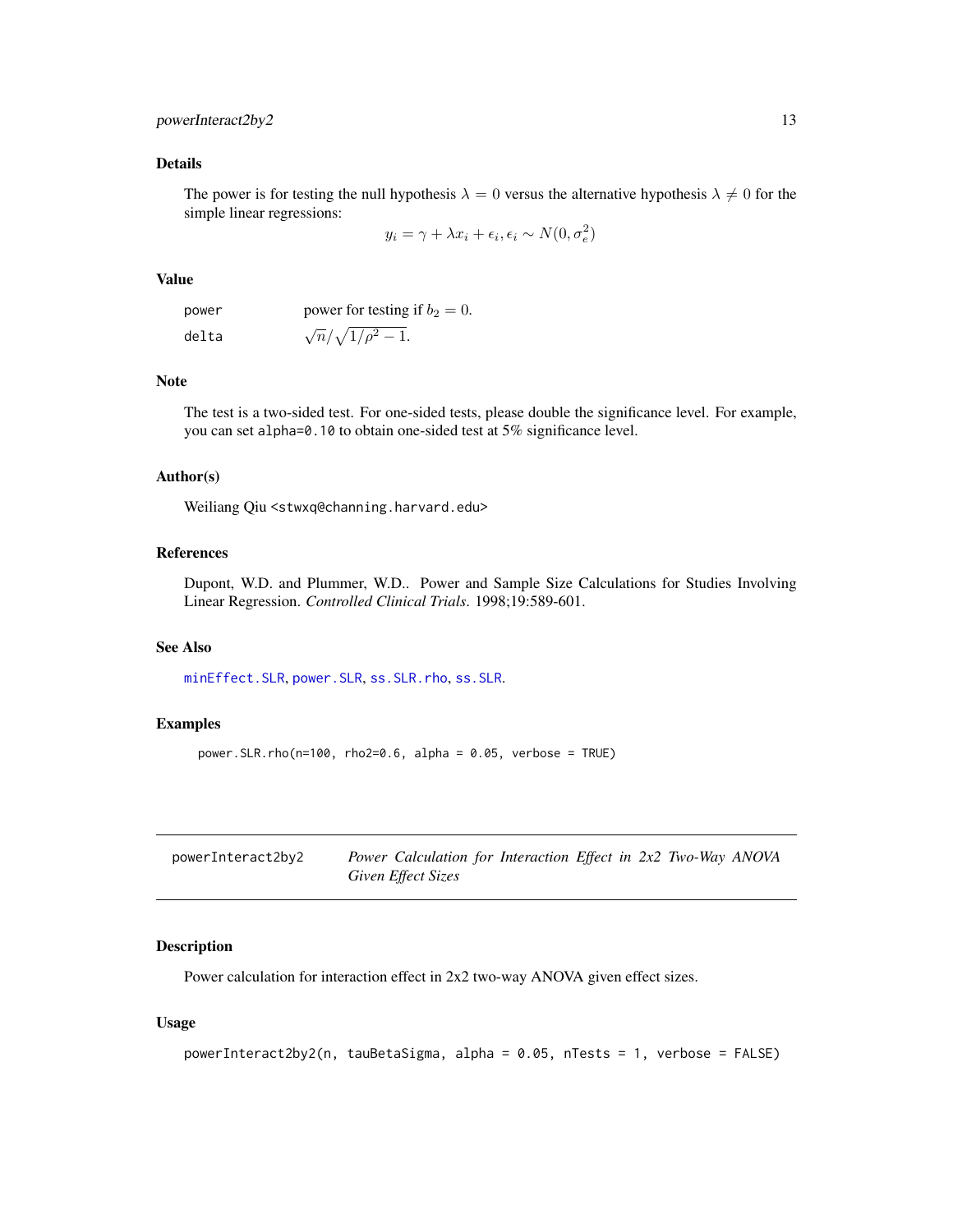### Details

The power is for testing the null hypothesis $\lambda = 0$ versus the alternative hypothesis $\lambda \neq 0$ for the simple linear regressions:

$$y_i = \gamma + \lambda x_i + \epsilon_i, \epsilon_i \sim N(0, \sigma_e^2)$$

### Value

| | |
|---|---|
| `power` | power for testing if $b_2 = 0$. |
| `delta` | $\sqrt{n}/\sqrt{1/\rho^2 - 1}$. |

### Note

The test is a two-sided test. For one-sided tests, please double the significance level. For example, you can set `alpha=0.10` to obtain one-sided test at 5% significance level.

### Author(s)

Weiliang Qiu <stwxq@channing.harvard.edu>

### References

Dupont, W.D. and Plummer, W.D.. Power and Sample Size Calculations for Studies Involving Linear Regression. *Controlled Clinical Trials*. 1998;19:589-601.

### See Also

`minEffect.SLR`, `power.SLR`, `ss.SLR.rho`, `ss.SLR`.

### Examples

```
power.SLR.rho(n=100, rho2=0.6, alpha = 0.05, verbose = TRUE)
```

---

## powerInteract2by2 — *Power Calculation for Interaction Effect in 2x2 Two-Way ANOVA Given Effect Sizes*

### Description

Power calculation for interaction effect in 2x2 two-way ANOVA given effect sizes.

### Usage

```
powerInteract2by2(n, tauBetaSigma, alpha = 0.05, nTests = 1, verbose = FALSE)
```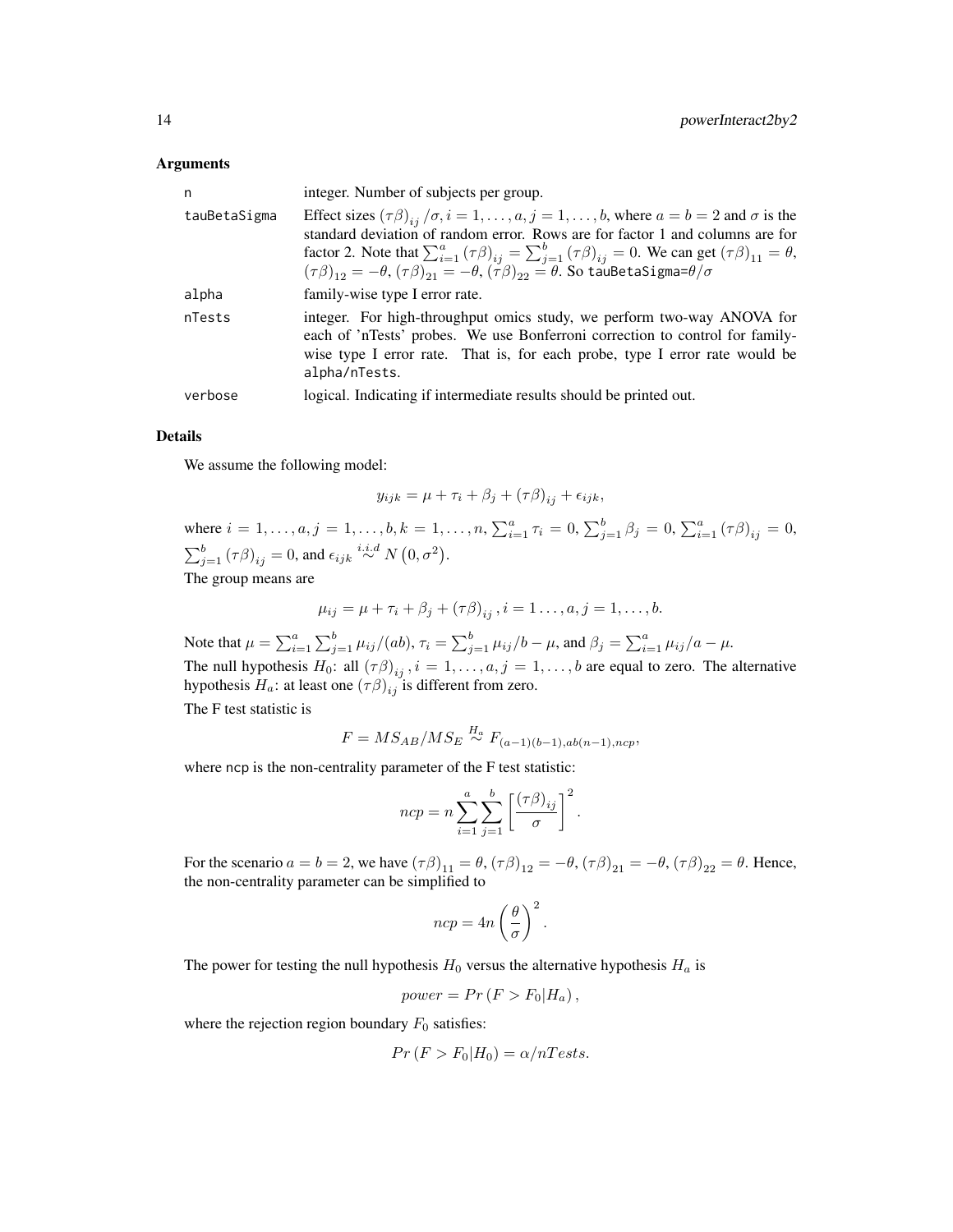### Arguments

| | |
|---|---|
| n | integer. Number of subjects per group. |
| tauBetaSigma | Effect sizes $(\tau\beta)_{ij}/\sigma, i = 1, \ldots, a, j = 1, \ldots, b$, where $a = b = 2$ and $\sigma$ is the standard deviation of random error. Rows are for factor 1 and columns are for factor 2. Note that $\sum_{i=1}^{a}(\tau\beta)_{ij} = \sum_{j=1}^{b}(\tau\beta)_{ij} = 0$. We can get $(\tau\beta)_{11} = \theta$, $(\tau\beta)_{12} = -\theta$, $(\tau\beta)_{21} = -\theta$, $(\tau\beta)_{22} = \theta$. So tauBetaSigma=$\theta/\sigma$ |
| alpha | family-wise type I error rate. |
| nTests | integer. For high-throughput omics study, we perform two-way ANOVA for each of 'nTests' probes. We use Bonferroni correction to control for family-wise type I error rate. That is, for each probe, type I error rate would be alpha/nTests. |
| verbose | logical. Indicating if intermediate results should be printed out. |

### Details

We assume the following model:

$$y_{ijk} = \mu + \tau_i + \beta_j + (\tau\beta)_{ij} + \epsilon_{ijk},$$

where $i = 1, \ldots, a, j = 1, \ldots, b, k = 1, \ldots, n$, $\sum_{i=1}^{a}\tau_i = 0$, $\sum_{j=1}^{b}\beta_j = 0$, $\sum_{i=1}^{a}(\tau\beta)_{ij} = 0$, $\sum_{j=1}^{b}(\tau\beta)_{ij} = 0$, and $\epsilon_{ijk} \overset{i.i.d}{\sim} N(0, \sigma^2)$.

The group means are

$$\mu_{ij} = \mu + \tau_i + \beta_j + (\tau\beta)_{ij}, i = 1 \ldots, a, j = 1, \ldots, b.$$

Note that $\mu = \sum_{i=1}^{a}\sum_{j=1}^{b}\mu_{ij}/(ab)$, $\tau_i = \sum_{j=1}^{b}\mu_{ij}/b - \mu$, and $\beta_j = \sum_{i=1}^{a}\mu_{ij}/a - \mu$.

The null hypothesis $H_0$: all $(\tau\beta)_{ij}, i = 1, \ldots, a, j = 1, \ldots, b$ are equal to zero. The alternative hypothesis $H_a$: at least one $(\tau\beta)_{ij}$ is different from zero.

The F test statistic is

$$F = MS_{AB}/MS_E \overset{H_a}{\sim} F_{(a-1)(b-1), ab(n-1), ncp},$$

where ncp is the non-centrality parameter of the F test statistic:

$$ncp = n\sum_{i=1}^{a}\sum_{j=1}^{b}\left[\frac{(\tau\beta)_{ij}}{\sigma}\right]^2.$$

For the scenario $a = b = 2$, we have $(\tau\beta)_{11} = \theta$, $(\tau\beta)_{12} = -\theta$, $(\tau\beta)_{21} = -\theta$, $(\tau\beta)_{22} = \theta$. Hence, the non-centrality parameter can be simplified to

$$ncp = 4n\left(\frac{\theta}{\sigma}\right)^2.$$

The power for testing the null hypothesis $H_0$ versus the alternative hypothesis $H_a$ is

$$power = Pr(F > F_0|H_a),$$

where the rejection region boundary $F_0$ satisfies:

$$Pr(F > F_0|H_0) = \alpha/nTests.$$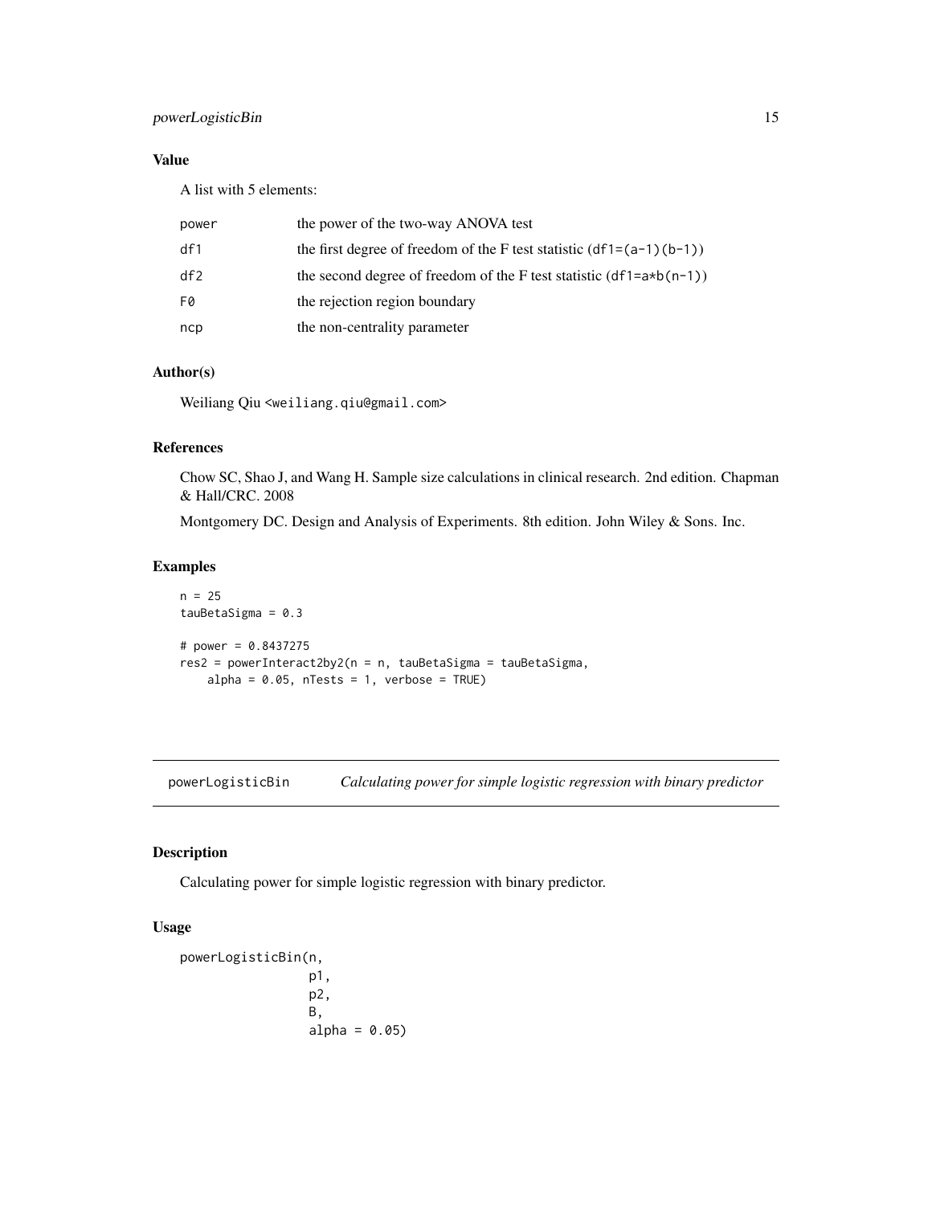### Value

A list with 5 elements:

| | |
|---|---|
| power | the power of the two-way ANOVA test |
| df1 | the first degree of freedom of the F test statistic (df1=(a-1)(b-1)) |
| df2 | the second degree of freedom of the F test statistic (df1=a*b(n-1)) |
| F0 | the rejection region boundary |
| ncp | the non-centrality parameter |

### Author(s)

Weiliang Qiu <weiliang.qiu@gmail.com>

### References

Chow SC, Shao J, and Wang H. Sample size calculations in clinical research. 2nd edition. Chapman & Hall/CRC. 2008

Montgomery DC. Design and Analysis of Experiments. 8th edition. John Wiley & Sons. Inc.

### Examples

```
n = 25
tauBetaSigma = 0.3

# power = 0.8437275
res2 = powerInteract2by2(n = n, tauBetaSigma = tauBetaSigma,
    alpha = 0.05, nTests = 1, verbose = TRUE)
```

---

## powerLogisticBin *Calculating power for simple logistic regression with binary predictor*

---

### Description

Calculating power for simple logistic regression with binary predictor.

### Usage

```
powerLogisticBin(n,
                 p1,
                 p2,
                 B,
                 alpha = 0.05)
```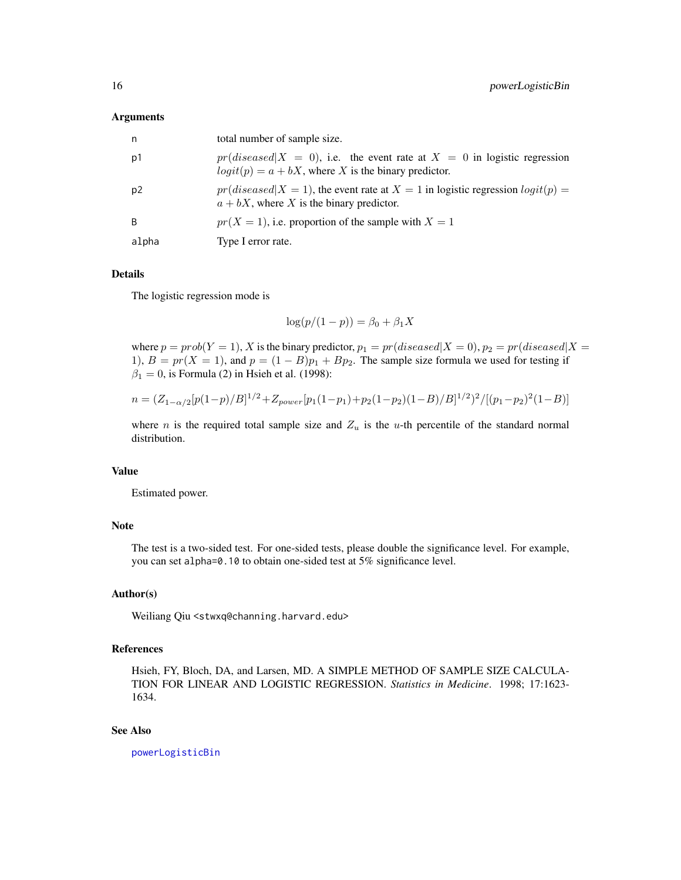### Arguments

| | |
|---|---|
| n | total number of sample size. |
| p1 | $pr(diseased\|X = 0)$, i.e. the event rate at $X = 0$ in logistic regression $logit(p) = a + bX$, where $X$ is the binary predictor. |
| p2 | $pr(diseased\|X = 1)$, the event rate at $X = 1$ in logistic regression $logit(p) = a + bX$, where $X$ is the binary predictor. |
| B | $pr(X = 1)$, i.e. proportion of the sample with $X = 1$ |
| alpha | Type I error rate. |

### Details

The logistic regression mode is

$$\log(p/(1-p)) = \beta_0 + \beta_1 X$$

where $p = prob(Y = 1)$, $X$ is the binary predictor, $p_1 = pr(diseased|X = 0)$, $p_2 = pr(diseased|X = 1)$, $B = pr(X = 1)$, and $p = (1 - B)p_1 + Bp_2$. The sample size formula we used for testing if $\beta_1 = 0$, is Formula (2) in Hsieh et al. (1998):

$$n = (Z_{1-\alpha/2}[p(1-p)/B]^{1/2} + Z_{power}[p_1(1-p_1) + p_2(1-p_2)(1-B)/B]^{1/2})^2/[(p_1-p_2)^2(1-B)]$$

where $n$ is the required total sample size and $Z_u$ is the $u$-th percentile of the standard normal distribution.

### Value

Estimated power.

### Note

The test is a two-sided test. For one-sided tests, please double the significance level. For example, you can set `alpha=0.10` to obtain one-sided test at 5% significance level.

### Author(s)

Weiliang Qiu <stwxq@channing.harvard.edu>

### References

Hsieh, FY, Bloch, DA, and Larsen, MD. A SIMPLE METHOD OF SAMPLE SIZE CALCULATION FOR LINEAR AND LOGISTIC REGRESSION. *Statistics in Medicine*. 1998; 17:1623-1634.

### See Also

powerLogisticBin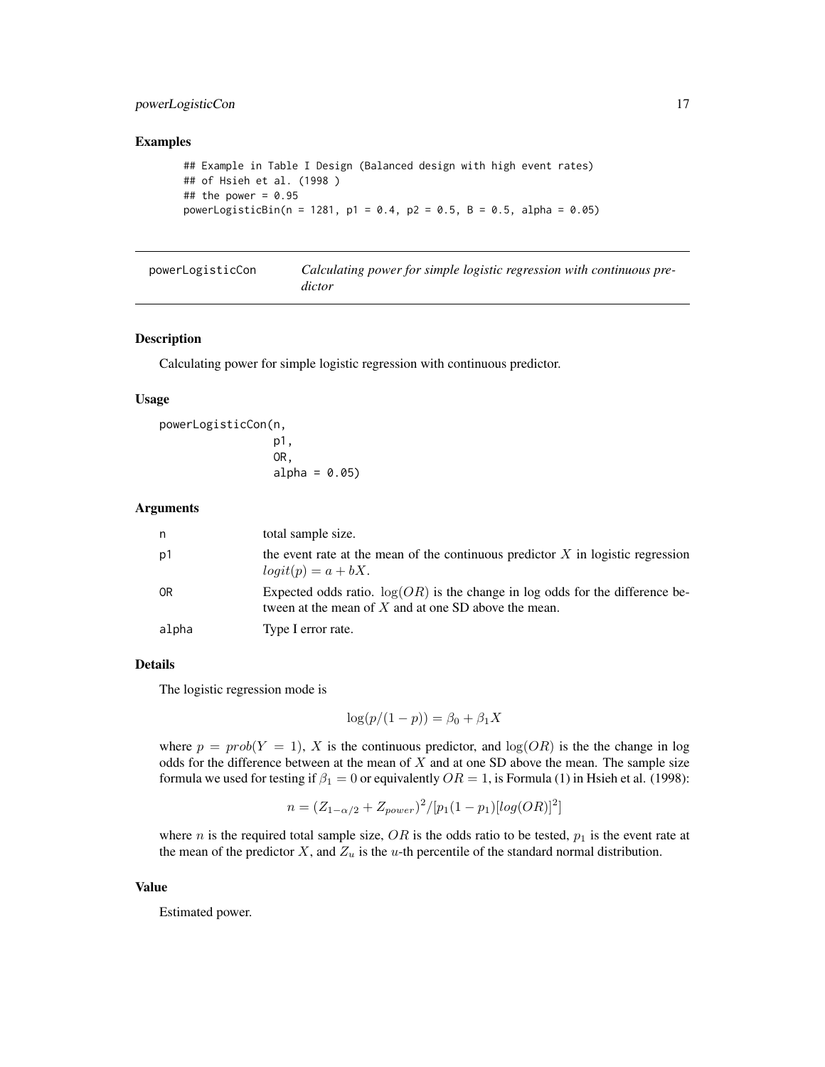## Examples

```
## Example in Table I Design (Balanced design with high event rates)
## of Hsieh et al. (1998 )
## the power = 0.95
powerLogisticBin(n = 1281, p1 = 0.4, p2 = 0.5, B = 0.5, alpha = 0.05)
```

---

# powerLogisticCon — *Calculating power for simple logistic regression with continuous predictor*

---

### Description

Calculating power for simple logistic regression with continuous predictor.

### Usage

```
powerLogisticCon(n,
                 p1,
                 OR,
                 alpha = 0.05)
```

### Arguments

| | |
|---|---|
| n | total sample size. |
| p1 | the event rate at the mean of the continuous predictor $X$ in logistic regression $logit(p) = a + bX$. |
| OR | Expected odds ratio. $\log(OR)$ is the change in log odds for the difference between at the mean of $X$ and at one SD above the mean. |
| alpha | Type I error rate. |

### Details

The logistic regression mode is

$$\log(p/(1-p)) = \beta_0 + \beta_1 X$$

where $p = prob(Y = 1)$, $X$ is the continuous predictor, and $\log(OR)$ is the the change in log odds for the difference between at the mean of $X$ and at one SD above the mean. The sample size formula we used for testing if $\beta_1 = 0$ or equivalently $OR = 1$, is Formula (1) in Hsieh et al. (1998):

$$n = (Z_{1-\alpha/2} + Z_{power})^2/[p_1(1-p_1)[log(OR)]^2]$$

where $n$ is the required total sample size, $OR$ is the odds ratio to be tested, $p_1$ is the event rate at the mean of the predictor $X$, and $Z_u$ is the $u$-th percentile of the standard normal distribution.

### Value

Estimated power.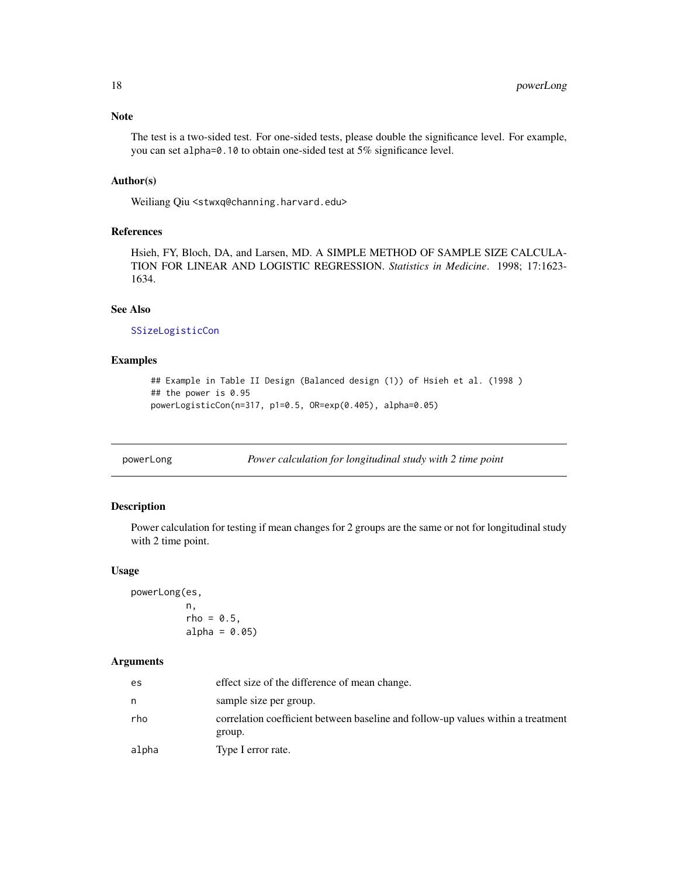### Note

The test is a two-sided test. For one-sided tests, please double the significance level. For example, you can set `alpha=0.10` to obtain one-sided test at 5% significance level.

### Author(s)

Weiliang Qiu <stwxq@channing.harvard.edu>

### References

Hsieh, FY, Bloch, DA, and Larsen, MD. A SIMPLE METHOD OF SAMPLE SIZE CALCULATION FOR LINEAR AND LOGISTIC REGRESSION. *Statistics in Medicine*. 1998; 17:1623-1634.

### See Also

`SSizeLogisticCon`

### Examples

```
## Example in Table II Design (Balanced design (1)) of Hsieh et al. (1998 )
## the power is 0.95
powerLogisticCon(n=317, p1=0.5, OR=exp(0.405), alpha=0.05)
```

---

## powerLong — *Power calculation for longitudinal study with 2 time point*

---

### Description

Power calculation for testing if mean changes for 2 groups are the same or not for longitudinal study with 2 time point.

### Usage

```
powerLong(es,
          n,
          rho = 0.5,
          alpha = 0.05)
```

### Arguments

| | |
|---|---|
| es | effect size of the difference of mean change. |
| n | sample size per group. |
| rho | correlation coefficient between baseline and follow-up values within a treatment group. |
| alpha | Type I error rate. |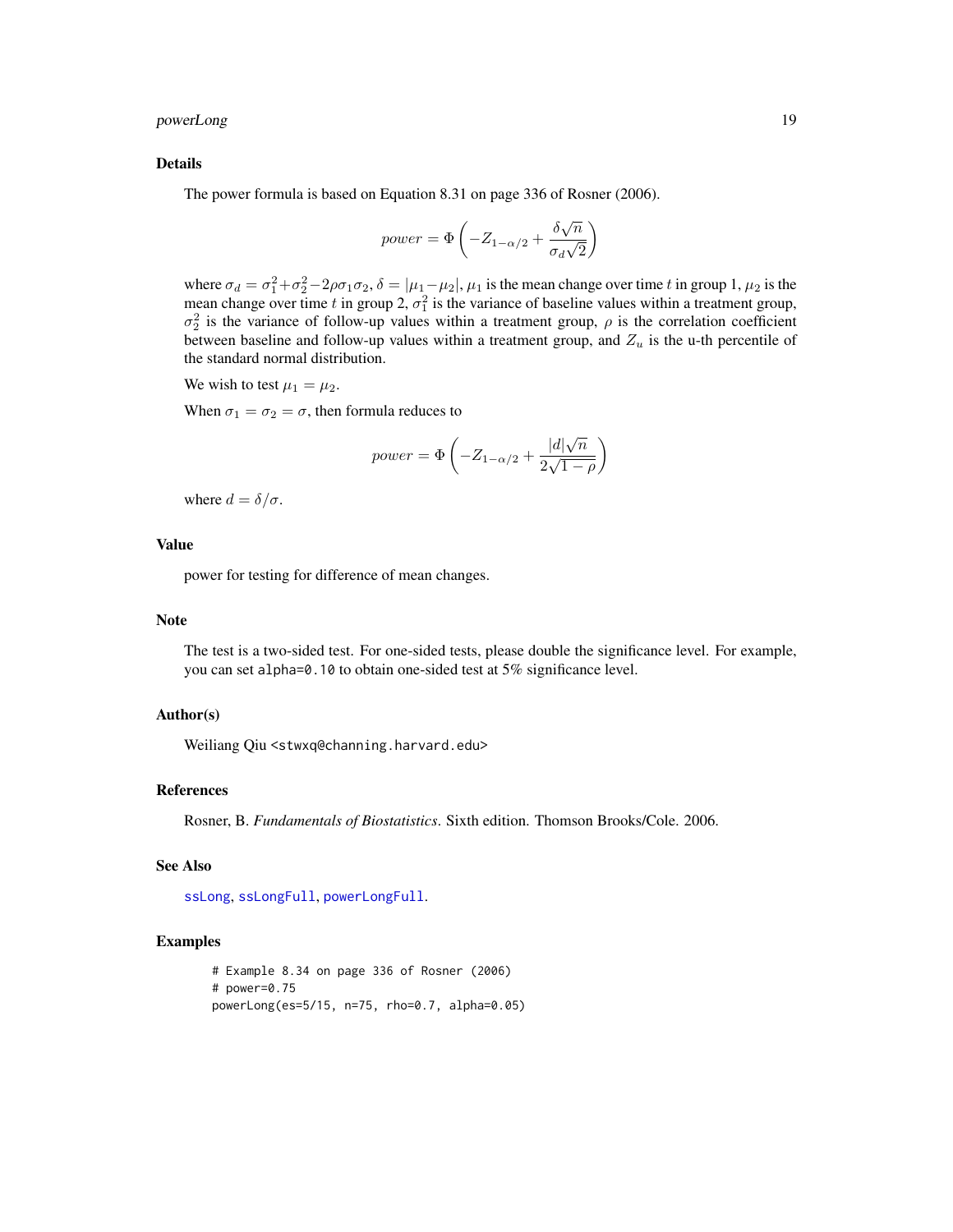### Details

The power formula is based on Equation 8.31 on page 336 of Rosner (2006).

$$power = \Phi\left(-Z_{1-\alpha/2} + \frac{\delta\sqrt{n}}{\sigma_d\sqrt{2}}\right)$$

where $\sigma_d = \sigma_1^2 + \sigma_2^2 - 2\rho\sigma_1\sigma_2$, $\delta = |\mu_1 - \mu_2|$, $\mu_1$ is the mean change over time $t$ in group 1, $\mu_2$ is the mean change over time $t$ in group 2, $\sigma_1^2$ is the variance of baseline values within a treatment group, $\sigma_2^2$ is the variance of follow-up values within a treatment group, $\rho$ is the correlation coefficient between baseline and follow-up values within a treatment group, and $Z_u$ is the u-th percentile of the standard normal distribution.

We wish to test $\mu_1 = \mu_2$.

When $\sigma_1 = \sigma_2 = \sigma$, then formula reduces to

$$power = \Phi\left(-Z_{1-\alpha/2} + \frac{|d|\sqrt{n}}{2\sqrt{1-\rho}}\right)$$

where $d = \delta/\sigma$.

### Value

power for testing for difference of mean changes.

### Note

The test is a two-sided test. For one-sided tests, please double the significance level. For example, you can set `alpha=0.10` to obtain one-sided test at 5% significance level.

### Author(s)

Weiliang Qiu <stwxq@channing.harvard.edu>

### References

Rosner, B. *Fundamentals of Biostatistics*. Sixth edition. Thomson Brooks/Cole. 2006.

### See Also

ssLong, ssLongFull, powerLongFull.

### Examples

```
# Example 8.34 on page 336 of Rosner (2006)
# power=0.75
powerLong(es=5/15, n=75, rho=0.7, alpha=0.05)
```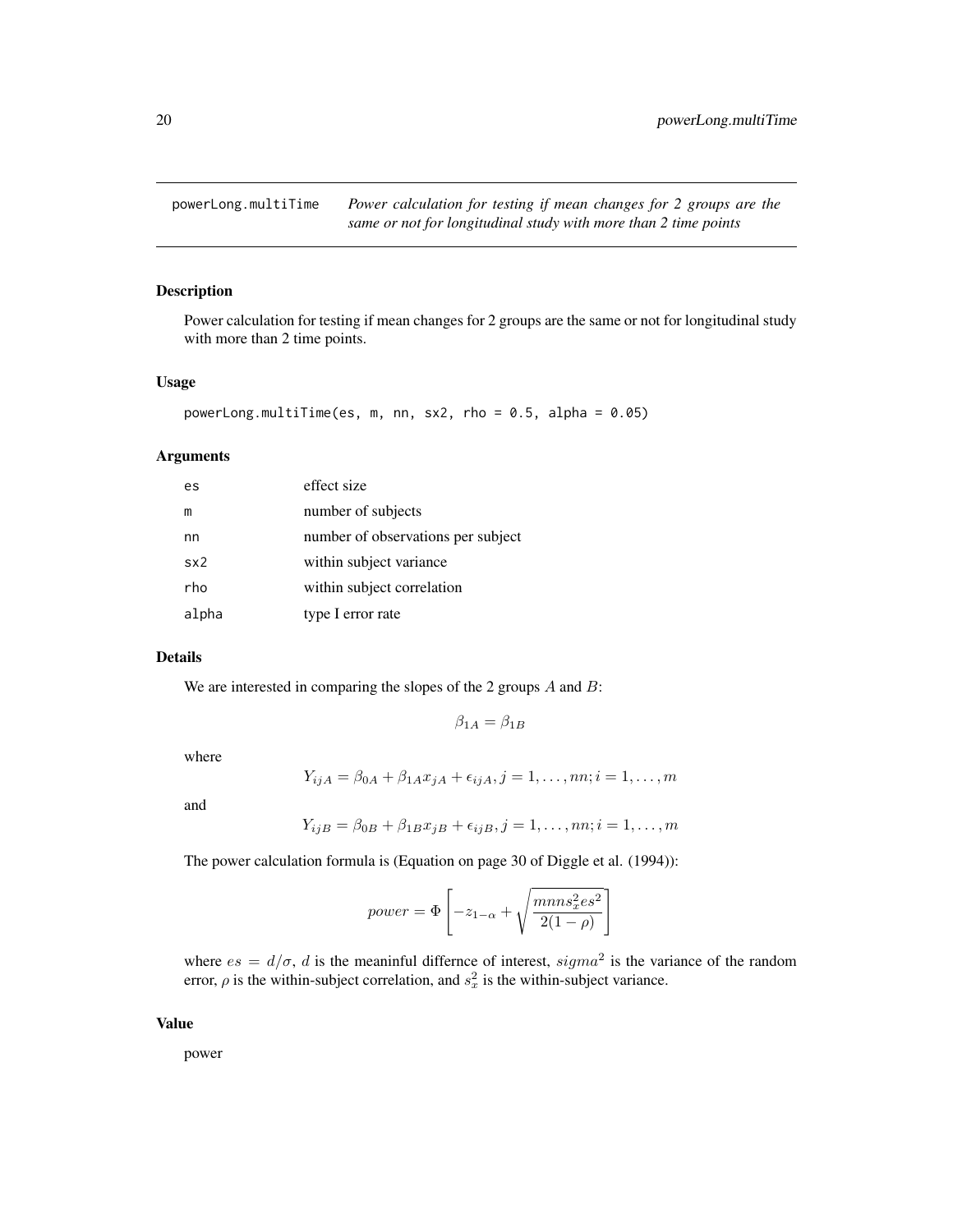powerLong.multiTime    *Power calculation for testing if mean changes for 2 groups are the same or not for longitudinal study with more than 2 time points*

## Description

Power calculation for testing if mean changes for 2 groups are the same or not for longitudinal study with more than 2 time points.

## Usage

```
powerLong.multiTime(es, m, nn, sx2, rho = 0.5, alpha = 0.05)
```

## Arguments

| | |
|---|---|
| es | effect size |
| m | number of subjects |
| nn | number of observations per subject |
| sx2 | within subject variance |
| rho | within subject correlation |
| alpha | type I error rate |

## Details

We are interested in comparing the slopes of the 2 groups $A$ and $B$:

$$\beta_{1A} = \beta_{1B}$$

where

$$Y_{ijA} = \beta_{0A} + \beta_{1A} x_{jA} + \epsilon_{ijA}, j = 1, \ldots, nn; i = 1, \ldots, m$$

and

$$Y_{ijB} = \beta_{0B} + \beta_{1B} x_{jB} + \epsilon_{ijB}, j = 1, \ldots, nn; i = 1, \ldots, m$$

The power calculation formula is (Equation on page 30 of Diggle et al. (1994)):

$$power = \Phi\left[-z_{1-\alpha} + \sqrt{\frac{mnns_x^2 es^2}{2(1-\rho)}}\right]$$

where $es = d/\sigma$, $d$ is the meaninful differnce of interest, $sigma^2$ is the variance of the random error, $\rho$ is the within-subject correlation, and $s_x^2$ is the within-subject variance.

## Value

power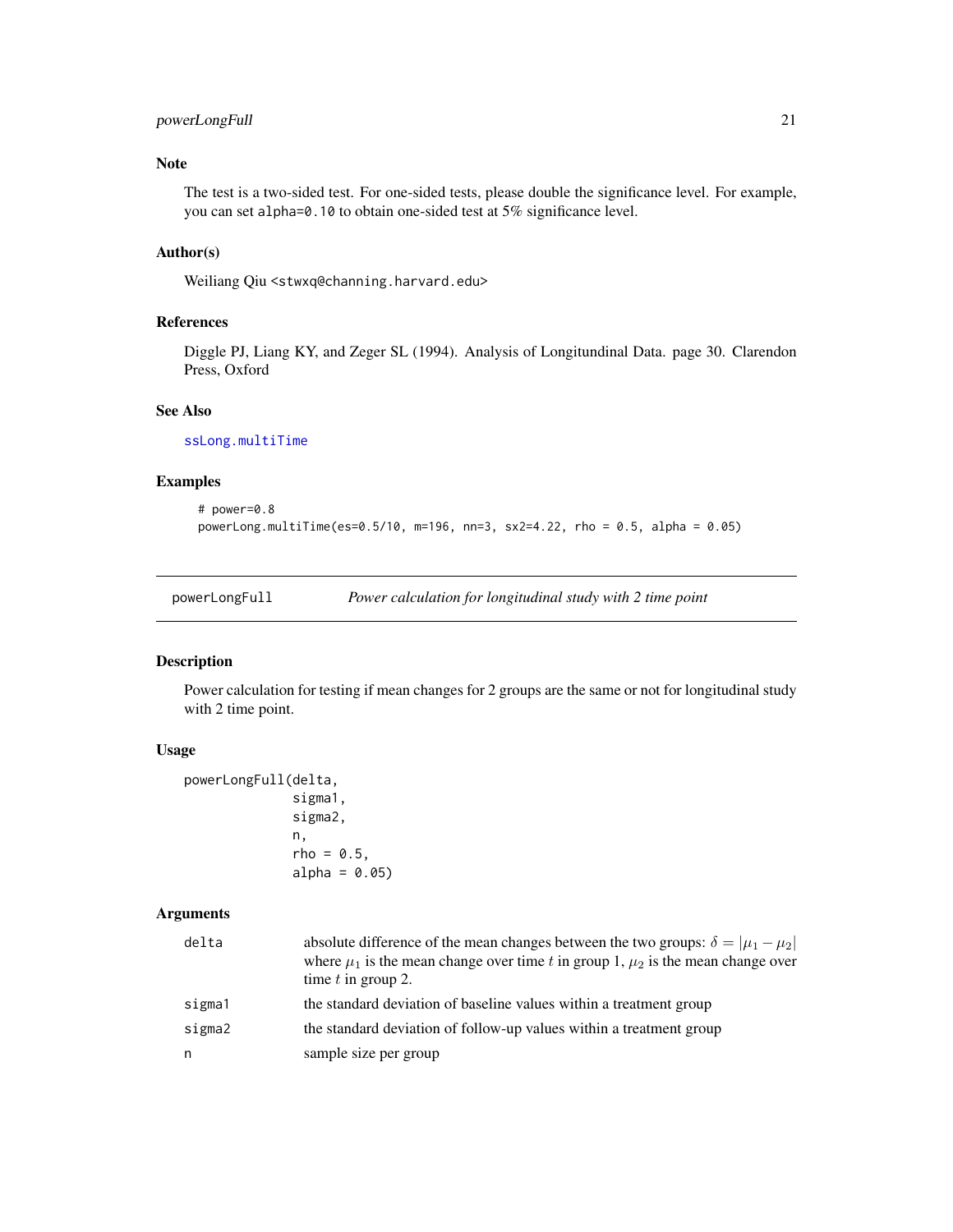### Note

The test is a two-sided test. For one-sided tests, please double the significance level. For example, you can set alpha=0.10 to obtain one-sided test at 5% significance level.

### Author(s)

Weiliang Qiu <stwxq@channing.harvard.edu>

### References

Diggle PJ, Liang KY, and Zeger SL (1994). Analysis of Longitudinal Data. page 30. Clarendon Press, Oxford

### See Also

ssLong.multiTime

### Examples

```
# power=0.8
powerLong.multiTime(es=0.5/10, m=196, nn=3, sx2=4.22, rho = 0.5, alpha = 0.05)
```

---

## powerLongFull *Power calculation for longitudinal study with 2 time point*

### Description

Power calculation for testing if mean changes for 2 groups are the same or not for longitudinal study with 2 time point.

### Usage

```
powerLongFull(delta,
              sigma1,
              sigma2,
              n,
              rho = 0.5,
              alpha = 0.05)
```

### Arguments

| | |
|---|---|
| delta | absolute difference of the mean changes between the two groups: $\delta = \lvert\mu_1 - \mu_2\rvert$ where $\mu_1$ is the mean change over time $t$ in group 1, $\mu_2$ is the mean change over time $t$ in group 2. |
| sigma1 | the standard deviation of baseline values within a treatment group |
| sigma2 | the standard deviation of follow-up values within a treatment group |
| n | sample size per group |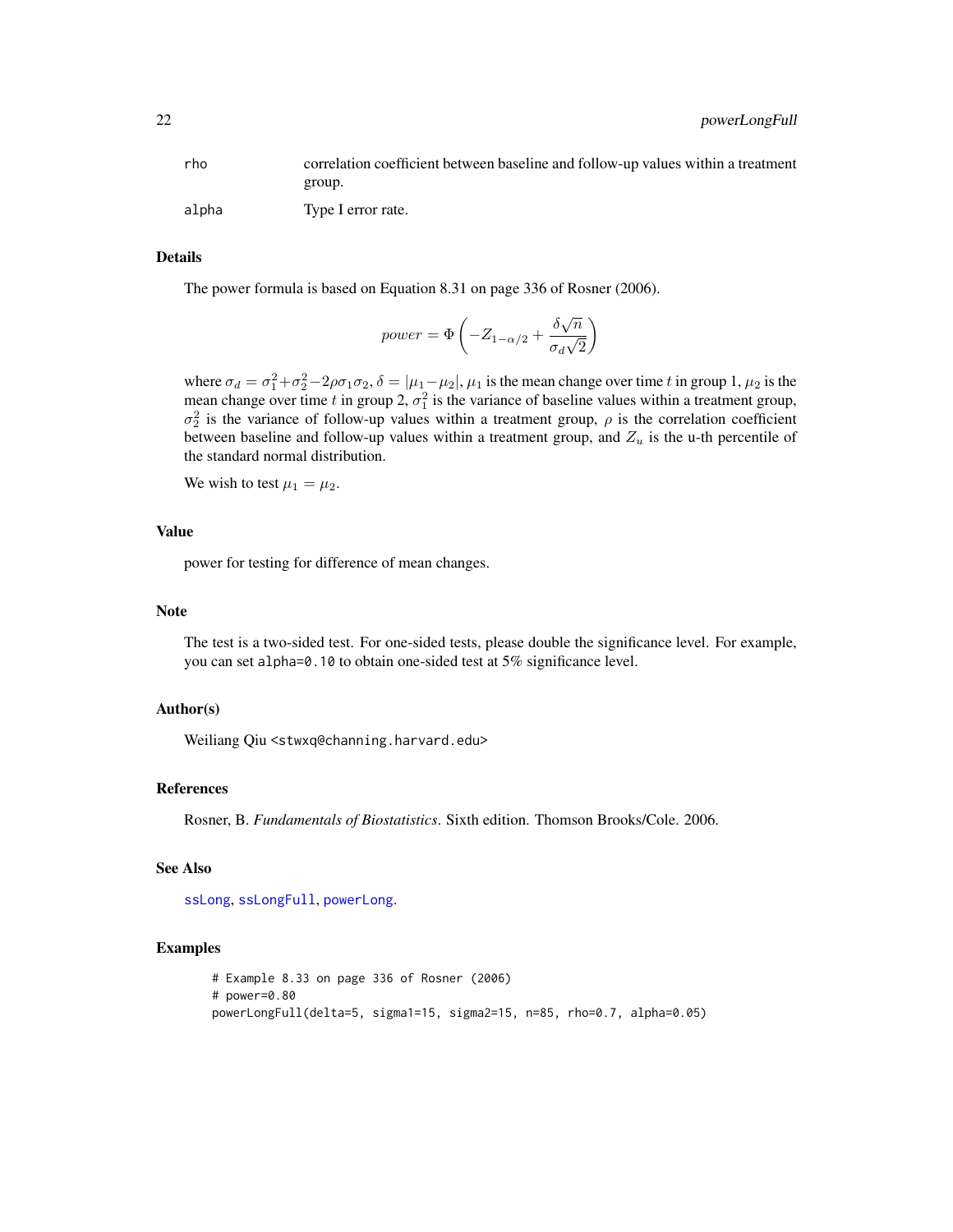| | |
|---|---|
| rho | correlation coefficient between baseline and follow-up values within a treatment group. |
| alpha | Type I error rate. |

## Details

The power formula is based on Equation 8.31 on page 336 of Rosner (2006).

$$power = \Phi\left(-Z_{1-\alpha/2} + \frac{\delta\sqrt{n}}{\sigma_d\sqrt{2}}\right)$$

where $\sigma_d = \sigma_1^2 + \sigma_2^2 - 2\rho\sigma_1\sigma_2$, $\delta = |\mu_1 - \mu_2|$, $\mu_1$ is the mean change over time $t$ in group 1, $\mu_2$ is the mean change over time $t$ in group 2, $\sigma_1^2$ is the variance of baseline values within a treatment group, $\sigma_2^2$ is the variance of follow-up values within a treatment group, $\rho$ is the correlation coefficient between baseline and follow-up values within a treatment group, and $Z_u$ is the u-th percentile of the standard normal distribution.

We wish to test $\mu_1 = \mu_2$.

## Value

power for testing for difference of mean changes.

## Note

The test is a two-sided test. For one-sided tests, please double the significance level. For example, you can set `alpha=0.10` to obtain one-sided test at 5% significance level.

## Author(s)

Weiliang Qiu <stwxq@channing.harvard.edu>

## References

Rosner, B. *Fundamentals of Biostatistics*. Sixth edition. Thomson Brooks/Cole. 2006.

## See Also

ssLong, ssLongFull, powerLong.

## Examples

```
# Example 8.33 on page 336 of Rosner (2006)
# power=0.80
powerLongFull(delta=5, sigma1=15, sigma2=15, n=85, rho=0.7, alpha=0.05)
```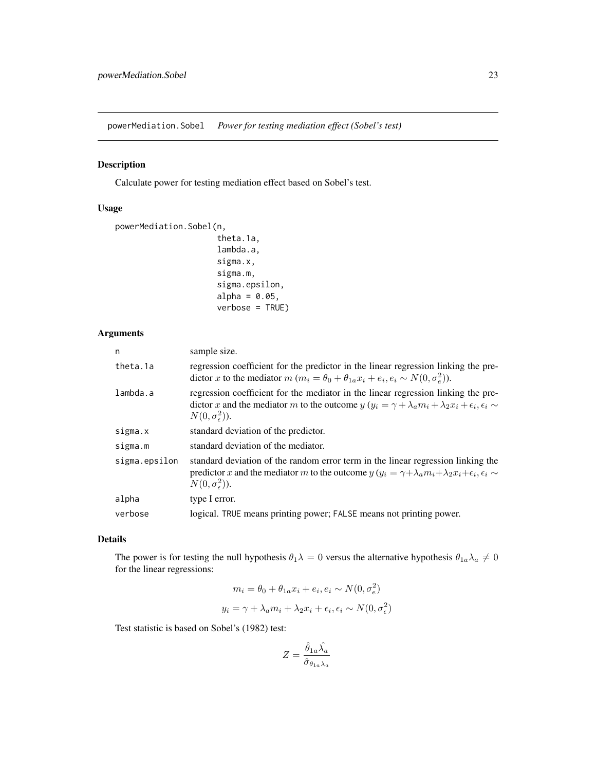powerMediation.Sobel    *Power for testing mediation effect (Sobel's test)*

## Description

Calculate power for testing mediation effect based on Sobel's test.

## Usage

```
powerMediation.Sobel(n,
                     theta.1a,
                     lambda.a,
                     sigma.x,
                     sigma.m,
                     sigma.epsilon,
                     alpha = 0.05,
                     verbose = TRUE)
```

## Arguments

| | |
|---|---|
| n | sample size. |
| theta.1a | regression coefficient for the predictor in the linear regression linking the predictor $x$ to the mediator $m$ ($m_i = \theta_0 + \theta_{1a} x_i + e_i, e_i \sim N(0, \sigma_e^2)$). |
| lambda.a | regression coefficient for the mediator in the linear regression linking the predictor $x$ and the mediator $m$ to the outcome $y$ ($y_i = \gamma + \lambda_a m_i + \lambda_2 x_i + \epsilon_i, \epsilon_i \sim N(0, \sigma_\epsilon^2)$). |
| sigma.x | standard deviation of the predictor. |
| sigma.m | standard deviation of the mediator. |
| sigma.epsilon | standard deviation of the random error term in the linear regression linking the predictor $x$ and the mediator $m$ to the outcome $y$ ($y_i = \gamma + \lambda_a m_i + \lambda_2 x_i + \epsilon_i, \epsilon_i \sim N(0, \sigma_\epsilon^2)$). |
| alpha | type I error. |
| verbose | logical. TRUE means printing power; FALSE means not printing power. |

## Details

The power is for testing the null hypothesis $\theta_1 \lambda = 0$ versus the alternative hypothesis $\theta_{1a} \lambda_a \neq 0$ for the linear regressions:

$$m_i = \theta_0 + \theta_{1a} x_i + e_i, e_i \sim N(0, \sigma_e^2)$$

$$y_i = \gamma + \lambda_a m_i + \lambda_2 x_i + \epsilon_i, \epsilon_i \sim N(0, \sigma_\epsilon^2)$$

Test statistic is based on Sobel's (1982) test:

$$Z = \frac{\hat{\theta}_{1a} \hat{\lambda_a}}{\hat{\sigma}_{\theta_{1a} \lambda_a}}$$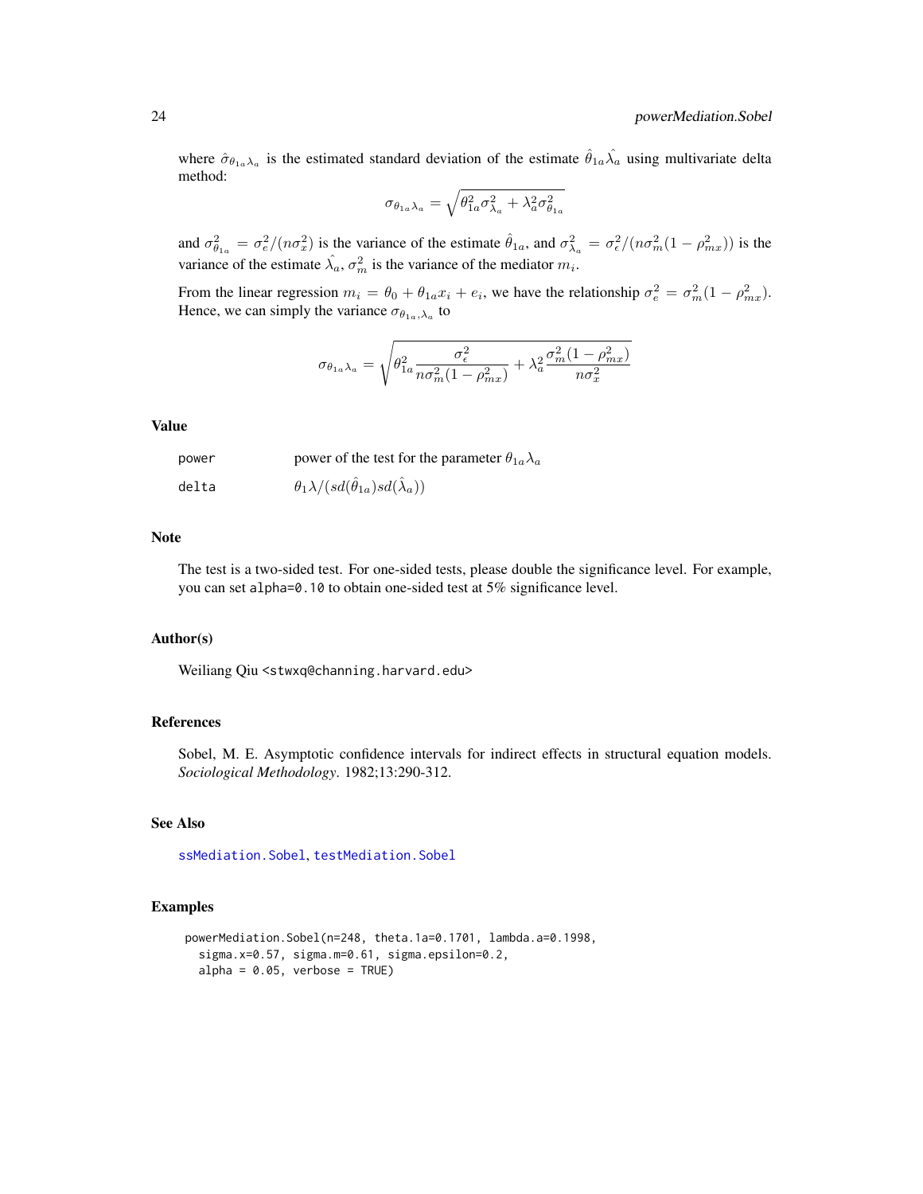where $\hat{\sigma}_{\theta_{1a}\lambda_a}$ is the estimated standard deviation of the estimate $\hat{\theta}_{1a}\hat{\lambda_a}$ using multivariate delta method:

$$\sigma_{\theta_{1a}\lambda_a} = \sqrt{\theta_{1a}^2 \sigma_{\lambda_a}^2 + \lambda_a^2 \sigma_{\theta_{1a}}^2}$$

and $\sigma_{\theta_{1a}}^2 = \sigma_e^2/(n\sigma_x^2)$ is the variance of the estimate $\hat{\theta}_{1a}$, and $\sigma_{\lambda_a}^2 = \sigma_\epsilon^2/(n\sigma_m^2(1-\rho_{mx}^2))$ is the variance of the estimate $\hat{\lambda_a}$, $\sigma_m^2$ is the variance of the mediator $m_i$.

From the linear regression $m_i = \theta_0 + \theta_{1a}x_i + e_i$, we have the relationship $\sigma_e^2 = \sigma_m^2(1-\rho_{mx}^2)$. Hence, we can simply the variance $\sigma_{\theta_{1a},\lambda_a}$ to

$$\sigma_{\theta_{1a}\lambda_a} = \sqrt{\theta_{1a}^2 \frac{\sigma_\epsilon^2}{n\sigma_m^2(1-\rho_{mx}^2)} + \lambda_a^2 \frac{\sigma_m^2(1-\rho_{mx}^2)}{n\sigma_x^2}}$$

## Value

| | |
|---|---|
| power | power of the test for the parameter $\theta_{1a}\lambda_a$ |
| delta | $\theta_1\lambda/(sd(\hat{\theta}_{1a})sd(\hat{\lambda}_a))$ |

## Note

The test is a two-sided test. For one-sided tests, please double the significance level. For example, you can set `alpha=0.10` to obtain one-sided test at 5% significance level.

## Author(s)

Weiliang Qiu <stwxq@channing.harvard.edu>

## References

Sobel, M. E. Asymptotic confidence intervals for indirect effects in structural equation models. *Sociological Methodology*. 1982;13:290-312.

## See Also

ssMediation.Sobel, testMediation.Sobel

## Examples

```
powerMediation.Sobel(n=248, theta.1a=0.1701, lambda.a=0.1998,
  sigma.x=0.57, sigma.m=0.61, sigma.epsilon=0.2,
  alpha = 0.05, verbose = TRUE)
```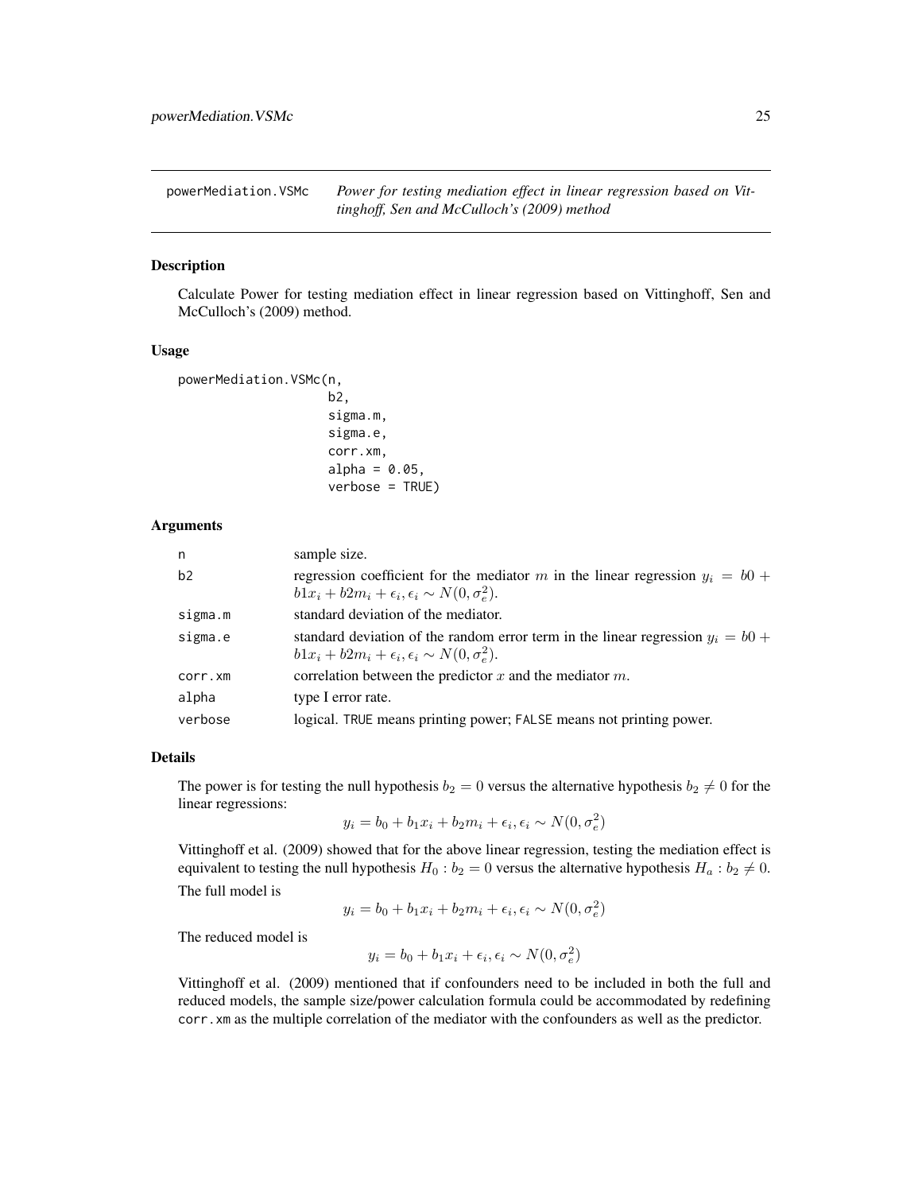## powerMediation.VSMc *Power for testing mediation effect in linear regression based on Vittinghoff, Sen and McCulloch's (2009) method*

### Description

Calculate Power for testing mediation effect in linear regression based on Vittinghoff, Sen and McCulloch's (2009) method.

### Usage

```
powerMediation.VSMc(n,
                    b2,
                    sigma.m,
                    sigma.e,
                    corr.xm,
                    alpha = 0.05,
                    verbose = TRUE)
```

### Arguments

| | |
|---|---|
| n | sample size. |
| b2 | regression coefficient for the mediator $m$ in the linear regression $y_i = b0 + b1x_i + b2m_i + \epsilon_i, \epsilon_i \sim N(0, \sigma_e^2)$. |
| sigma.m | standard deviation of the mediator. |
| sigma.e | standard deviation of the random error term in the linear regression $y_i = b0 + b1x_i + b2m_i + \epsilon_i, \epsilon_i \sim N(0, \sigma_e^2)$. |
| corr.xm | correlation between the predictor $x$ and the mediator $m$. |
| alpha | type I error rate. |
| verbose | logical. TRUE means printing power; FALSE means not printing power. |

### Details

The power is for testing the null hypothesis $b_2 = 0$ versus the alternative hypothesis $b_2 \neq 0$ for the linear regressions:

$$y_i = b_0 + b_1x_i + b_2m_i + \epsilon_i, \epsilon_i \sim N(0, \sigma_e^2)$$

Vittinghoff et al. (2009) showed that for the above linear regression, testing the mediation effect is equivalent to testing the null hypothesis $H_0 : b_2 = 0$ versus the alternative hypothesis $H_a : b_2 \neq 0$.

The full model is

$$y_i = b_0 + b_1x_i + b_2m_i + \epsilon_i, \epsilon_i \sim N(0, \sigma_e^2)$$

The reduced model is

$$y_i = b_0 + b_1x_i + \epsilon_i, \epsilon_i \sim N(0, \sigma_e^2)$$

Vittinghoff et al. (2009) mentioned that if confounders need to be included in both the full and reduced models, the sample size/power calculation formula could be accommodated by redefining corr.xm as the multiple correlation of the mediator with the confounders as well as the predictor.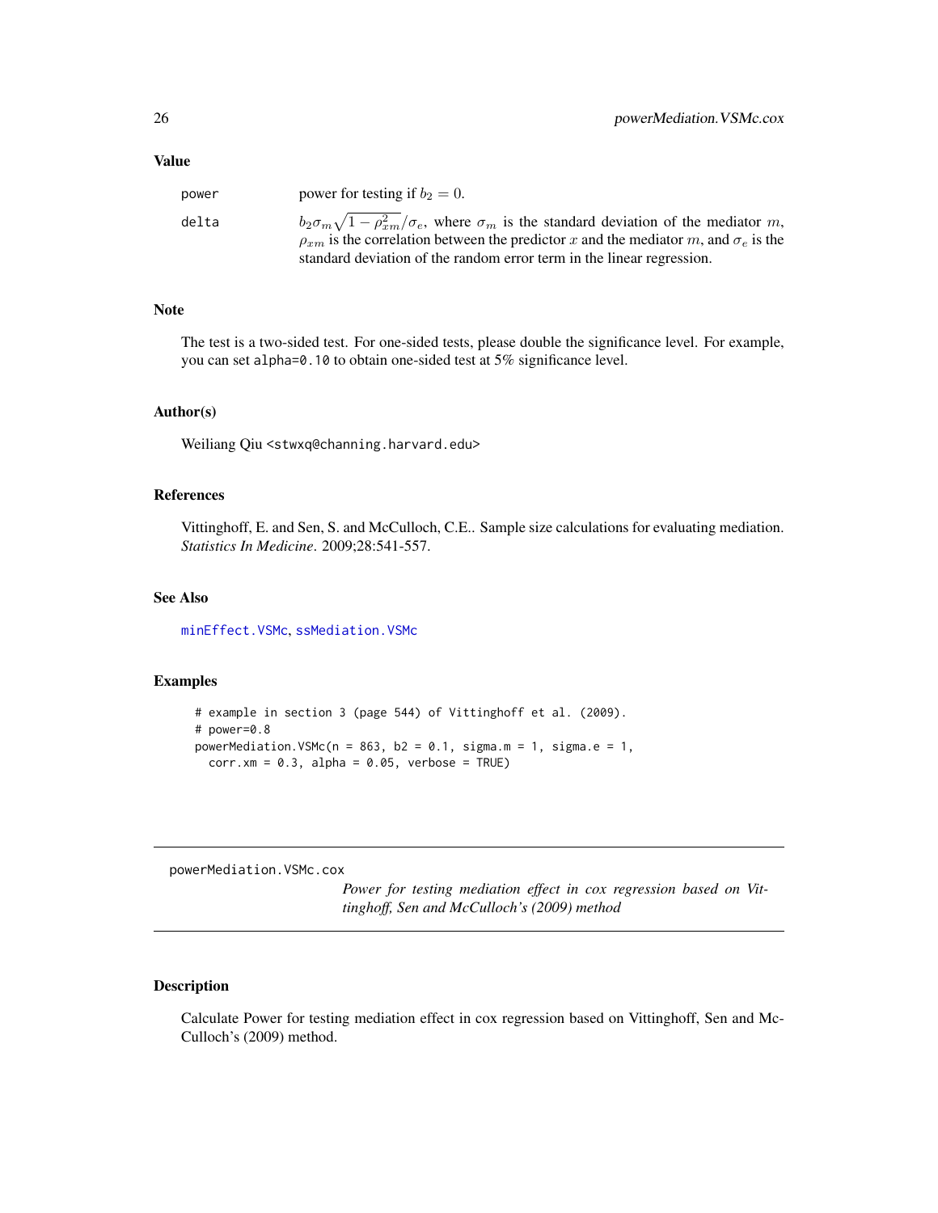## Value

| | |
|---|---|
| power | power for testing if $b_2 = 0$. |
| delta | $b_2\sigma_m\sqrt{1-\rho_{xm}^2}/\sigma_e$, where $\sigma_m$ is the standard deviation of the mediator $m$, $\rho_{xm}$ is the correlation between the predictor $x$ and the mediator $m$, and $\sigma_e$ is the standard deviation of the random error term in the linear regression. |

## Note

The test is a two-sided test. For one-sided tests, please double the significance level. For example, you can set `alpha=0.10` to obtain one-sided test at 5% significance level.

## Author(s)

Weiliang Qiu <stwxq@channing.harvard.edu>

## References

Vittinghoff, E. and Sen, S. and McCulloch, C.E.. Sample size calculations for evaluating mediation. *Statistics In Medicine*. 2009;28:541-557.

## See Also

minEffect.VSMc, ssMediation.VSMc

## Examples

```
# example in section 3 (page 544) of Vittinghoff et al. (2009).
# power=0.8
powerMediation.VSMc(n = 863, b2 = 0.1, sigma.m = 1, sigma.e = 1,
  corr.xm = 0.3, alpha = 0.05, verbose = TRUE)
```

---

# powerMediation.VSMc.cox

*Power for testing mediation effect in cox regression based on Vittinghoff, Sen and McCulloch's (2009) method*

## Description

Calculate Power for testing mediation effect in cox regression based on Vittinghoff, Sen and McCulloch's (2009) method.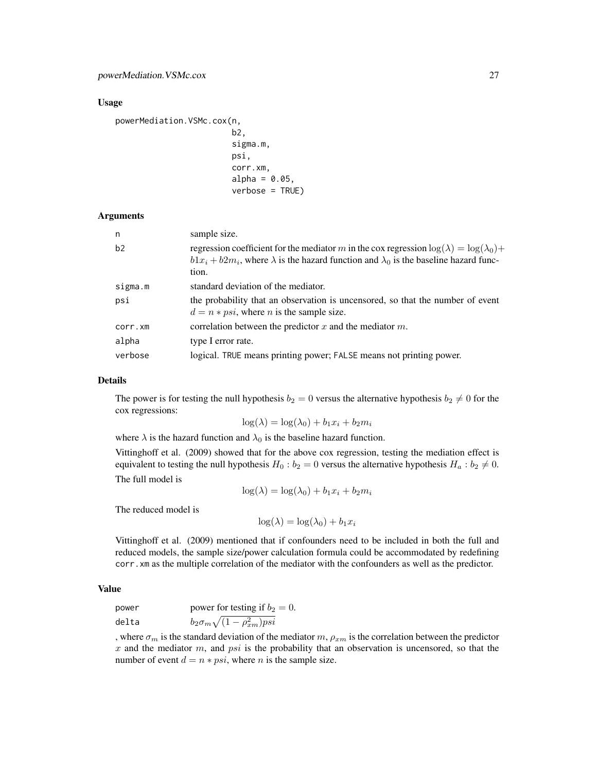### Usage

```
powerMediation.VSMc.cox(n,
                        b2,
                        sigma.m,
                        psi,
                        corr.xm,
                        alpha = 0.05,
                        verbose = TRUE)
```

### Arguments

| | |
|---|---|
| n | sample size. |
| b2 | regression coefficient for the mediator $m$ in the cox regression $\log(\lambda) = \log(\lambda_0) + b1x_i + b2m_i$, where $\lambda$ is the hazard function and $\lambda_0$ is the baseline hazard function. |
| sigma.m | standard deviation of the mediator. |
| psi | the probability that an observation is uncensored, so that the number of event $d = n * psi$, where $n$ is the sample size. |
| corr.xm | correlation between the predictor $x$ and the mediator $m$. |
| alpha | type I error rate. |
| verbose | logical. TRUE means printing power; FALSE means not printing power. |

### Details

The power is for testing the null hypothesis $b_2 = 0$ versus the alternative hypothesis $b_2 \neq 0$ for the cox regressions:

$$\log(\lambda) = \log(\lambda_0) + b_1 x_i + b_2 m_i$$

where $\lambda$ is the hazard function and $\lambda_0$ is the baseline hazard function.

Vittinghoff et al. (2009) showed that for the above cox regression, testing the mediation effect is equivalent to testing the null hypothesis $H_0 : b_2 = 0$ versus the alternative hypothesis $H_a : b_2 \neq 0$.

The full model is

$$\log(\lambda) = \log(\lambda_0) + b_1 x_i + b_2 m_i$$

The reduced model is

$$\log(\lambda) = \log(\lambda_0) + b_1 x_i$$

Vittinghoff et al. (2009) mentioned that if confounders need to be included in both the full and reduced models, the sample size/power calculation formula could be accommodated by redefining corr.xm as the multiple correlation of the mediator with the confounders as well as the predictor.

### Value

| | |
|---|---|
| power | power for testing if $b_2 = 0$. |
| delta | $b_2 \sigma_m \sqrt{(1 - \rho_{xm}^2) psi}$ |

, where $\sigma_m$ is the standard deviation of the mediator $m$, $\rho_{xm}$ is the correlation between the predictor $x$ and the mediator $m$, and $psi$ is the probability that an observation is uncensored, so that the number of event $d = n * psi$, where $n$ is the sample size.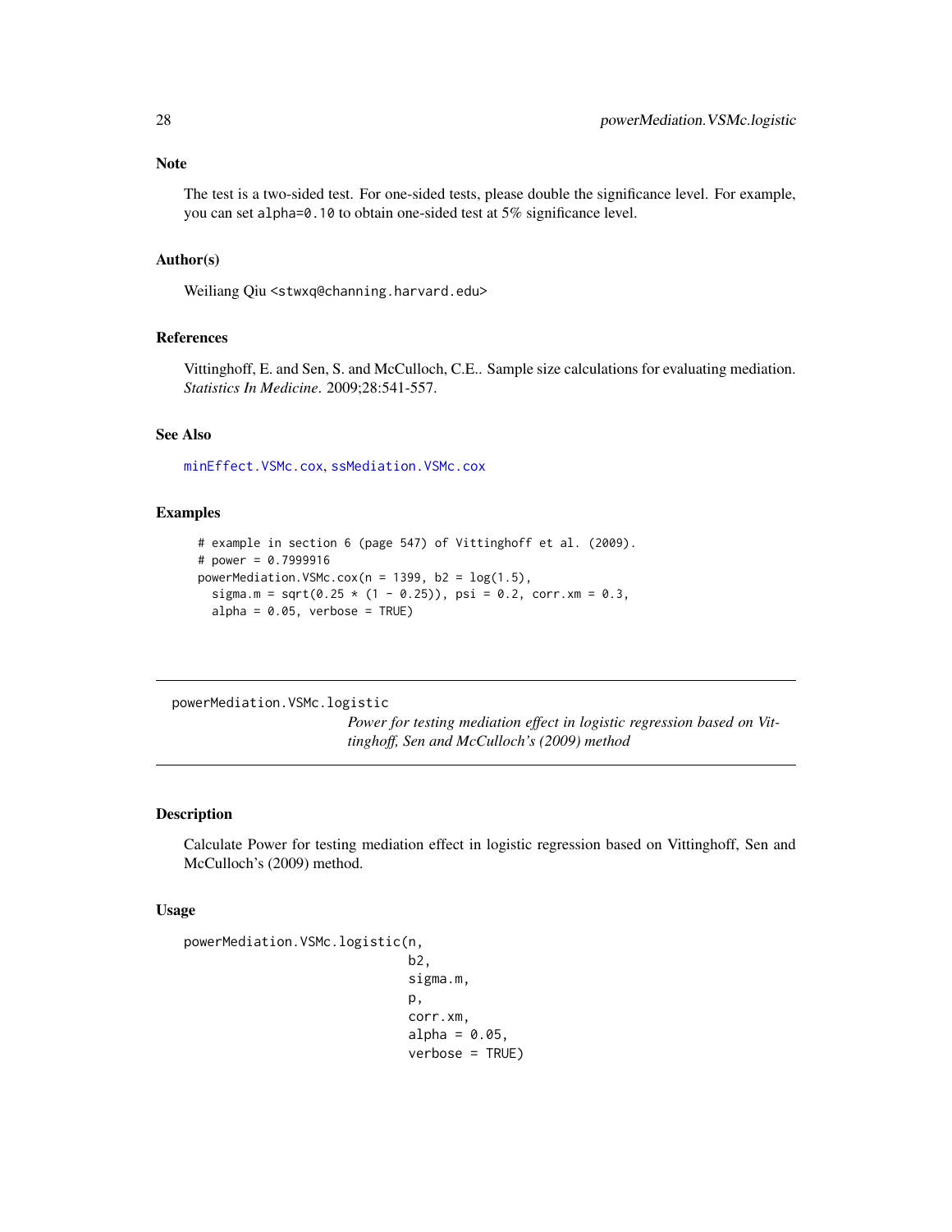### Note

The test is a two-sided test. For one-sided tests, please double the significance level. For example, you can set `alpha=0.10` to obtain one-sided test at 5% significance level.

### Author(s)

Weiliang Qiu <stwxq@channing.harvard.edu>

### References

Vittinghoff, E. and Sen, S. and McCulloch, C.E.. Sample size calculations for evaluating mediation. *Statistics In Medicine*. 2009;28:541-557.

### See Also

minEffect.VSMc.cox, ssMediation.VSMc.cox

### Examples

```
# example in section 6 (page 547) of Vittinghoff et al. (2009).
# power = 0.7999916
powerMediation.VSMc.cox(n = 1399, b2 = log(1.5),
  sigma.m = sqrt(0.25 * (1 - 0.25)), psi = 0.2, corr.xm = 0.3,
  alpha = 0.05, verbose = TRUE)
```

---

## powerMediation.VSMc.logistic

*Power for testing mediation effect in logistic regression based on Vittinghoff, Sen and McCulloch's (2009) method*

---

### Description

Calculate Power for testing mediation effect in logistic regression based on Vittinghoff, Sen and McCulloch's (2009) method.

### Usage

```
powerMediation.VSMc.logistic(n,
                             b2,
                             sigma.m,
                             p,
                             corr.xm,
                             alpha = 0.05,
                             verbose = TRUE)
```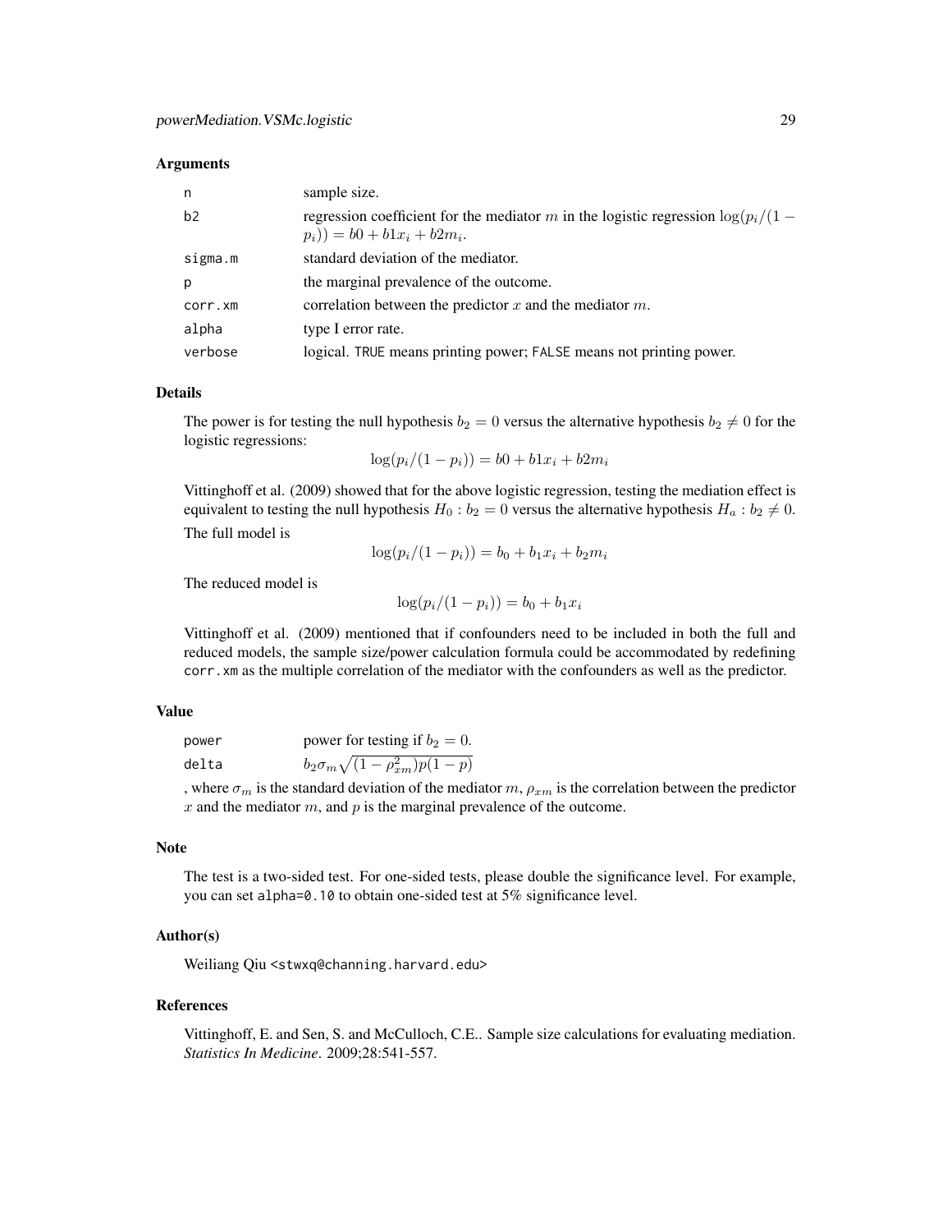### Arguments

| | |
|---|---|
| n | sample size. |
| b2 | regression coefficient for the mediator $m$ in the logistic regression $\log(p_i/(1-p_i)) = b0 + b1x_i + b2m_i$. |
| sigma.m | standard deviation of the mediator. |
| p | the marginal prevalence of the outcome. |
| corr.xm | correlation between the predictor $x$ and the mediator $m$. |
| alpha | type I error rate. |
| verbose | logical. TRUE means printing power; FALSE means not printing power. |

### Details

The power is for testing the null hypothesis $b_2 = 0$ versus the alternative hypothesis $b_2 \neq 0$ for the logistic regressions:

$$\log(p_i/(1-p_i)) = b0 + b1x_i + b2m_i$$

Vittinghoff et al. (2009) showed that for the above logistic regression, testing the mediation effect is equivalent to testing the null hypothesis $H_0 : b_2 = 0$ versus the alternative hypothesis $H_a : b_2 \neq 0$.

The full model is

$$\log(p_i/(1-p_i)) = b_0 + b_1x_i + b_2m_i$$

The reduced model is

$$\log(p_i/(1-p_i)) = b_0 + b_1x_i$$

Vittinghoff et al. (2009) mentioned that if confounders need to be included in both the full and reduced models, the sample size/power calculation formula could be accommodated by redefining corr.xm as the multiple correlation of the mediator with the confounders as well as the predictor.

### Value

| | |
|---|---|
| power | power for testing if $b_2 = 0$. |
| delta | $b_2\sigma_m\sqrt{(1-\rho_{xm}^2)p(1-p)}$ |

, where $\sigma_m$ is the standard deviation of the mediator $m$, $\rho_{xm}$ is the correlation between the predictor $x$ and the mediator $m$, and $p$ is the marginal prevalence of the outcome.

### Note

The test is a two-sided test. For one-sided tests, please double the significance level. For example, you can set alpha=0.10 to obtain one-sided test at 5% significance level.

### Author(s)

Weiliang Qiu <stwxq@channing.harvard.edu>

### References

Vittinghoff, E. and Sen, S. and McCulloch, C.E.. Sample size calculations for evaluating mediation. *Statistics In Medicine*. 2009;28:541-557.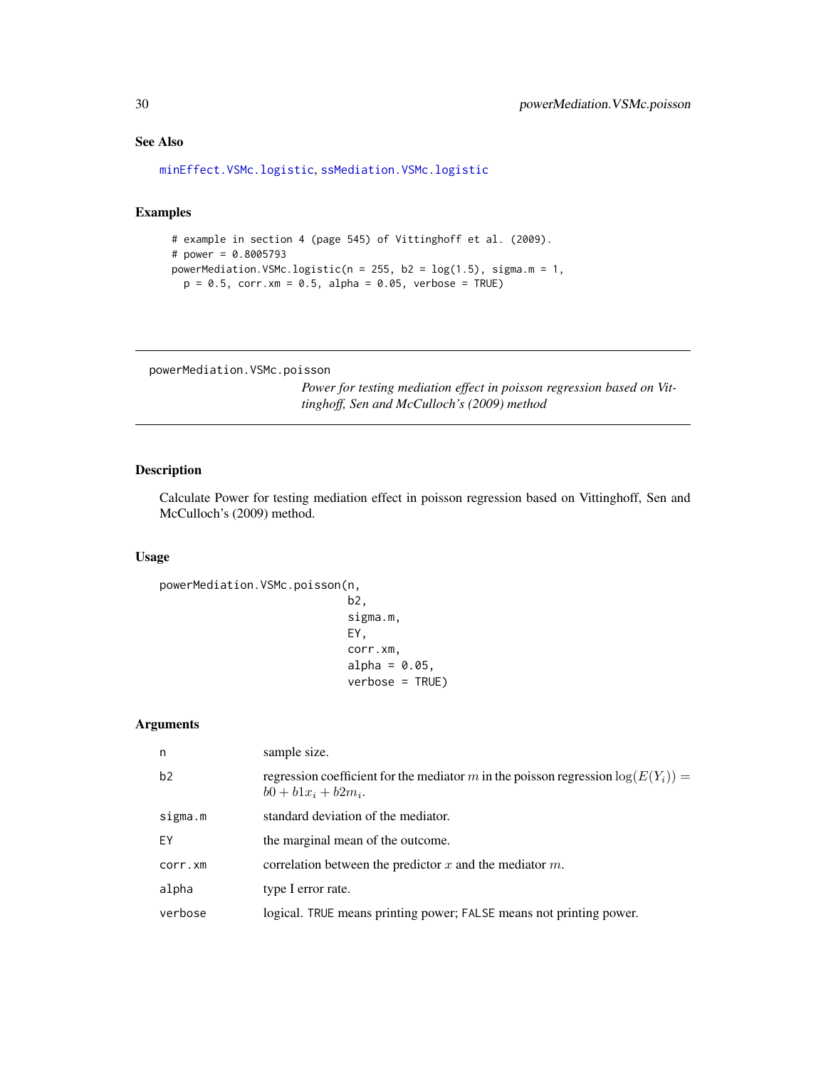## See Also

minEffect.VSMc.logistic, ssMediation.VSMc.logistic

## Examples

```
# example in section 4 (page 545) of Vittinghoff et al. (2009).
# power = 0.8005793
powerMediation.VSMc.logistic(n = 255, b2 = log(1.5), sigma.m = 1,
  p = 0.5, corr.xm = 0.5, alpha = 0.05, verbose = TRUE)
```

---

# powerMediation.VSMc.poisson

*Power for testing mediation effect in poisson regression based on Vittinghoff, Sen and McCulloch's (2009) method*

---

## Description

Calculate Power for testing mediation effect in poisson regression based on Vittinghoff, Sen and McCulloch's (2009) method.

## Usage

```
powerMediation.VSMc.poisson(n,
                            b2,
                            sigma.m,
                            EY,
                            corr.xm,
                            alpha = 0.05,
                            verbose = TRUE)
```

## Arguments

| | |
|---|---|
| n | sample size. |
| b2 | regression coefficient for the mediator $m$ in the poisson regression $\log(E(Y_i)) = b0 + b1x_i + b2m_i$. |
| sigma.m | standard deviation of the mediator. |
| EY | the marginal mean of the outcome. |
| corr.xm | correlation between the predictor $x$ and the mediator $m$. |
| alpha | type I error rate. |
| verbose | logical. TRUE means printing power; FALSE means not printing power. |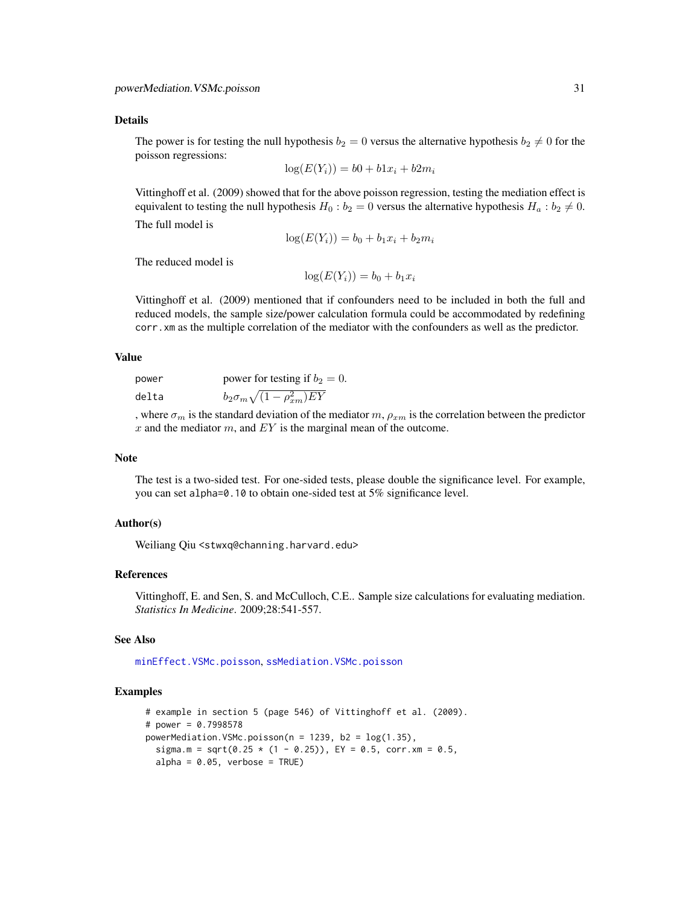## Details

The power is for testing the null hypothesis $b_2 = 0$ versus the alternative hypothesis $b_2 \neq 0$ for the poisson regressions:

$$\log(E(Y_i)) = b0 + b1x_i + b2m_i$$

Vittinghoff et al. (2009) showed that for the above poisson regression, testing the mediation effect is equivalent to testing the null hypothesis $H_0 : b_2 = 0$ versus the alternative hypothesis $H_a : b_2 \neq 0$.

The full model is

$$\log(E(Y_i)) = b_0 + b_1x_i + b_2m_i$$

The reduced model is

$$\log(E(Y_i)) = b_0 + b_1x_i$$

Vittinghoff et al. (2009) mentioned that if confounders need to be included in both the full and reduced models, the sample size/power calculation formula could be accommodated by redefining `corr.xm` as the multiple correlation of the mediator with the confounders as well as the predictor.

## Value

| | |
|---|---|
| `power` | power for testing if $b_2 = 0$. |
| `delta` | $b_2\sigma_m\sqrt{(1-\rho_{xm}^2)EY}$ |

, where $\sigma_m$ is the standard deviation of the mediator $m$, $\rho_{xm}$ is the correlation between the predictor $x$ and the mediator $m$, and $EY$ is the marginal mean of the outcome.

## Note

The test is a two-sided test. For one-sided tests, please double the significance level. For example, you can set `alpha=0.10` to obtain one-sided test at 5% significance level.

## Author(s)

Weiliang Qiu <stwxq@channing.harvard.edu>

## References

Vittinghoff, E. and Sen, S. and McCulloch, C.E.. Sample size calculations for evaluating mediation. *Statistics In Medicine*. 2009;28:541-557.

## See Also

`minEffect.VSMc.poisson`, `ssMediation.VSMc.poisson`

## Examples

```
# example in section 5 (page 546) of Vittinghoff et al. (2009).
# power = 0.7998578
powerMediation.VSMc.poisson(n = 1239, b2 = log(1.35),
  sigma.m = sqrt(0.25 * (1 - 0.25)), EY = 0.5, corr.xm = 0.5,
  alpha = 0.05, verbose = TRUE)
```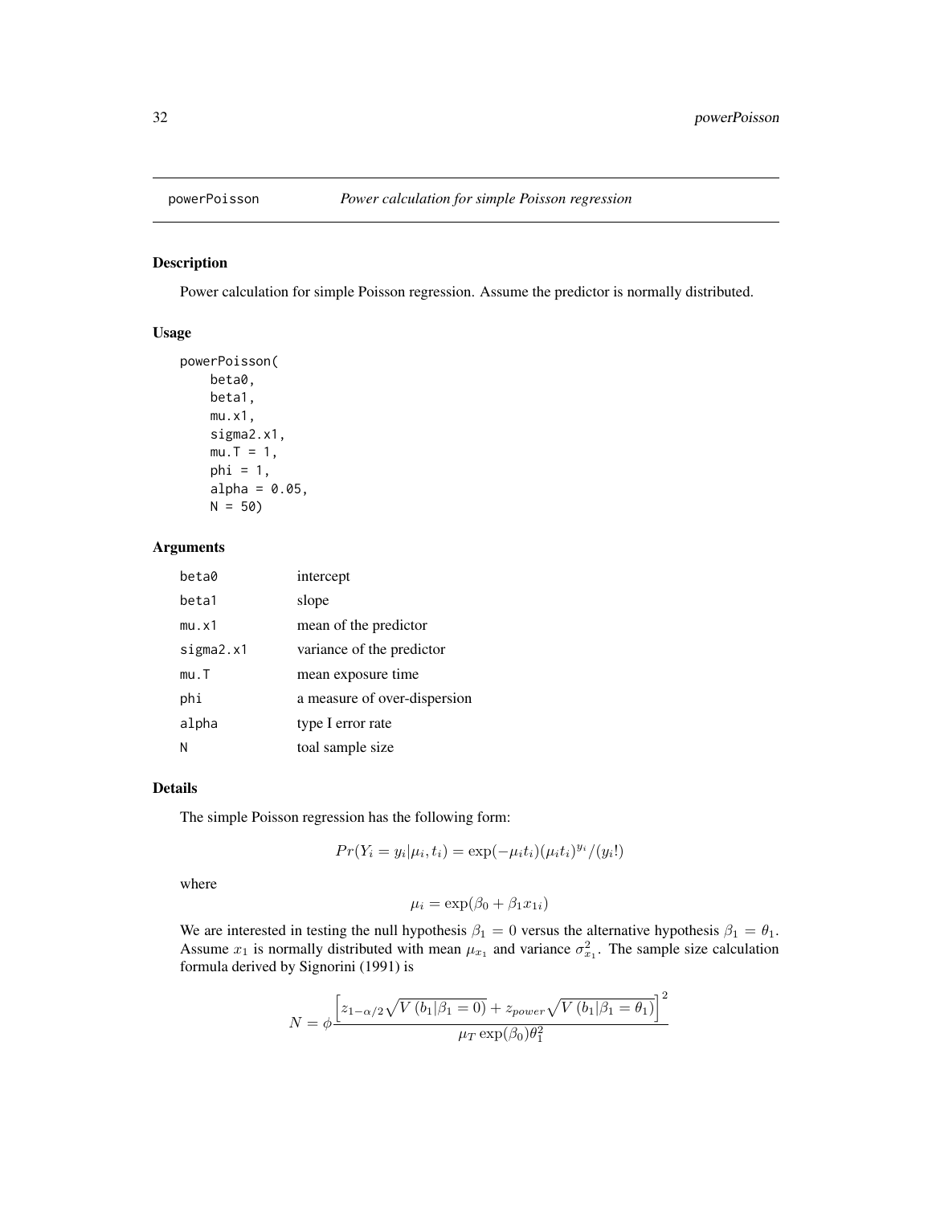## powerPoisson *Power calculation for simple Poisson regression*

### Description

Power calculation for simple Poisson regression. Assume the predictor is normally distributed.

### Usage

```
powerPoisson(
    beta0,
    beta1,
    mu.x1,
    sigma2.x1,
    mu.T = 1,
    phi = 1,
    alpha = 0.05,
    N = 50)
```

### Arguments

| | |
|---|---|
| beta0 | intercept |
| beta1 | slope |
| mu.x1 | mean of the predictor |
| sigma2.x1 | variance of the predictor |
| mu.T | mean exposure time |
| phi | a measure of over-dispersion |
| alpha | type I error rate |
| N | toal sample size |

### Details

The simple Poisson regression has the following form:

$$Pr(Y_i = y_i|\mu_i, t_i) = \exp(-\mu_i t_i)(\mu_i t_i)^{y_i}/(y_i!)$$

where

$$\mu_i = \exp(\beta_0 + \beta_1 x_{1i})$$

We are interested in testing the null hypothesis $\beta_1 = 0$ versus the alternative hypothesis $\beta_1 = \theta_1$. Assume $x_1$ is normally distributed with mean $\mu_{x_1}$ and variance $\sigma_{x_1}^2$. The sample size calculation formula derived by Signorini (1991) is

$$N = \phi \frac{\left[z_{1-\alpha/2}\sqrt{V(b_1|\beta_1 = 0)} + z_{power}\sqrt{V(b_1|\beta_1 = \theta_1)}\right]^2}{\mu_T \exp(\beta_0)\theta_1^2}$$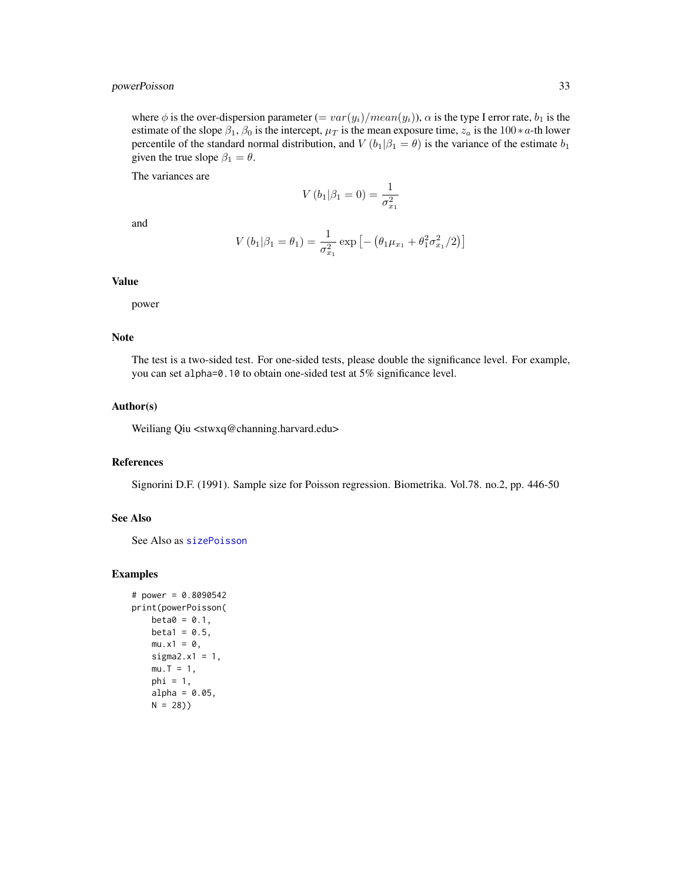where $\phi$ is the over-dispersion parameter ($= var(y_i)/mean(y_i)$), $\alpha$ is the type I error rate, $b_1$ is the estimate of the slope $\beta_1$, $\beta_0$ is the intercept, $\mu_T$ is the mean exposure time, $z_a$ is the $100 * a$-th lower percentile of the standard normal distribution, and $V(b_1|\beta_1 = \theta)$ is the variance of the estimate $b_1$ given the true slope $\beta_1 = \theta$.

The variances are

$$V(b_1|\beta_1 = 0) = \frac{1}{\sigma_{x_1}^2}$$

and

$$V(b_1|\beta_1 = \theta_1) = \frac{1}{\sigma_{x_1}^2} \exp\left[-\left(\theta_1 \mu_{x_1} + \theta_1^2 \sigma_{x_1}^2/2\right)\right]$$

### Value

power

### Note

The test is a two-sided test. For one-sided tests, please double the significance level. For example, you can set `alpha=0.10` to obtain one-sided test at 5% significance level.

### Author(s)

Weiliang Qiu <stwxq@channing.harvard.edu>

### References

Signorini D.F. (1991). Sample size for Poisson regression. Biometrika. Vol.78. no.2, pp. 446-50

### See Also

See Also as sizePoisson

### Examples

```
# power = 0.8090542
print(powerPoisson(
    beta0 = 0.1,
    beta1 = 0.5,
    mu.x1 = 0,
    sigma2.x1 = 1,
    mu.T = 1,
    phi = 1,
    alpha = 0.05,
    N = 28))
```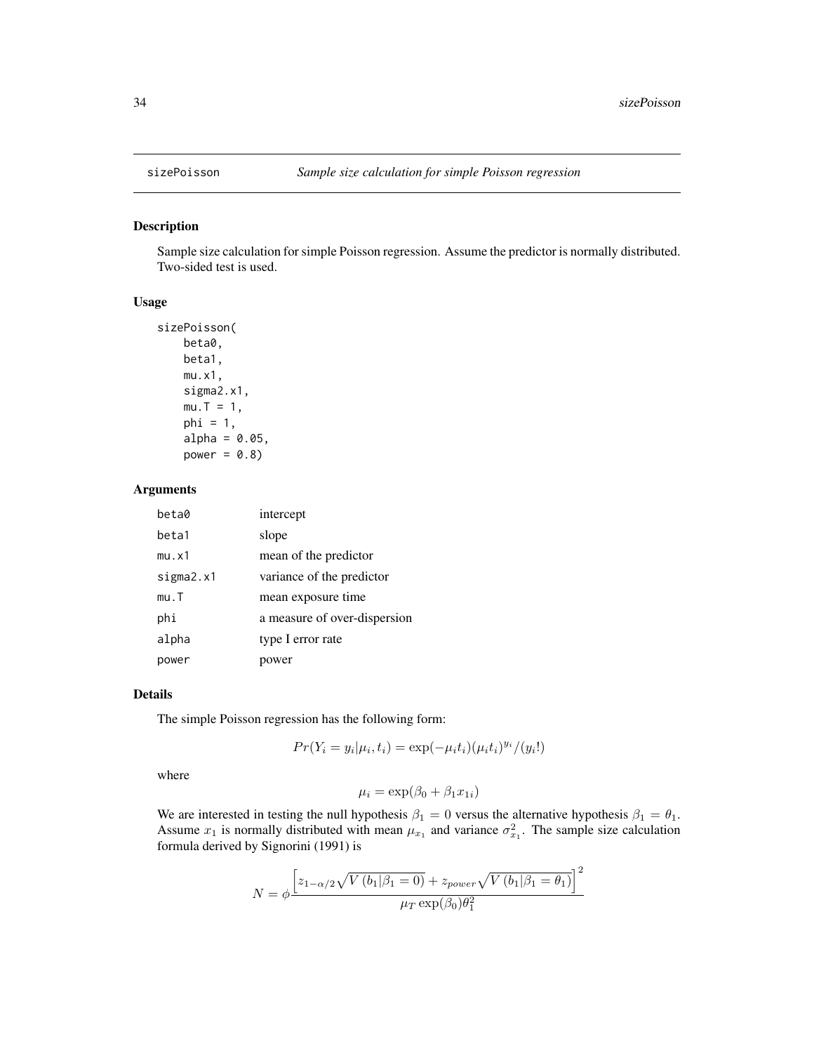## sizePoisson — *Sample size calculation for simple Poisson regression*

### Description

Sample size calculation for simple Poisson regression. Assume the predictor is normally distributed. Two-sided test is used.

### Usage

```
sizePoisson(
    beta0,
    beta1,
    mu.x1,
    sigma2.x1,
    mu.T = 1,
    phi = 1,
    alpha = 0.05,
    power = 0.8)
```

### Arguments

| | |
|---|---|
| beta0 | intercept |
| beta1 | slope |
| mu.x1 | mean of the predictor |
| sigma2.x1 | variance of the predictor |
| mu.T | mean exposure time |
| phi | a measure of over-dispersion |
| alpha | type I error rate |
| power | power |

### Details

The simple Poisson regression has the following form:

$$Pr(Y_i = y_i|\mu_i, t_i) = \exp(-\mu_i t_i)(\mu_i t_i)^{y_i}/(y_i!)$$

where

$$\mu_i = \exp(\beta_0 + \beta_1 x_{1i})$$

We are interested in testing the null hypothesis $\beta_1 = 0$ versus the alternative hypothesis $\beta_1 = \theta_1$. Assume $x_1$ is normally distributed with mean $\mu_{x_1}$ and variance $\sigma^2_{x_1}$. The sample size calculation formula derived by Signorini (1991) is

$$N = \phi \frac{\left[z_{1-\alpha/2}\sqrt{V\left(b_1|\beta_1 = 0\right)} + z_{power}\sqrt{V\left(b_1|\beta_1 = \theta_1\right)}\right]^2}{\mu_T \exp(\beta_0)\theta_1^2}$$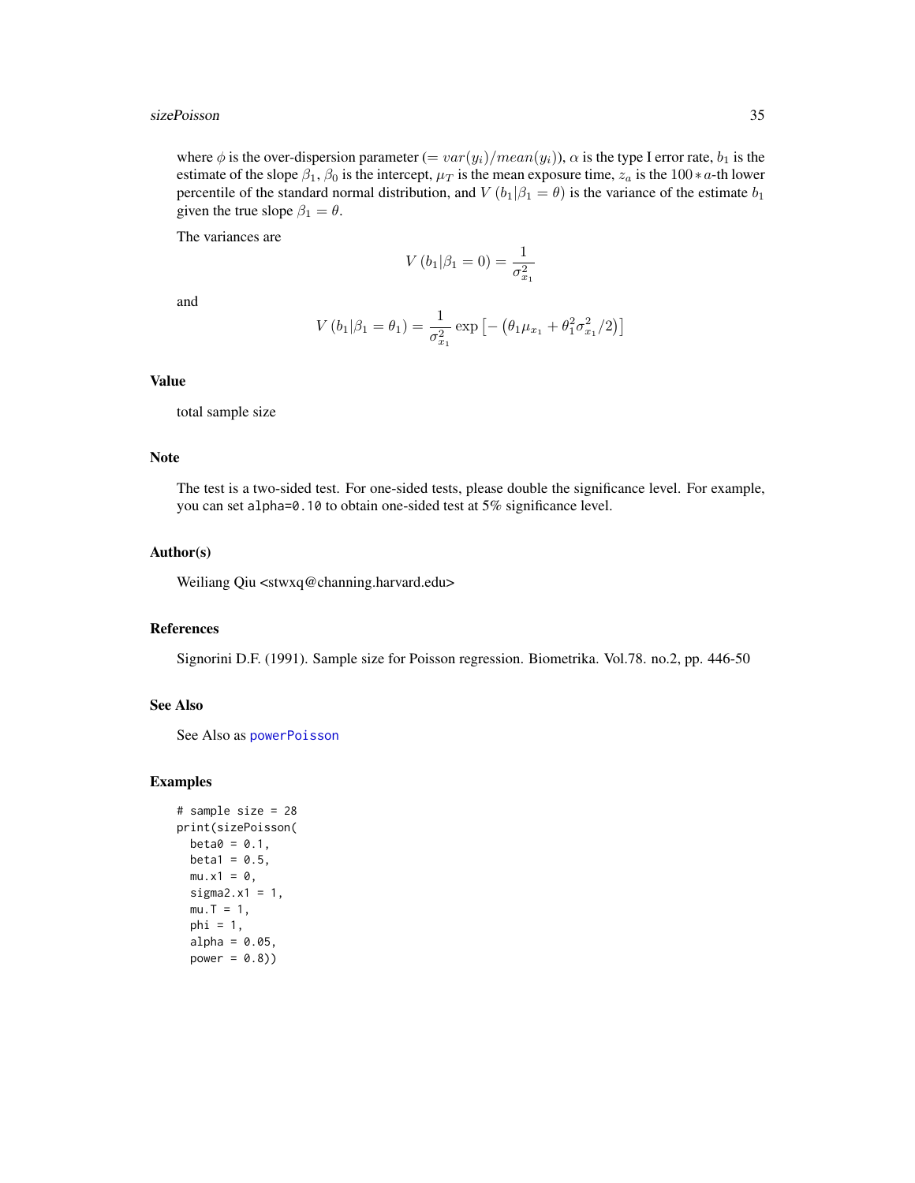where $\phi$ is the over-dispersion parameter ($= var(y_i)/mean(y_i)$), $\alpha$ is the type I error rate, $b_1$ is the estimate of the slope $\beta_1$, $\beta_0$ is the intercept, $\mu_T$ is the mean exposure time, $z_a$ is the $100 * a$-th lower percentile of the standard normal distribution, and $V(b_1|\beta_1 = \theta)$ is the variance of the estimate $b_1$ given the true slope $\beta_1 = \theta$.

The variances are

$$V(b_1|\beta_1 = 0) = \frac{1}{\sigma_{x_1}^2}$$

and

$$V(b_1|\beta_1 = \theta_1) = \frac{1}{\sigma_{x_1}^2} \exp\left[-\left(\theta_1 \mu_{x_1} + \theta_1^2 \sigma_{x_1}^2/2\right)\right]$$

## Value

total sample size

## Note

The test is a two-sided test. For one-sided tests, please double the significance level. For example, you can set `alpha=0.10` to obtain one-sided test at 5% significance level.

## Author(s)

Weiliang Qiu <stwxq@channing.harvard.edu>

## References

Signorini D.F. (1991). Sample size for Poisson regression. Biometrika. Vol.78. no.2, pp. 446-50

## See Also

See Also as `powerPoisson`

## Examples

```
# sample size = 28
print(sizePoisson(
  beta0 = 0.1,
  beta1 = 0.5,
  mu.x1 = 0,
  sigma2.x1 = 1,
  mu.T = 1,
  phi = 1,
  alpha = 0.05,
  power = 0.8))
```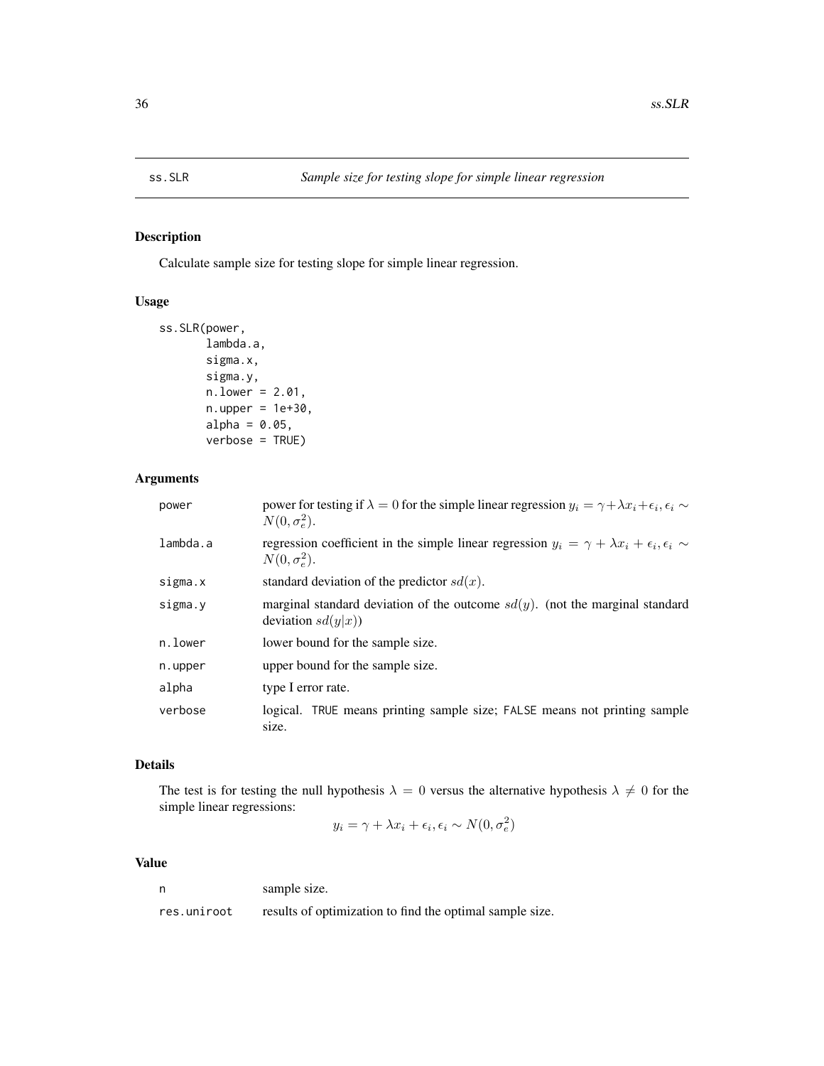## ss.SLR *Sample size for testing slope for simple linear regression*

### Description

Calculate sample size for testing slope for simple linear regression.

### Usage

```
ss.SLR(power,
       lambda.a,
       sigma.x,
       sigma.y,
       n.lower = 2.01,
       n.upper = 1e+30,
       alpha = 0.05,
       verbose = TRUE)
```

### Arguments

| | |
|---|---|
| power | power for testing if $\lambda = 0$ for the simple linear regression $y_i = \gamma + \lambda x_i + \epsilon_i, \epsilon_i \sim N(0, \sigma_e^2)$. |
| lambda.a | regression coefficient in the simple linear regression $y_i = \gamma + \lambda x_i + \epsilon_i, \epsilon_i \sim N(0, \sigma_e^2)$. |
| sigma.x | standard deviation of the predictor $sd(x)$. |
| sigma.y | marginal standard deviation of the outcome $sd(y)$. (not the marginal standard deviation $sd(y\|x)$) |
| n.lower | lower bound for the sample size. |
| n.upper | upper bound for the sample size. |
| alpha | type I error rate. |
| verbose | logical. TRUE means printing sample size; FALSE means not printing sample size. |

### Details

The test is for testing the null hypothesis $\lambda = 0$ versus the alternative hypothesis $\lambda \neq 0$ for the simple linear regressions:

$$y_i = \gamma + \lambda x_i + \epsilon_i, \epsilon_i \sim N(0, \sigma_e^2)$$

### Value

| | |
|---|---|
| n | sample size. |
| res.uniroot | results of optimization to find the optimal sample size. |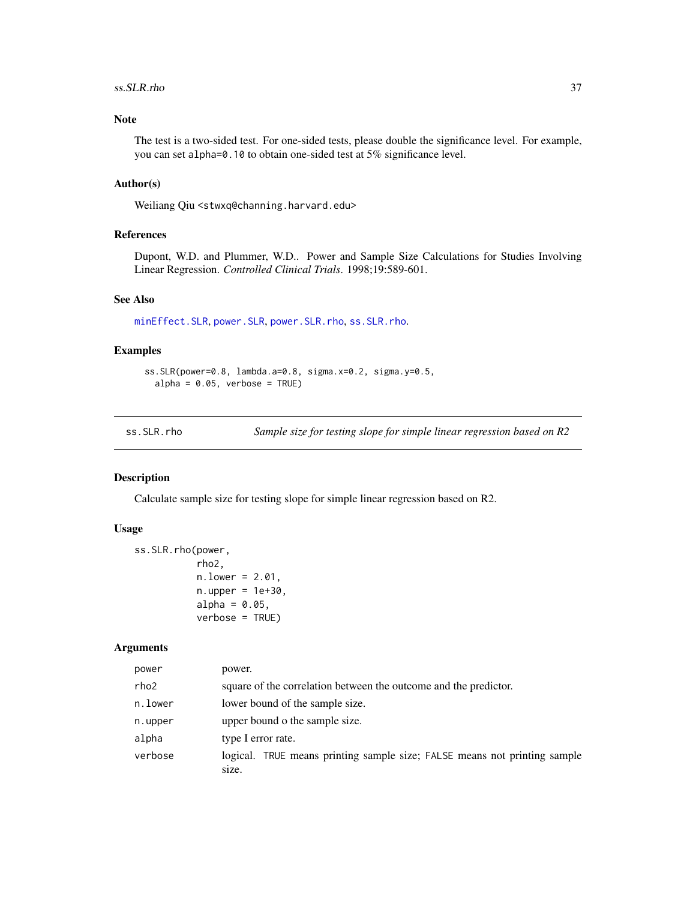### Note

The test is a two-sided test. For one-sided tests, please double the significance level. For example, you can set `alpha=0.10` to obtain one-sided test at 5% significance level.

### Author(s)

Weiliang Qiu <stwxq@channing.harvard.edu>

### References

Dupont, W.D. and Plummer, W.D.. Power and Sample Size Calculations for Studies Involving Linear Regression. *Controlled Clinical Trials*. 1998;19:589-601.

### See Also

minEffect.SLR, power.SLR, power.SLR.rho, ss.SLR.rho.

### Examples

```
ss.SLR(power=0.8, lambda.a=0.8, sigma.x=0.2, sigma.y=0.5,
  alpha = 0.05, verbose = TRUE)
```

---

## ss.SLR.rho — *Sample size for testing slope for simple linear regression based on R2*

---

### Description

Calculate sample size for testing slope for simple linear regression based on R2.

### Usage

```
ss.SLR.rho(power,
           rho2,
           n.lower = 2.01,
           n.upper = 1e+30,
           alpha = 0.05,
           verbose = TRUE)
```

### Arguments

| | |
|---|---|
| power | power. |
| rho2 | square of the correlation between the outcome and the predictor. |
| n.lower | lower bound of the sample size. |
| n.upper | upper bound o the sample size. |
| alpha | type I error rate. |
| verbose | logical. TRUE means printing sample size; FALSE means not printing sample size. |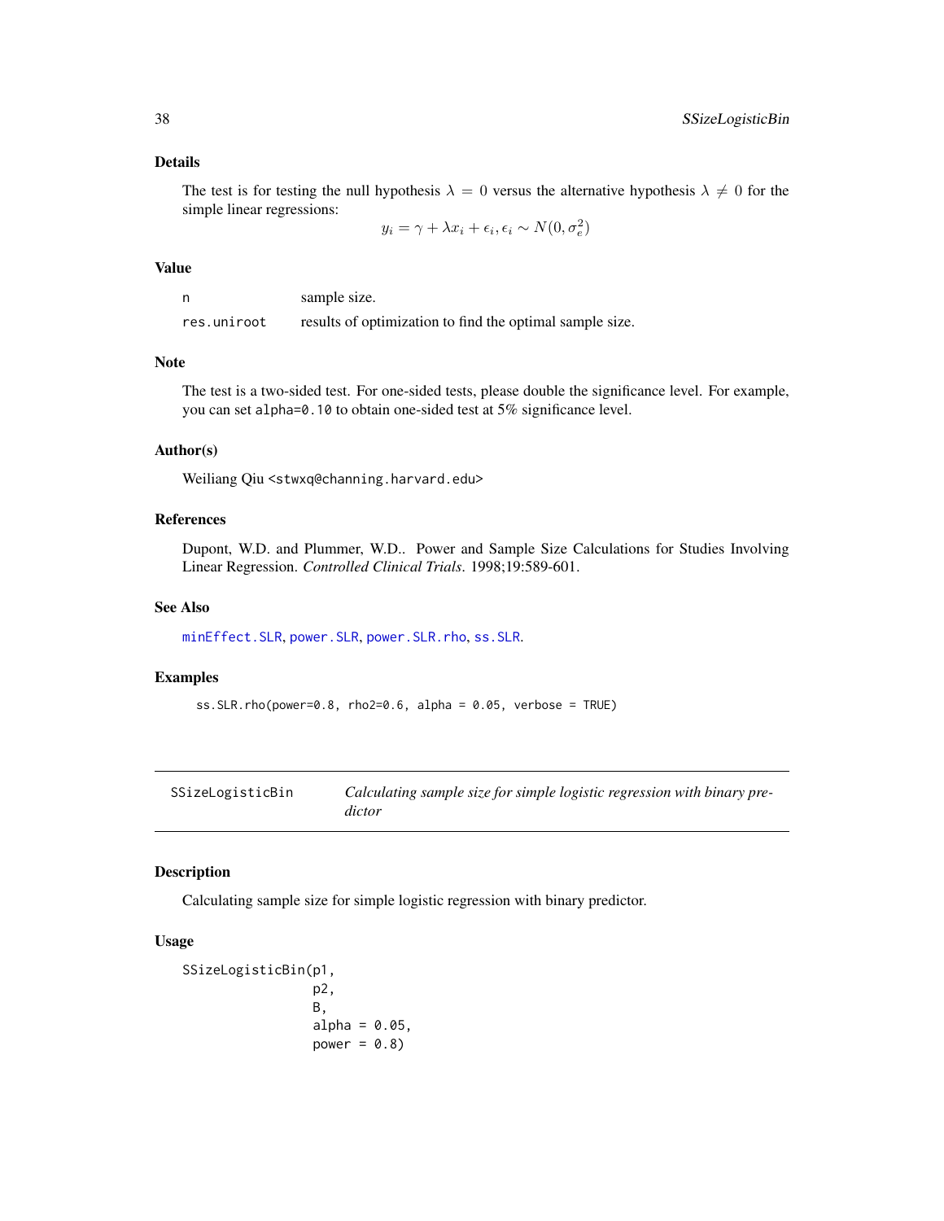### Details

The test is for testing the null hypothesis $\lambda = 0$ versus the alternative hypothesis $\lambda \neq 0$ for the simple linear regressions:

$$y_i = \gamma + \lambda x_i + \epsilon_i, \epsilon_i \sim N(0, \sigma_e^2)$$

### Value

| | |
|---|---|
| `n` | sample size. |
| `res.uniroot` | results of optimization to find the optimal sample size. |

### Note

The test is a two-sided test. For one-sided tests, please double the significance level. For example, you can set `alpha=0.10` to obtain one-sided test at 5% significance level.

### Author(s)

Weiliang Qiu <stwxq@channing.harvard.edu>

### References

Dupont, W.D. and Plummer, W.D.. Power and Sample Size Calculations for Studies Involving Linear Regression. *Controlled Clinical Trials*. 1998;19:589-601.

### See Also

`minEffect.SLR`, `power.SLR`, `power.SLR.rho`, `ss.SLR`.

### Examples

```
ss.SLR.rho(power=0.8, rho2=0.6, alpha = 0.05, verbose = TRUE)
```

---

## SSizeLogisticBin — *Calculating sample size for simple logistic regression with binary predictor*

### Description

Calculating sample size for simple logistic regression with binary predictor.

### Usage

```
SSizeLogisticBin(p1,
                 p2,
                 B,
                 alpha = 0.05,
                 power = 0.8)
```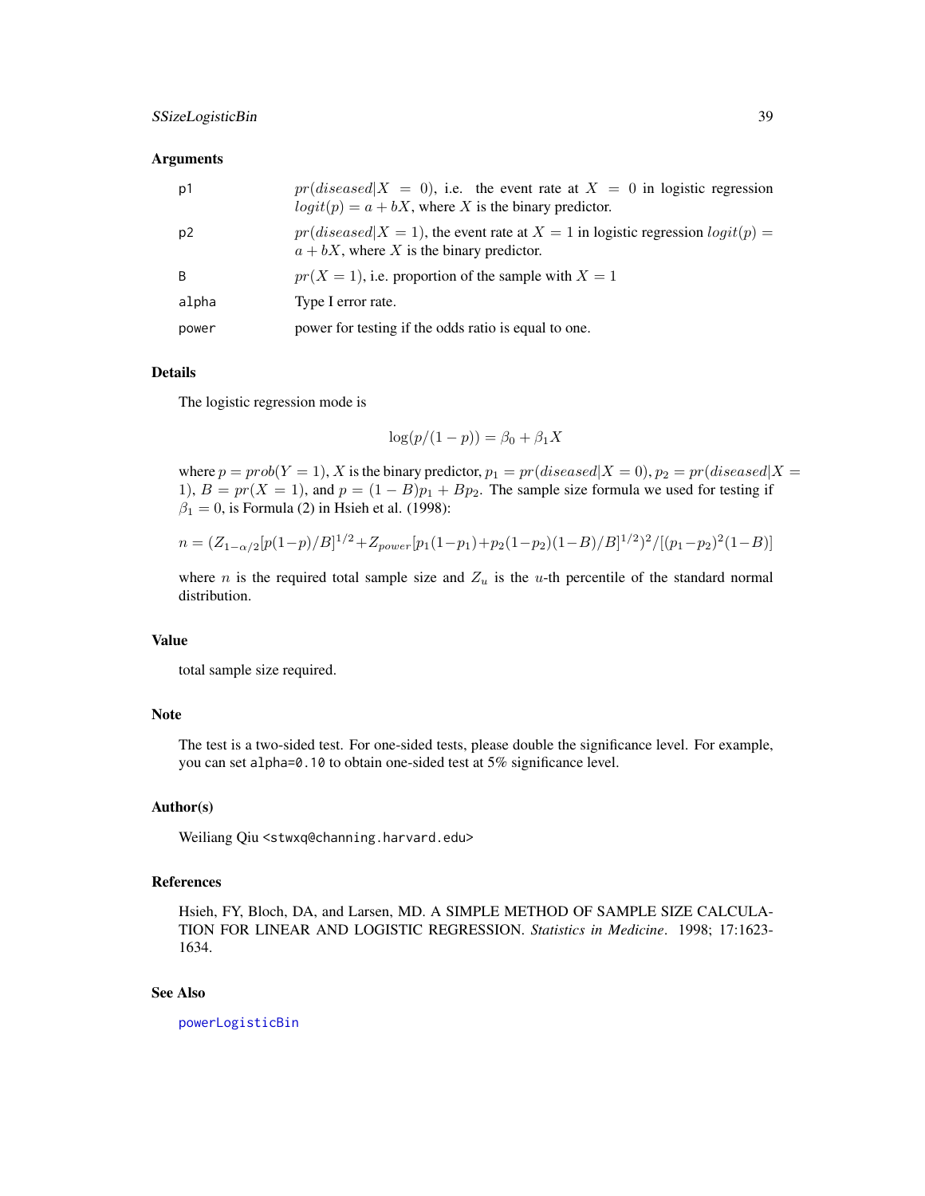## Arguments

| | |
|---|---|
| p1 | $pr(diseased \| X = 0)$, i.e. the event rate at $X = 0$ in logistic regression $logit(p) = a + bX$, where $X$ is the binary predictor. |
| p2 | $pr(diseased \| X = 1)$, the event rate at $X = 1$ in logistic regression $logit(p) = a + bX$, where $X$ is the binary predictor. |
| B | $pr(X = 1)$, i.e. proportion of the sample with $X = 1$ |
| alpha | Type I error rate. |
| power | power for testing if the odds ratio is equal to one. |

## Details

The logistic regression mode is

$$\log(p/(1-p)) = \beta_0 + \beta_1 X$$

where $p = prob(Y = 1)$, $X$ is the binary predictor, $p_1 = pr(diseased|X = 0)$, $p_2 = pr(diseased|X = 1)$, $B = pr(X = 1)$, and $p = (1 - B)p_1 + Bp_2$. The sample size formula we used for testing if $\beta_1 = 0$, is Formula (2) in Hsieh et al. (1998):

$$n = (Z_{1-\alpha/2}[p(1-p)/B]^{1/2} + Z_{power}[p_1(1-p_1) + p_2(1-p_2)(1-B)/B]^{1/2})^2 / [(p_1 - p_2)^2(1-B)]$$

where $n$ is the required total sample size and $Z_u$ is the $u$-th percentile of the standard normal distribution.

## Value

total sample size required.

## Note

The test is a two-sided test. For one-sided tests, please double the significance level. For example, you can set `alpha=0.10` to obtain one-sided test at 5% significance level.

## Author(s)

Weiliang Qiu <stwxq@channing.harvard.edu>

## References

Hsieh, FY, Bloch, DA, and Larsen, MD. A SIMPLE METHOD OF SAMPLE SIZE CALCULATION FOR LINEAR AND LOGISTIC REGRESSION. *Statistics in Medicine*. 1998; 17:1623-1634.

## See Also

powerLogisticBin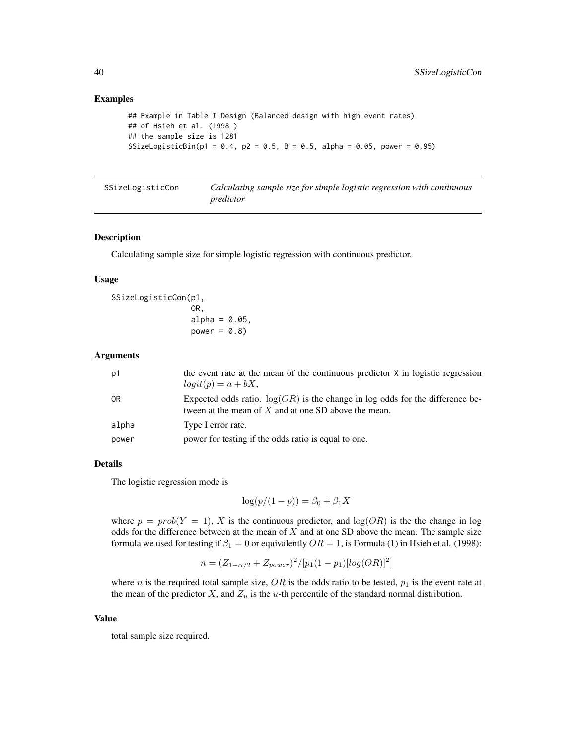### Examples

```
## Example in Table I Design (Balanced design with high event rates)
## of Hsieh et al. (1998 )
## the sample size is 1281
SSizeLogisticBin(p1 = 0.4, p2 = 0.5, B = 0.5, alpha = 0.05, power = 0.95)
```

---

## SSizeLogisticCon — *Calculating sample size for simple logistic regression with continuous predictor*

---

### Description

Calculating sample size for simple logistic regression with continuous predictor.

### Usage

```
SSizeLogisticCon(p1,
                 OR,
                 alpha = 0.05,
                 power = 0.8)
```

### Arguments

| | |
|---|---|
| p1 | the event rate at the mean of the continuous predictor X in logistic regression $logit(p) = a + bX$, |
| OR | Expected odds ratio. $\log(OR)$ is the change in log odds for the difference between at the mean of $X$ and at one SD above the mean. |
| alpha | Type I error rate. |
| power | power for testing if the odds ratio is equal to one. |

### Details

The logistic regression mode is

$$\log(p/(1-p)) = \beta_0 + \beta_1 X$$

where $p = prob(Y = 1)$, $X$ is the continuous predictor, and $\log(OR)$ is the the change in log odds for the difference between at the mean of $X$ and at one SD above the mean. The sample size formula we used for testing if $\beta_1 = 0$ or equivalently $OR = 1$, is Formula (1) in Hsieh et al. (1998):

$$n = (Z_{1-\alpha/2} + Z_{power})^2 / [p_1(1-p_1)[log(OR)]^2]$$

where $n$ is the required total sample size, $OR$ is the odds ratio to be tested, $p_1$ is the event rate at the mean of the predictor $X$, and $Z_u$ is the $u$-th percentile of the standard normal distribution.

### Value

total sample size required.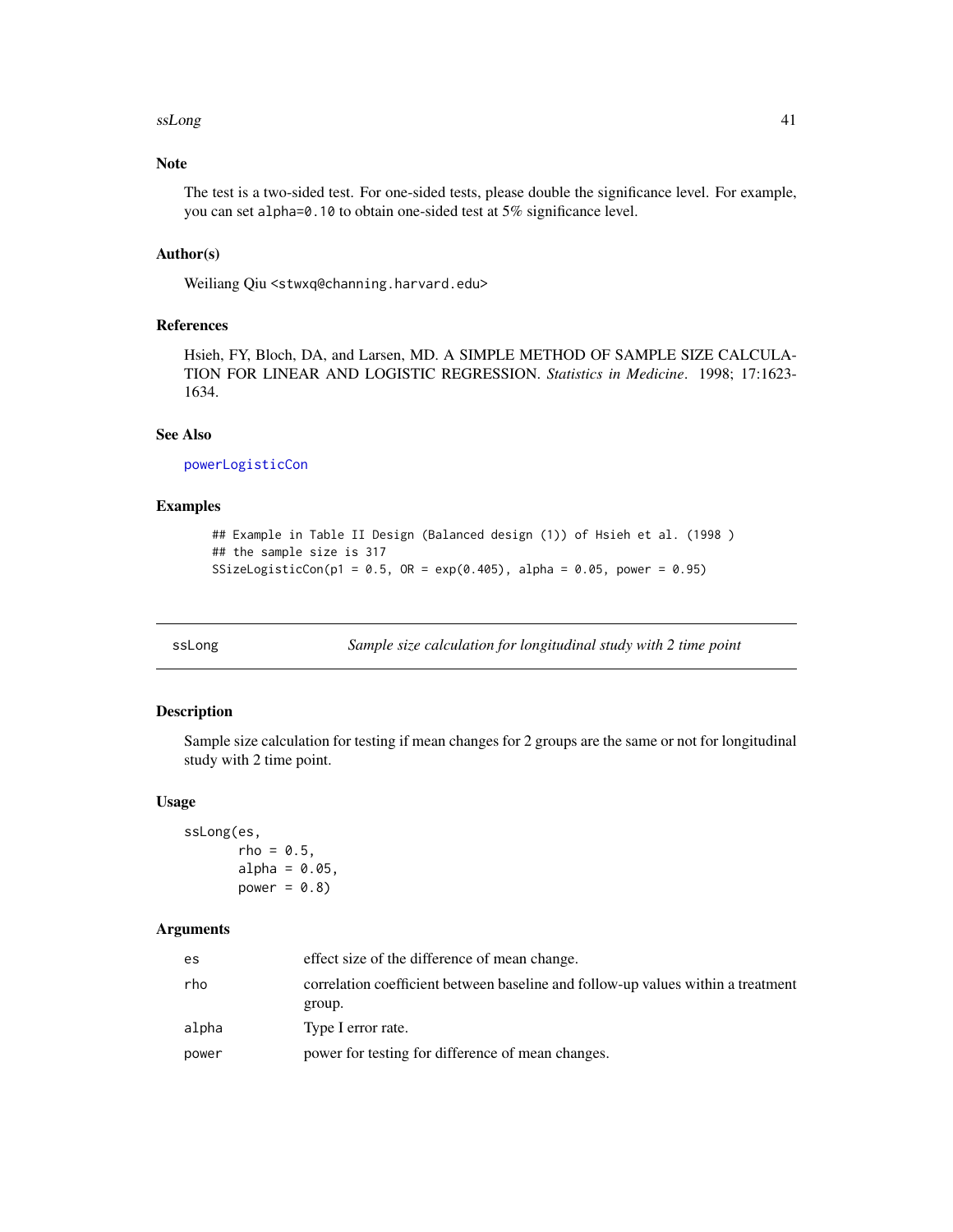### Note

The test is a two-sided test. For one-sided tests, please double the significance level. For example, you can set `alpha=0.10` to obtain one-sided test at 5% significance level.

### Author(s)

Weiliang Qiu <stwxq@channing.harvard.edu>

### References

Hsieh, FY, Bloch, DA, and Larsen, MD. A SIMPLE METHOD OF SAMPLE SIZE CALCULATION FOR LINEAR AND LOGISTIC REGRESSION. *Statistics in Medicine*. 1998; 17:1623-1634.

### See Also

powerLogisticCon

### Examples

```
## Example in Table II Design (Balanced design (1)) of Hsieh et al. (1998 )
## the sample size is 317
SSizeLogisticCon(p1 = 0.5, OR = exp(0.405), alpha = 0.05, power = 0.95)
```

---

## ssLong — *Sample size calculation for longitudinal study with 2 time point*

### Description

Sample size calculation for testing if mean changes for 2 groups are the same or not for longitudinal study with 2 time point.

### Usage

```
ssLong(es,
       rho = 0.5,
       alpha = 0.05,
       power = 0.8)
```

### Arguments

| | |
|---|---|
| es | effect size of the difference of mean change. |
| rho | correlation coefficient between baseline and follow-up values within a treatment group. |
| alpha | Type I error rate. |
| power | power for testing for difference of mean changes. |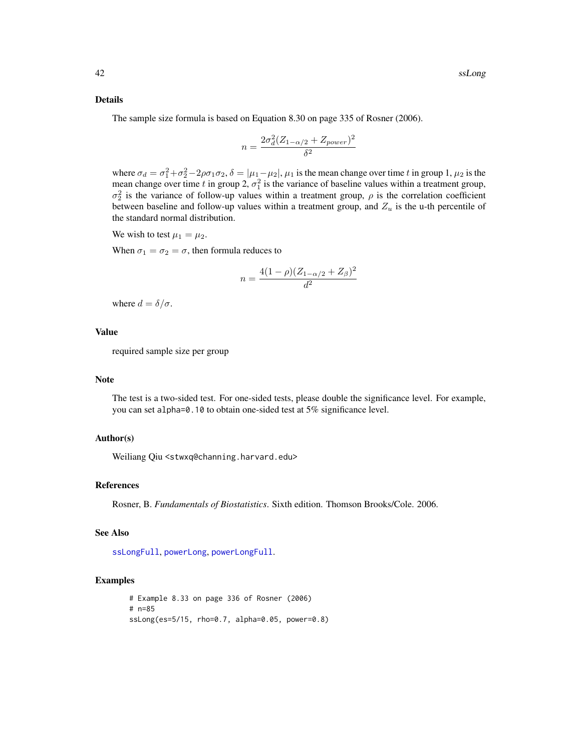### Details

The sample size formula is based on Equation 8.30 on page 335 of Rosner (2006).

$$n = \frac{2\sigma_d^2 (Z_{1-\alpha/2} + Z_{power})^2}{\delta^2}$$

where $\sigma_d = \sigma_1^2 + \sigma_2^2 - 2\rho\sigma_1\sigma_2$, $\delta = |\mu_1 - \mu_2|$, $\mu_1$ is the mean change over time $t$ in group 1, $\mu_2$ is the mean change over time $t$ in group 2, $\sigma_1^2$ is the variance of baseline values within a treatment group, $\sigma_2^2$ is the variance of follow-up values within a treatment group, $\rho$ is the correlation coefficient between baseline and follow-up values within a treatment group, and $Z_u$ is the u-th percentile of the standard normal distribution.

We wish to test $\mu_1 = \mu_2$.

When $\sigma_1 = \sigma_2 = \sigma$, then formula reduces to

$$n = \frac{4(1-\rho)(Z_{1-\alpha/2} + Z_\beta)^2}{d^2}$$

where $d = \delta/\sigma$.

### Value

required sample size per group

### Note

The test is a two-sided test. For one-sided tests, please double the significance level. For example, you can set `alpha=0.10` to obtain one-sided test at 5% significance level.

### Author(s)

Weiliang Qiu <stwxq@channing.harvard.edu>

### References

Rosner, B. *Fundamentals of Biostatistics*. Sixth edition. Thomson Brooks/Cole. 2006.

### See Also

`ssLongFull`, `powerLong`, `powerLongFull`.

### Examples

```
# Example 8.33 on page 336 of Rosner (2006)
# n=85
ssLong(es=5/15, rho=0.7, alpha=0.05, power=0.8)
```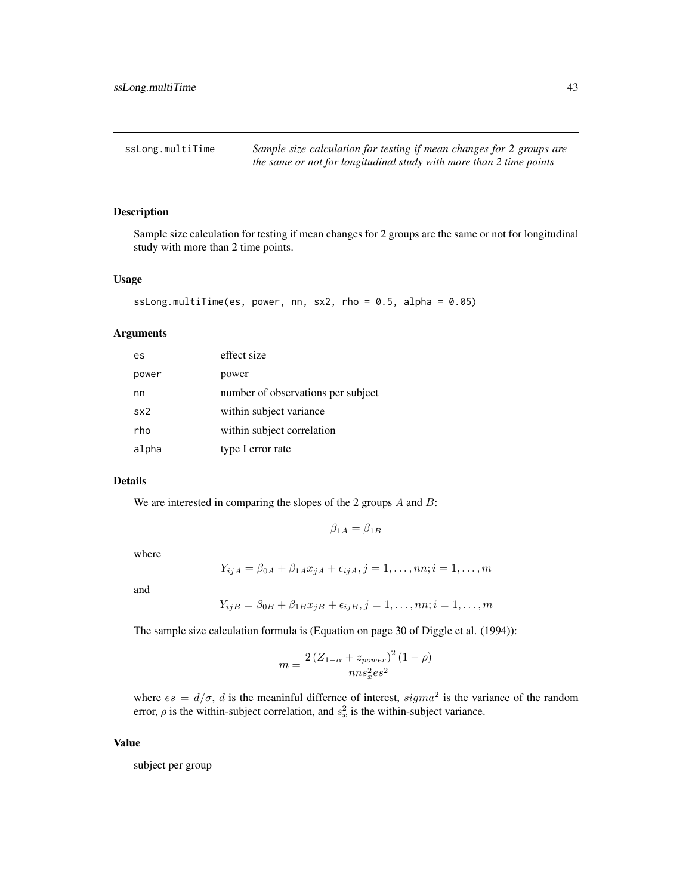## ssLong.multiTime

*Sample size calculation for testing if mean changes for 2 groups are the same or not for longitudinal study with more than 2 time points*

### Description

Sample size calculation for testing if mean changes for 2 groups are the same or not for longitudinal study with more than 2 time points.

### Usage

```
ssLong.multiTime(es, power, nn, sx2, rho = 0.5, alpha = 0.05)
```

### Arguments

| | |
|---|---|
| es | effect size |
| power | power |
| nn | number of observations per subject |
| sx2 | within subject variance |
| rho | within subject correlation |
| alpha | type I error rate |

### Details

We are interested in comparing the slopes of the 2 groups $A$ and $B$:

$$\beta_{1A} = \beta_{1B}$$

where

$$Y_{ijA} = \beta_{0A} + \beta_{1A} x_{jA} + \epsilon_{ijA}, j = 1, \ldots, nn; i = 1, \ldots, m$$

and

$$Y_{ijB} = \beta_{0B} + \beta_{1B} x_{jB} + \epsilon_{ijB}, j = 1, \ldots, nn; i = 1, \ldots, m$$

The sample size calculation formula is (Equation on page 30 of Diggle et al. (1994)):

$$m = \frac{2\left(Z_{1-\alpha} + z_{power}\right)^2 (1-\rho)}{nn s_x^2 es^2}$$

where $es = d/\sigma$, $d$ is the meaninful differnce of interest, $sigma^2$ is the variance of the random error, $\rho$ is the within-subject correlation, and $s_x^2$ is the within-subject variance.

### Value

subject per group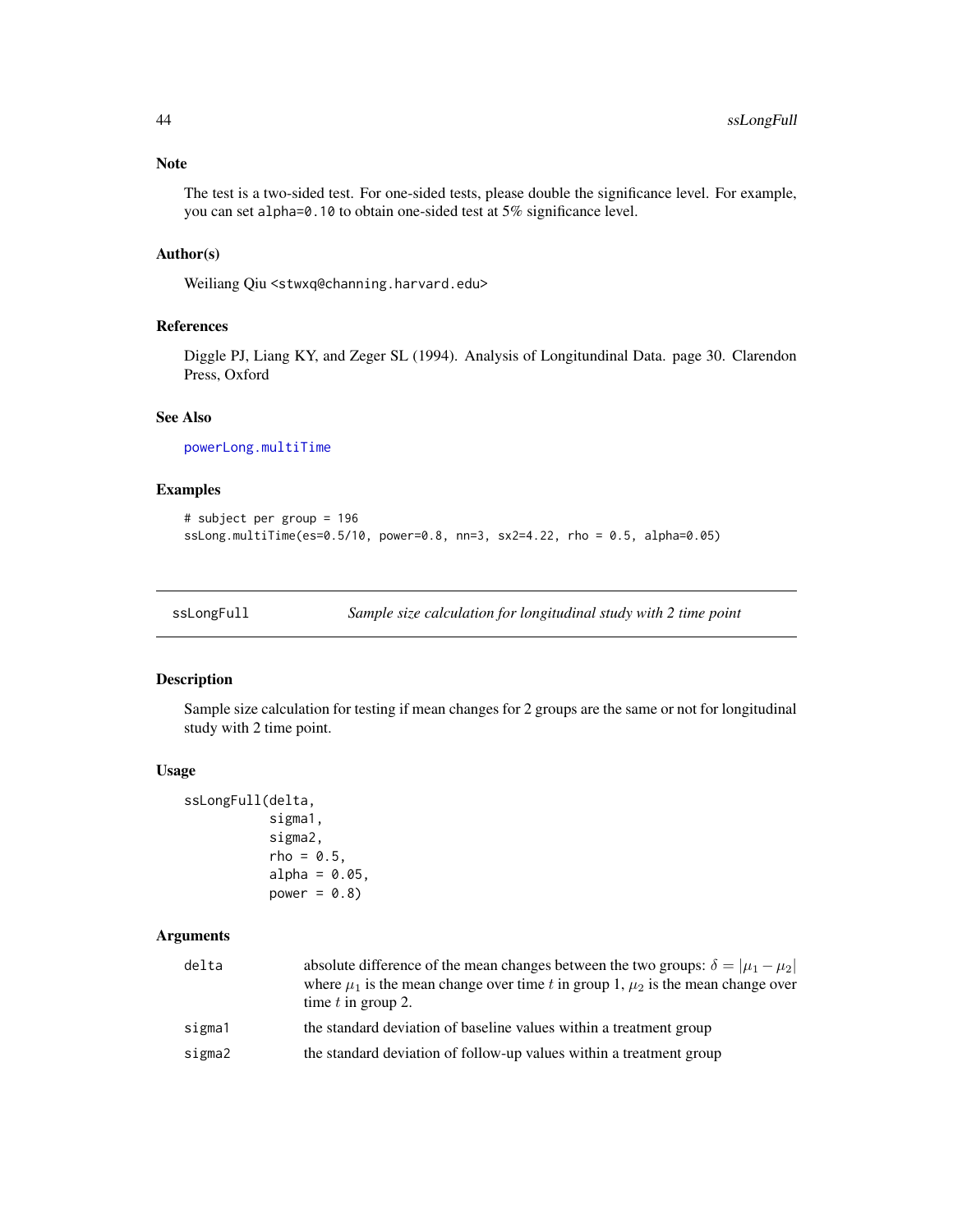## Note

The test is a two-sided test. For one-sided tests, please double the significance level. For example, you can set `alpha=0.10` to obtain one-sided test at 5% significance level.

## Author(s)

Weiliang Qiu <stwxq@channing.harvard.edu>

## References

Diggle PJ, Liang KY, and Zeger SL (1994). Analysis of Longitundinal Data. page 30. Clarendon Press, Oxford

## See Also

powerLong.multiTime

## Examples

```
# subject per group = 196
ssLong.multiTime(es=0.5/10, power=0.8, nn=3, sx2=4.22, rho = 0.5, alpha=0.05)
```

---

# ssLongFull — *Sample size calculation for longitudinal study with 2 time point*

## Description

Sample size calculation for testing if mean changes for 2 groups are the same or not for longitudinal study with 2 time point.

## Usage

```
ssLongFull(delta,
           sigma1,
           sigma2,
           rho = 0.5,
           alpha = 0.05,
           power = 0.8)
```

## Arguments

| | |
|---|---|
| `delta` | absolute difference of the mean changes between the two groups: $\delta = \lvert\mu_1 - \mu_2\rvert$ where $\mu_1$ is the mean change over time $t$ in group 1, $\mu_2$ is the mean change over time $t$ in group 2. |
| `sigma1` | the standard deviation of baseline values within a treatment group |
| `sigma2` | the standard deviation of follow-up values within a treatment group |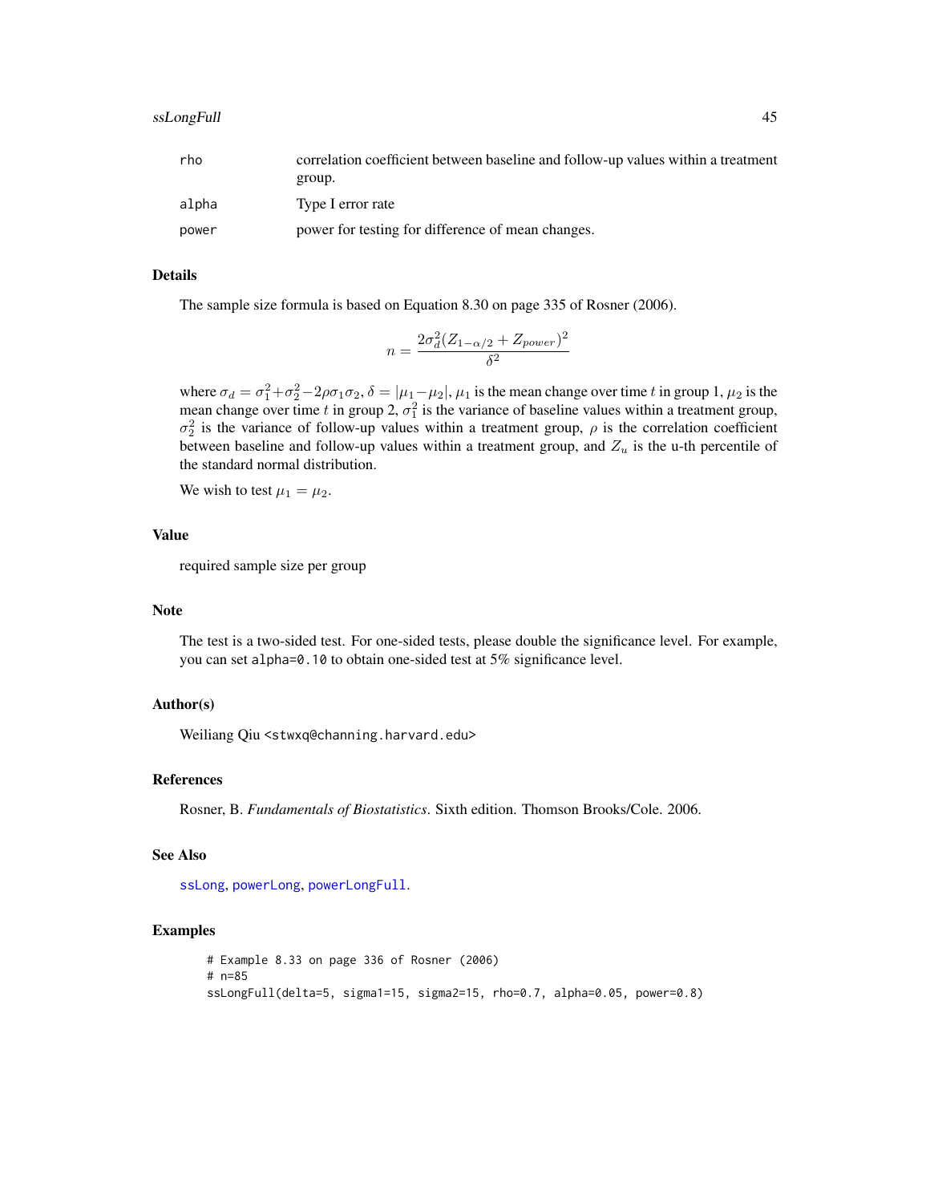| | |
|---|---|
| rho | correlation coefficient between baseline and follow-up values within a treatment group. |
| alpha | Type I error rate |
| power | power for testing for difference of mean changes. |

## Details

The sample size formula is based on Equation 8.30 on page 335 of Rosner (2006).

$$n = \frac{2\sigma_d^2 (Z_{1-\alpha/2} + Z_{power})^2}{\delta^2}$$

where $\sigma_d = \sigma_1^2 + \sigma_2^2 - 2\rho\sigma_1\sigma_2$, $\delta = |\mu_1 - \mu_2|$, $\mu_1$ is the mean change over time $t$ in group 1, $\mu_2$ is the mean change over time $t$ in group 2, $\sigma_1^2$ is the variance of baseline values within a treatment group, $\sigma_2^2$ is the variance of follow-up values within a treatment group, $\rho$ is the correlation coefficient between baseline and follow-up values within a treatment group, and $Z_u$ is the u-th percentile of the standard normal distribution.

We wish to test $\mu_1 = \mu_2$.

## Value

required sample size per group

## Note

The test is a two-sided test. For one-sided tests, please double the significance level. For example, you can set `alpha=0.10` to obtain one-sided test at 5% significance level.

## Author(s)

Weiliang Qiu <stwxq@channing.harvard.edu>

## References

Rosner, B. *Fundamentals of Biostatistics*. Sixth edition. Thomson Brooks/Cole. 2006.

## See Also

ssLong, powerLong, powerLongFull.

## Examples

```
# Example 8.33 on page 336 of Rosner (2006)
# n=85
ssLongFull(delta=5, sigma1=15, sigma2=15, rho=0.7, alpha=0.05, power=0.8)
```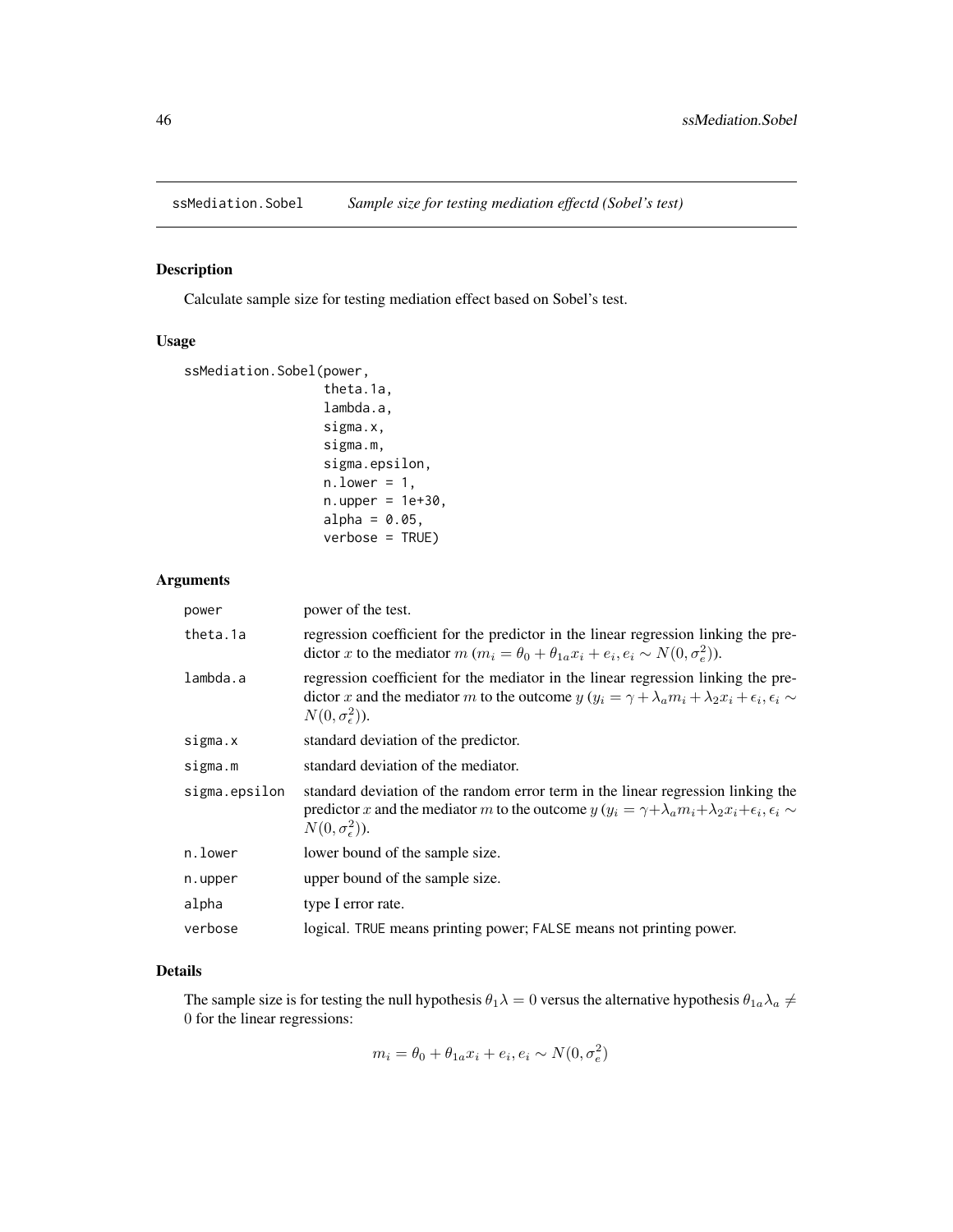# ssMediation.Sobel — *Sample size for testing mediation effectd (Sobel's test)*

## Description

Calculate sample size for testing mediation effect based on Sobel's test.

## Usage

```
ssMediation.Sobel(power,
                  theta.1a,
                  lambda.a,
                  sigma.x,
                  sigma.m,
                  sigma.epsilon,
                  n.lower = 1,
                  n.upper = 1e+30,
                  alpha = 0.05,
                  verbose = TRUE)
```

## Arguments

| | |
|---|---|
| `power` | power of the test. |
| `theta.1a` | regression coefficient for the predictor in the linear regression linking the predictor $x$ to the mediator $m$ ($m_i = \theta_0 + \theta_{1a} x_i + e_i, e_i \sim N(0, \sigma_e^2)$). |
| `lambda.a` | regression coefficient for the mediator in the linear regression linking the predictor $x$ and the mediator $m$ to the outcome $y$ ($y_i = \gamma + \lambda_a m_i + \lambda_2 x_i + \epsilon_i, \epsilon_i \sim N(0, \sigma_\epsilon^2)$). |
| `sigma.x` | standard deviation of the predictor. |
| `sigma.m` | standard deviation of the mediator. |
| `sigma.epsilon` | standard deviation of the random error term in the linear regression linking the predictor $x$ and the mediator $m$ to the outcome $y$ ($y_i = \gamma + \lambda_a m_i + \lambda_2 x_i + \epsilon_i, \epsilon_i \sim N(0, \sigma_\epsilon^2)$). |
| `n.lower` | lower bound of the sample size. |
| `n.upper` | upper bound of the sample size. |
| `alpha` | type I error rate. |
| `verbose` | logical. `TRUE` means printing power; `FALSE` means not printing power. |

## Details

The sample size is for testing the null hypothesis $\theta_1 \lambda = 0$ versus the alternative hypothesis $\theta_{1a} \lambda_a \neq 0$ for the linear regressions:

$$m_i = \theta_0 + \theta_{1a} x_i + e_i, e_i \sim N(0, \sigma_e^2)$$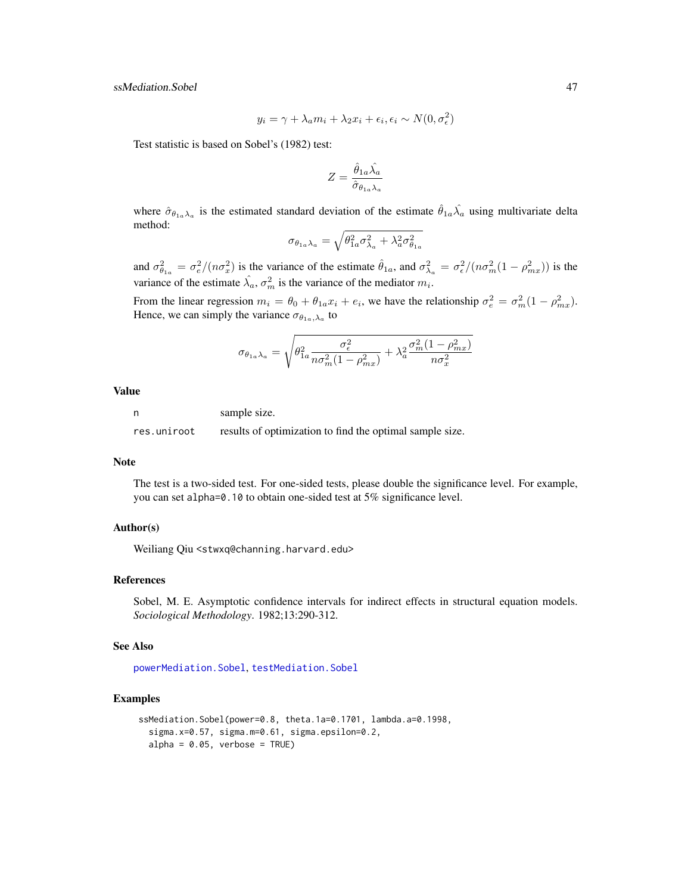$$y_i = \gamma + \lambda_a m_i + \lambda_2 x_i + \epsilon_i, \epsilon_i \sim N(0, \sigma_\epsilon^2)$$

Test statistic is based on Sobel's (1982) test:

$$Z = \frac{\hat{\theta}_{1a}\hat{\lambda_a}}{\hat{\sigma}_{\theta_{1a}\lambda_a}}$$

where $\hat{\sigma}_{\theta_{1a}\lambda_a}$ is the estimated standard deviation of the estimate $\hat{\theta}_{1a}\hat{\lambda_a}$ using multivariate delta method:

$$\sigma_{\theta_{1a}\lambda_a} = \sqrt{\theta_{1a}^2\sigma_{\lambda_a}^2 + \lambda_a^2\sigma_{\theta_{1a}}^2}$$

and $\sigma_{\theta_{1a}}^2 = \sigma_e^2/(n\sigma_x^2)$ is the variance of the estimate $\hat{\theta}_{1a}$, and $\sigma_{\lambda_a}^2 = \sigma_\epsilon^2/(n\sigma_m^2(1-\rho_{mx}^2))$ is the variance of the estimate $\hat{\lambda_a}$, $\sigma_m^2$ is the variance of the mediator $m_i$.

From the linear regression $m_i = \theta_0 + \theta_{1a}x_i + e_i$, we have the relationship $\sigma_e^2 = \sigma_m^2(1-\rho_{mx}^2)$. Hence, we can simply the variance $\sigma_{\theta_{1a},\lambda_a}$ to

$$\sigma_{\theta_{1a}\lambda_a} = \sqrt{\theta_{1a}^2\frac{\sigma_\epsilon^2}{n\sigma_m^2(1-\rho_{mx}^2)} + \lambda_a^2\frac{\sigma_m^2(1-\rho_{mx}^2)}{n\sigma_x^2}}$$

## Value

| | |
|---|---|
| n | sample size. |
| res.uniroot | results of optimization to find the optimal sample size. |

## Note

The test is a two-sided test. For one-sided tests, please double the significance level. For example, you can set alpha=0.10 to obtain one-sided test at 5% significance level.

## Author(s)

Weiliang Qiu <stwxq@channing.harvard.edu>

## References

Sobel, M. E. Asymptotic confidence intervals for indirect effects in structural equation models. *Sociological Methodology*. 1982;13:290-312.

## See Also

powerMediation.Sobel, testMediation.Sobel

## Examples

```
ssMediation.Sobel(power=0.8, theta.1a=0.1701, lambda.a=0.1998,
  sigma.x=0.57, sigma.m=0.61, sigma.epsilon=0.2,
  alpha = 0.05, verbose = TRUE)
```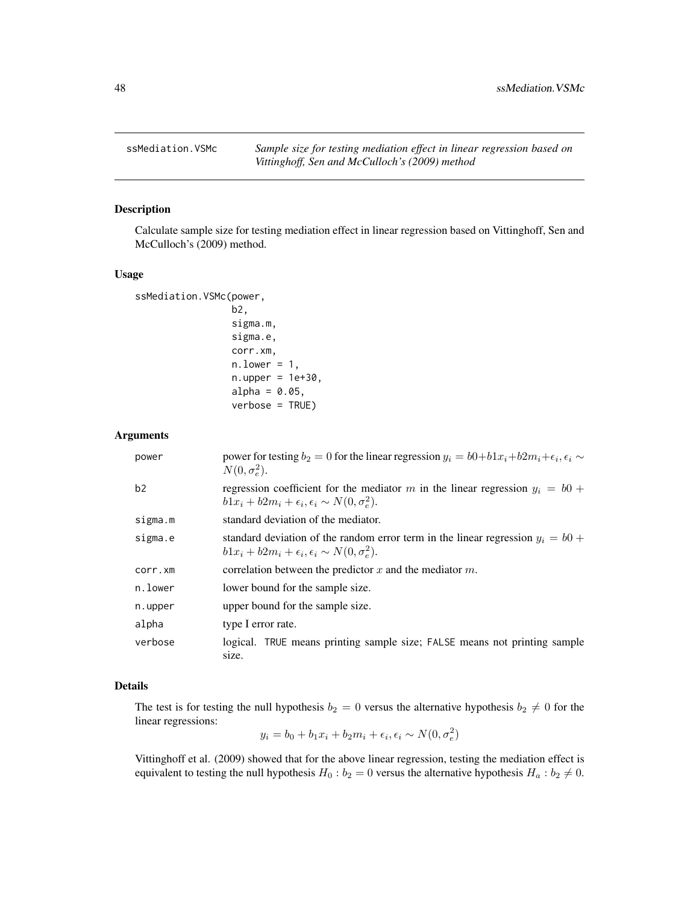## ssMediation.VSMc

*Sample size for testing mediation effect in linear regression based on Vittinghoff, Sen and McCulloch's (2009) method*

### Description

Calculate sample size for testing mediation effect in linear regression based on Vittinghoff, Sen and McCulloch's (2009) method.

### Usage

```
ssMediation.VSMc(power,
                 b2,
                 sigma.m,
                 sigma.e,
                 corr.xm,
                 n.lower = 1,
                 n.upper = 1e+30,
                 alpha = 0.05,
                 verbose = TRUE)
```

### Arguments

| | |
|---|---|
| power | power for testing $b_2 = 0$ for the linear regression $y_i = b0 + b1x_i + b2m_i + \epsilon_i, \epsilon_i \sim N(0, \sigma_e^2)$. |
| b2 | regression coefficient for the mediator $m$ in the linear regression $y_i = b0 + b1x_i + b2m_i + \epsilon_i, \epsilon_i \sim N(0, \sigma_e^2)$. |
| sigma.m | standard deviation of the mediator. |
| sigma.e | standard deviation of the random error term in the linear regression $y_i = b0 + b1x_i + b2m_i + \epsilon_i, \epsilon_i \sim N(0, \sigma_e^2)$. |
| corr.xm | correlation between the predictor $x$ and the mediator $m$. |
| n.lower | lower bound for the sample size. |
| n.upper | upper bound for the sample size. |
| alpha | type I error rate. |
| verbose | logical. TRUE means printing sample size; FALSE means not printing sample size. |

### Details

The test is for testing the null hypothesis $b_2 = 0$ versus the alternative hypothesis $b_2 \neq 0$ for the linear regressions:

$$y_i = b_0 + b_1x_i + b_2m_i + \epsilon_i, \epsilon_i \sim N(0, \sigma_e^2)$$

Vittinghoff et al. (2009) showed that for the above linear regression, testing the mediation effect is equivalent to testing the null hypothesis $H_0 : b_2 = 0$ versus the alternative hypothesis $H_a : b_2 \neq 0$.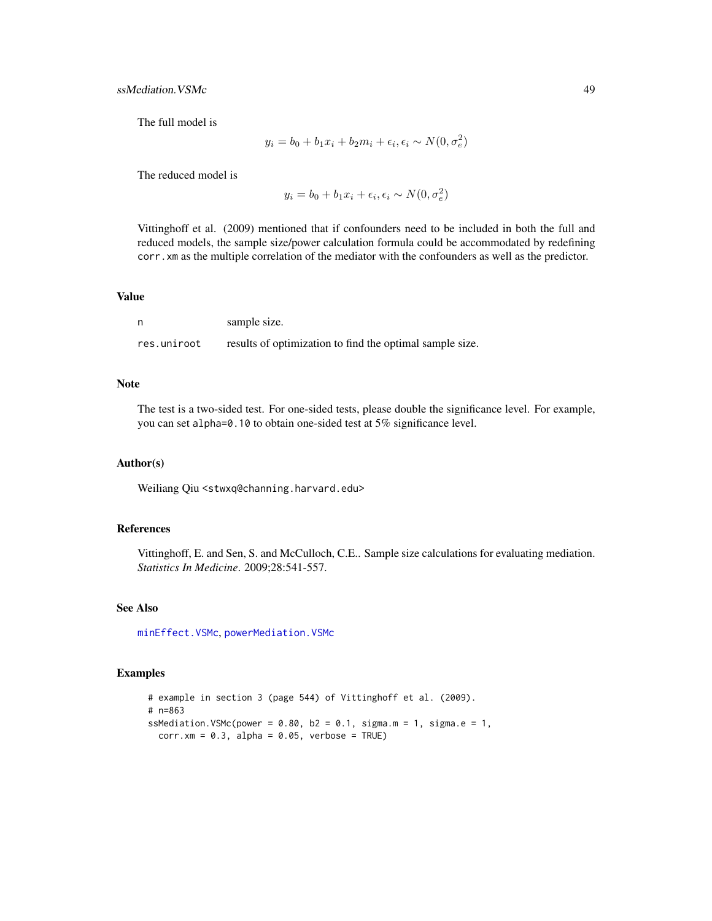The full model is

$$y_i = b_0 + b_1 x_i + b_2 m_i + \epsilon_i, \epsilon_i \sim N(0, \sigma_e^2)$$

The reduced model is

$$y_i = b_0 + b_1 x_i + \epsilon_i, \epsilon_i \sim N(0, \sigma_e^2)$$

Vittinghoff et al. (2009) mentioned that if confounders need to be included in both the full and reduced models, the sample size/power calculation formula could be accommodated by redefining `corr.xm` as the multiple correlation of the mediator with the confounders as well as the predictor.

### Value

| | |
|---|---|
| n | sample size. |
| res.uniroot | results of optimization to find the optimal sample size. |

### Note

The test is a two-sided test. For one-sided tests, please double the significance level. For example, you can set `alpha=0.10` to obtain one-sided test at 5% significance level.

### Author(s)

Weiliang Qiu <stwxq@channing.harvard.edu>

### References

Vittinghoff, E. and Sen, S. and McCulloch, C.E.. Sample size calculations for evaluating mediation. *Statistics In Medicine*. 2009;28:541-557.

### See Also

minEffect.VSMc, powerMediation.VSMc

### Examples

```
# example in section 3 (page 544) of Vittinghoff et al. (2009).
# n=863
ssMediation.VSMc(power = 0.80, b2 = 0.1, sigma.m = 1, sigma.e = 1,
  corr.xm = 0.3, alpha = 0.05, verbose = TRUE)
```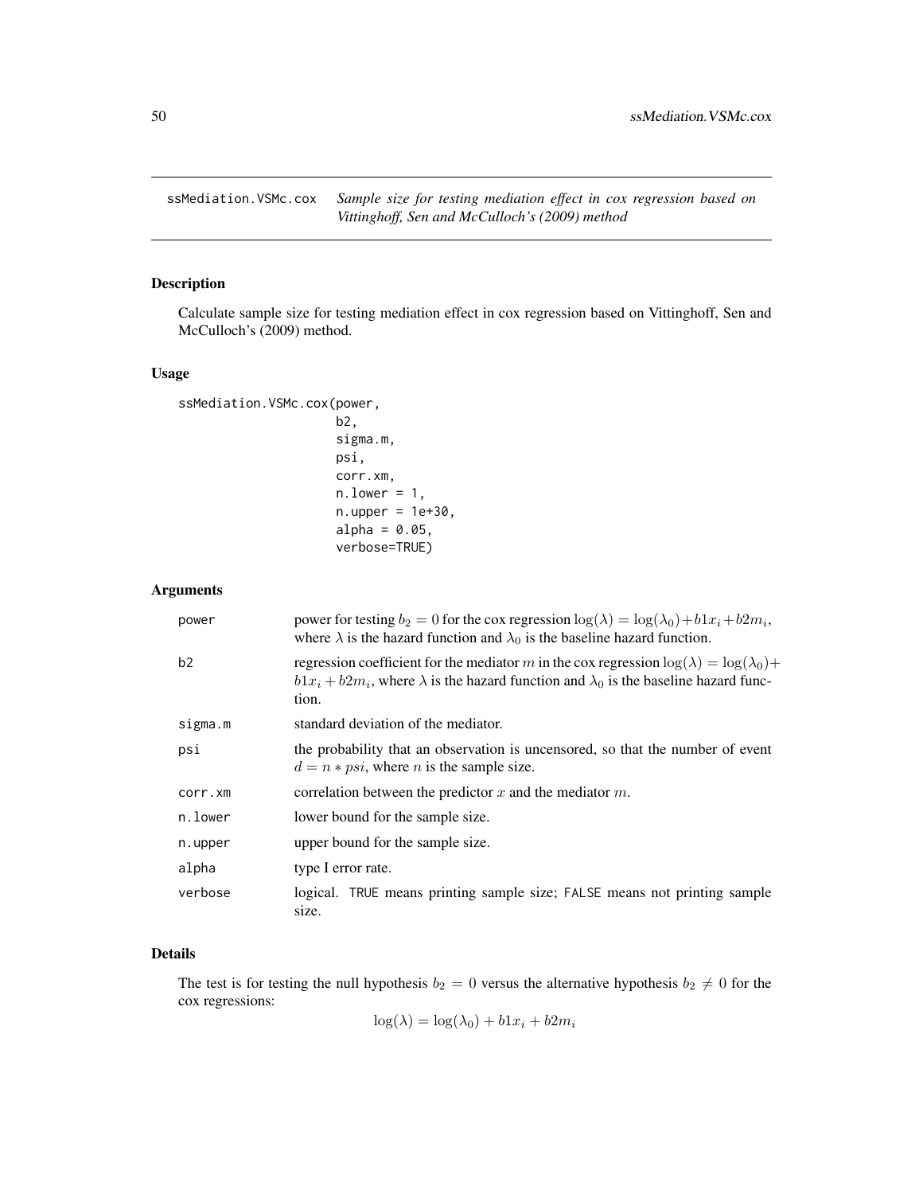## ssMediation.VSMc.cox *Sample size for testing mediation effect in cox regression based on Vittinghoff, Sen and McCulloch's (2009) method*

### Description

Calculate sample size for testing mediation effect in cox regression based on Vittinghoff, Sen and McCulloch's (2009) method.

### Usage

```
ssMediation.VSMc.cox(power,
                     b2,
                     sigma.m,
                     psi,
                     corr.xm,
                     n.lower = 1,
                     n.upper = 1e+30,
                     alpha = 0.05,
                     verbose=TRUE)
```

### Arguments

| | |
|---|---|
| power | power for testing $b_2 = 0$ for the cox regression $\log(\lambda) = \log(\lambda_0) + b1x_i + b2m_i$, where $\lambda$ is the hazard function and $\lambda_0$ is the baseline hazard function. |
| b2 | regression coefficient for the mediator $m$ in the cox regression $\log(\lambda) = \log(\lambda_0) + b1x_i + b2m_i$, where $\lambda$ is the hazard function and $\lambda_0$ is the baseline hazard function. |
| sigma.m | standard deviation of the mediator. |
| psi | the probability that an observation is uncensored, so that the number of event $d = n * psi$, where $n$ is the sample size. |
| corr.xm | correlation between the predictor $x$ and the mediator $m$. |
| n.lower | lower bound for the sample size. |
| n.upper | upper bound for the sample size. |
| alpha | type I error rate. |
| verbose | logical. TRUE means printing sample size; FALSE means not printing sample size. |

### Details

The test is for testing the null hypothesis $b_2 = 0$ versus the alternative hypothesis $b_2 \neq 0$ for the cox regressions:

$$\log(\lambda) = \log(\lambda_0) + b1x_i + b2m_i$$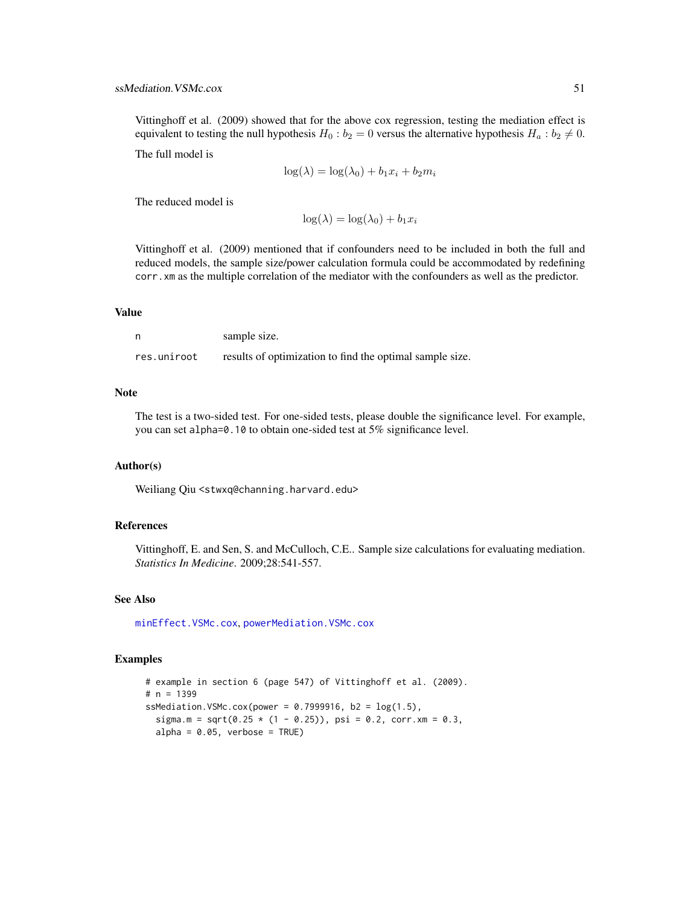Vittinghoff et al. (2009) showed that for the above cox regression, testing the mediation effect is equivalent to testing the null hypothesis $H_0 : b_2 = 0$ versus the alternative hypothesis $H_a : b_2 \neq 0$.

The full model is

$$\log(\lambda) = \log(\lambda_0) + b_1 x_i + b_2 m_i$$

The reduced model is

$$\log(\lambda) = \log(\lambda_0) + b_1 x_i$$

Vittinghoff et al. (2009) mentioned that if confounders need to be included in both the full and reduced models, the sample size/power calculation formula could be accommodated by redefining `corr.xm` as the multiple correlation of the mediator with the confounders as well as the predictor.

## Value

| | |
|---|---|
| n | sample size. |
| res.uniroot | results of optimization to find the optimal sample size. |

## Note

The test is a two-sided test. For one-sided tests, please double the significance level. For example, you can set `alpha=0.10` to obtain one-sided test at 5% significance level.

## Author(s)

Weiliang Qiu <stwxq@channing.harvard.edu>

## References

Vittinghoff, E. and Sen, S. and McCulloch, C.E.. Sample size calculations for evaluating mediation. *Statistics In Medicine*. 2009;28:541-557.

## See Also

minEffect.VSMc.cox, powerMediation.VSMc.cox

## Examples

```
# example in section 6 (page 547) of Vittinghoff et al. (2009).
# n = 1399
ssMediation.VSMc.cox(power = 0.7999916, b2 = log(1.5),
  sigma.m = sqrt(0.25 * (1 - 0.25)), psi = 0.2, corr.xm = 0.3,
  alpha = 0.05, verbose = TRUE)
```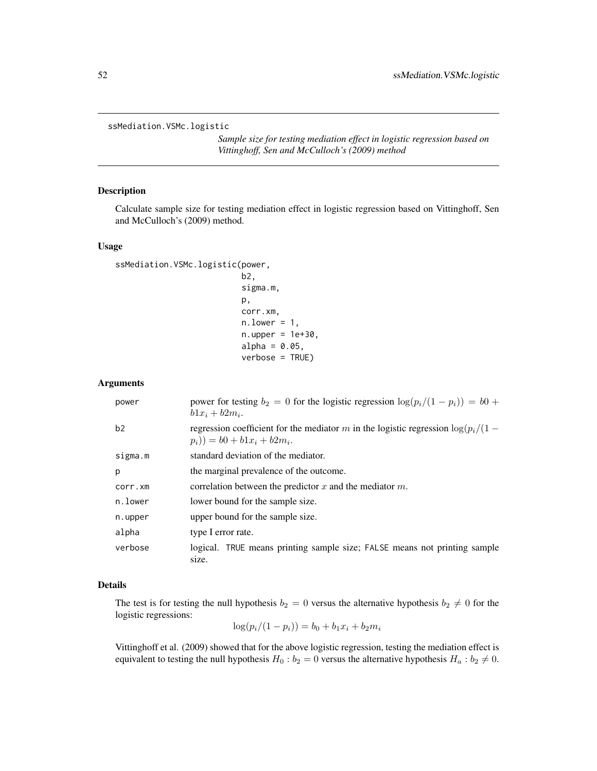```
ssMediation.VSMc.logistic
```

*Sample size for testing mediation effect in logistic regression based on Vittinghoff, Sen and McCulloch's (2009) method*

## Description

Calculate sample size for testing mediation effect in logistic regression based on Vittinghoff, Sen and McCulloch's (2009) method.

## Usage

```
ssMediation.VSMc.logistic(power,
                          b2,
                          sigma.m,
                          p,
                          corr.xm,
                          n.lower = 1,
                          n.upper = 1e+30,
                          alpha = 0.05,
                          verbose = TRUE)
```

## Arguments

| | |
|---|---|
| `power` | power for testing $b_2 = 0$ for the logistic regression $\log(p_i/(1-p_i)) = b0 + b1x_i + b2m_i$. |
| `b2` | regression coefficient for the mediator $m$ in the logistic regression $\log(p_i/(1-p_i)) = b0 + b1x_i + b2m_i$. |
| `sigma.m` | standard deviation of the mediator. |
| `p` | the marginal prevalence of the outcome. |
| `corr.xm` | correlation between the predictor $x$ and the mediator $m$. |
| `n.lower` | lower bound for the sample size. |
| `n.upper` | upper bound for the sample size. |
| `alpha` | type I error rate. |
| `verbose` | logical. `TRUE` means printing sample size; `FALSE` means not printing sample size. |

## Details

The test is for testing the null hypothesis $b_2 = 0$ versus the alternative hypothesis $b_2 \neq 0$ for the logistic regressions:

$$\log(p_i/(1-p_i)) = b_0 + b_1x_i + b_2m_i$$

Vittinghoff et al. (2009) showed that for the above logistic regression, testing the mediation effect is equivalent to testing the null hypothesis $H_0 : b_2 = 0$ versus the alternative hypothesis $H_a : b_2 \neq 0$.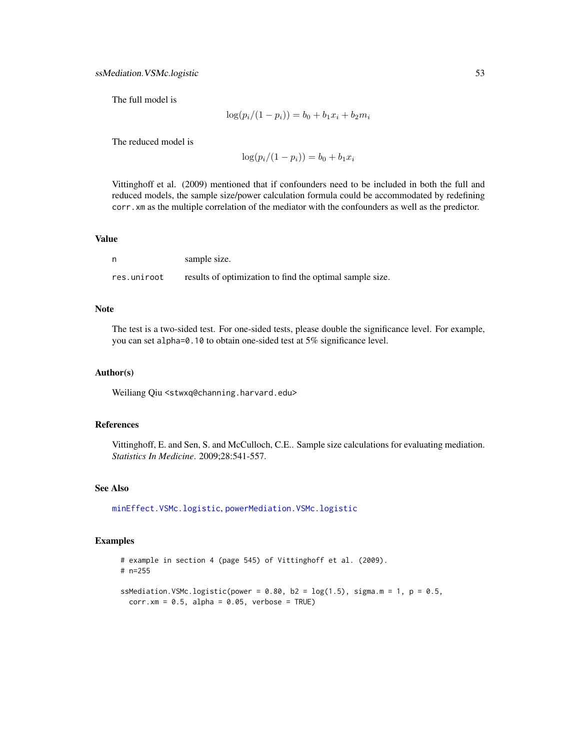The full model is

$$\log(p_i/(1-p_i)) = b_0 + b_1 x_i + b_2 m_i$$

The reduced model is

$$\log(p_i/(1-p_i)) = b_0 + b_1 x_i$$

Vittinghoff et al. (2009) mentioned that if confounders need to be included in both the full and reduced models, the sample size/power calculation formula could be accommodated by redefining `corr.xm` as the multiple correlation of the mediator with the confounders as well as the predictor.

## Value

| | |
|---|---|
| `n` | sample size. |
| `res.uniroot` | results of optimization to find the optimal sample size. |

## Note

The test is a two-sided test. For one-sided tests, please double the significance level. For example, you can set `alpha=0.10` to obtain one-sided test at 5% significance level.

## Author(s)

Weiliang Qiu <stwxq@channing.harvard.edu>

## References

Vittinghoff, E. and Sen, S. and McCulloch, C.E.. Sample size calculations for evaluating mediation. *Statistics In Medicine*. 2009;28:541-557.

## See Also

`minEffect.VSMc.logistic`, `powerMediation.VSMc.logistic`

## Examples

```
# example in section 4 (page 545) of Vittinghoff et al. (2009).
# n=255

ssMediation.VSMc.logistic(power = 0.80, b2 = log(1.5), sigma.m = 1, p = 0.5,
  corr.xm = 0.5, alpha = 0.05, verbose = TRUE)
```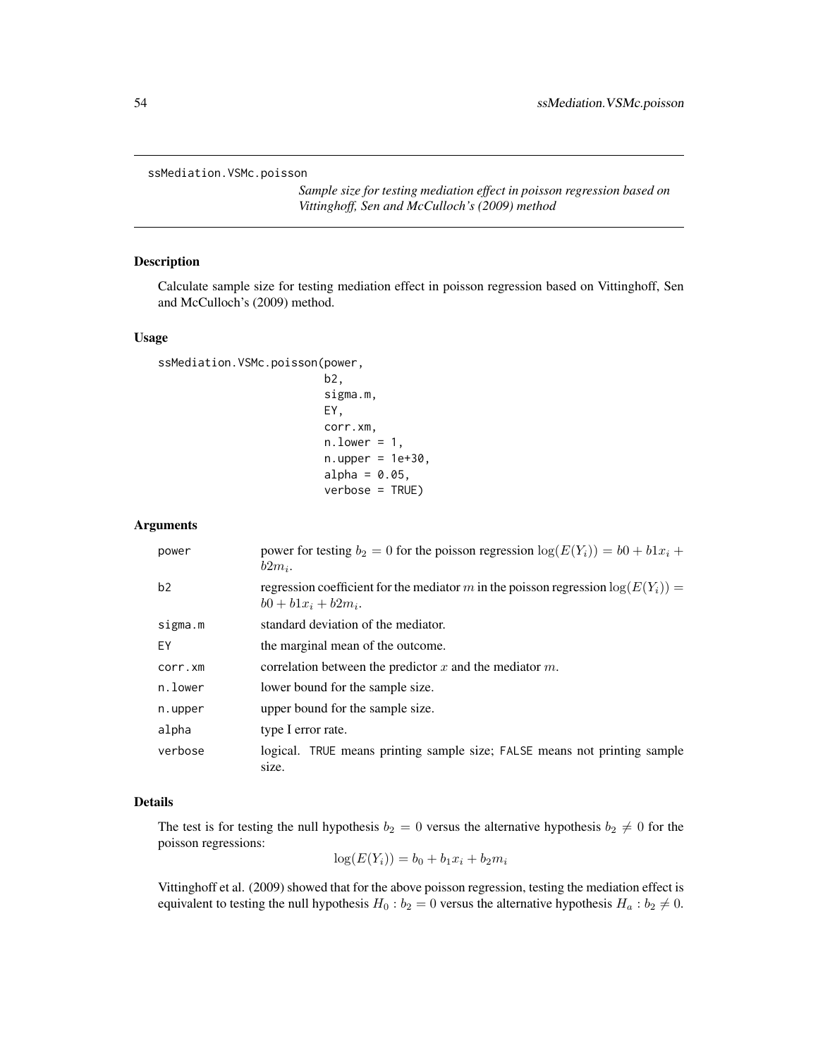ssMediation.VSMc.poisson

*Sample size for testing mediation effect in poisson regression based on Vittinghoff, Sen and McCulloch's (2009) method*

## Description

Calculate sample size for testing mediation effect in poisson regression based on Vittinghoff, Sen and McCulloch's (2009) method.

## Usage

```
ssMediation.VSMc.poisson(power,
                         b2,
                         sigma.m,
                         EY,
                         corr.xm,
                         n.lower = 1,
                         n.upper = 1e+30,
                         alpha = 0.05,
                         verbose = TRUE)
```

## Arguments

| | |
|---|---|
| power | power for testing $b_2 = 0$ for the poisson regression $\log(E(Y_i)) = b0 + b1x_i + b2m_i$. |
| b2 | regression coefficient for the mediator $m$ in the poisson regression $\log(E(Y_i)) = b0 + b1x_i + b2m_i$. |
| sigma.m | standard deviation of the mediator. |
| EY | the marginal mean of the outcome. |
| corr.xm | correlation between the predictor $x$ and the mediator $m$. |
| n.lower | lower bound for the sample size. |
| n.upper | upper bound for the sample size. |
| alpha | type I error rate. |
| verbose | logical. TRUE means printing sample size; FALSE means not printing sample size. |

## Details

The test is for testing the null hypothesis $b_2 = 0$ versus the alternative hypothesis $b_2 \neq 0$ for the poisson regressions:

$$\log(E(Y_i)) = b_0 + b_1 x_i + b_2 m_i$$

Vittinghoff et al. (2009) showed that for the above poisson regression, testing the mediation effect is equivalent to testing the null hypothesis $H_0 : b_2 = 0$ versus the alternative hypothesis $H_a : b_2 \neq 0$.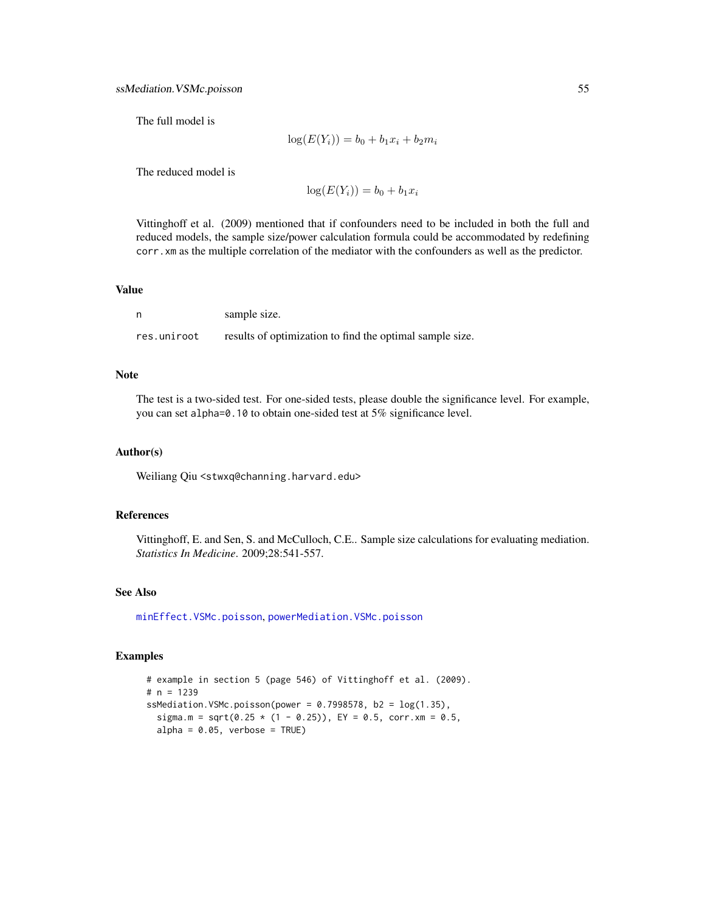The full model is

$$\log(E(Y_i)) = b_0 + b_1 x_i + b_2 m_i$$

The reduced model is

$$\log(E(Y_i)) = b_0 + b_1 x_i$$

Vittinghoff et al. (2009) mentioned that if confounders need to be included in both the full and reduced models, the sample size/power calculation formula could be accommodated by redefining `corr.xm` as the multiple correlation of the mediator with the confounders as well as the predictor.

### Value

| | |
|---|---|
| `n` | sample size. |
| `res.uniroot` | results of optimization to find the optimal sample size. |

### Note

The test is a two-sided test. For one-sided tests, please double the significance level. For example, you can set `alpha=0.10` to obtain one-sided test at 5% significance level.

### Author(s)

Weiliang Qiu <stwxq@channing.harvard.edu>

### References

Vittinghoff, E. and Sen, S. and McCulloch, C.E.. Sample size calculations for evaluating mediation. *Statistics In Medicine*. 2009;28:541-557.

### See Also

`minEffect.VSMc.poisson`, `powerMediation.VSMc.poisson`

### Examples

```
# example in section 5 (page 546) of Vittinghoff et al. (2009).
# n = 1239
ssMediation.VSMc.poisson(power = 0.7998578, b2 = log(1.35),
  sigma.m = sqrt(0.25 * (1 - 0.25)), EY = 0.5, corr.xm = 0.5,
  alpha = 0.05, verbose = TRUE)
```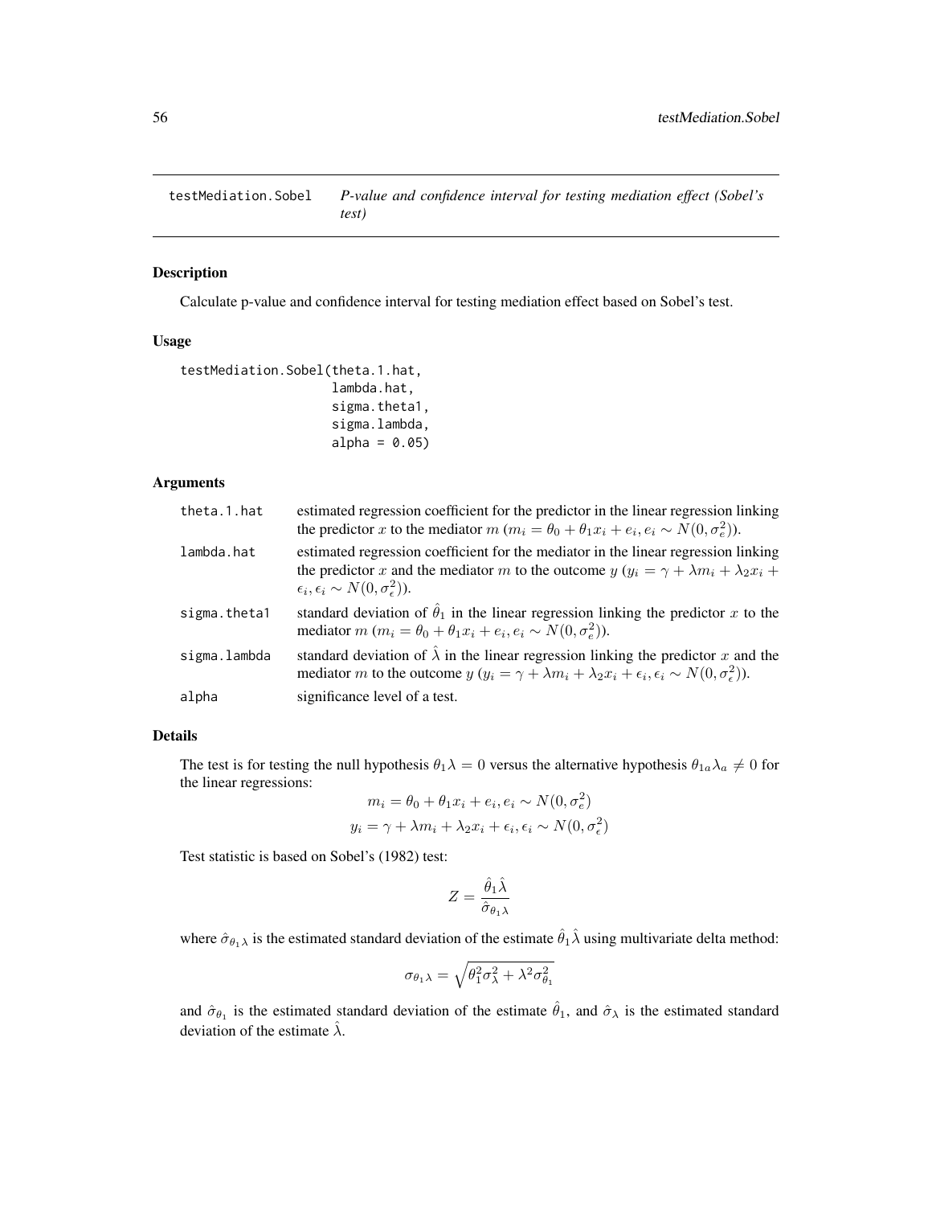## testMediation.Sobel — *P-value and confidence interval for testing mediation effect (Sobel's test)*

### Description

Calculate p-value and confidence interval for testing mediation effect based on Sobel's test.

### Usage

```
testMediation.Sobel(theta.1.hat,
                    lambda.hat,
                    sigma.theta1,
                    sigma.lambda,
                    alpha = 0.05)
```

### Arguments

| | |
|---|---|
| theta.1.hat | estimated regression coefficient for the predictor in the linear regression linking the predictor $x$ to the mediator $m$ ($m_i = \theta_0 + \theta_1 x_i + e_i, e_i \sim N(0, \sigma_e^2)$). |
| lambda.hat | estimated regression coefficient for the mediator in the linear regression linking the predictor $x$ and the mediator $m$ to the outcome $y$ ($y_i = \gamma + \lambda m_i + \lambda_2 x_i + \epsilon_i, \epsilon_i \sim N(0, \sigma_\epsilon^2)$). |
| sigma.theta1 | standard deviation of $\hat{\theta}_1$ in the linear regression linking the predictor $x$ to the mediator $m$ ($m_i = \theta_0 + \theta_1 x_i + e_i, e_i \sim N(0, \sigma_e^2)$). |
| sigma.lambda | standard deviation of $\hat{\lambda}$ in the linear regression linking the predictor $x$ and the mediator $m$ to the outcome $y$ ($y_i = \gamma + \lambda m_i + \lambda_2 x_i + \epsilon_i, \epsilon_i \sim N(0, \sigma_\epsilon^2)$). |
| alpha | significance level of a test. |

### Details

The test is for testing the null hypothesis $\theta_1 \lambda = 0$ versus the alternative hypothesis $\theta_{1a}\lambda_a \neq 0$ for the linear regressions:

$$m_i = \theta_0 + \theta_1 x_i + e_i, e_i \sim N(0, \sigma_e^2)$$

$$y_i = \gamma + \lambda m_i + \lambda_2 x_i + \epsilon_i, \epsilon_i \sim N(0, \sigma_\epsilon^2)$$

Test statistic is based on Sobel's (1982) test:

$$Z = \frac{\hat{\theta}_1 \hat{\lambda}}{\hat{\sigma}_{\theta_1 \lambda}}$$

where $\hat{\sigma}_{\theta_1 \lambda}$ is the estimated standard deviation of the estimate $\hat{\theta}_1 \hat{\lambda}$ using multivariate delta method:

$$\sigma_{\theta_1 \lambda} = \sqrt{\theta_1^2 \sigma_\lambda^2 + \lambda^2 \sigma_{\theta_1}^2}$$

and $\hat{\sigma}_{\theta_1}$ is the estimated standard deviation of the estimate $\hat{\theta}_1$, and $\hat{\sigma}_\lambda$ is the estimated standard deviation of the estimate $\hat{\lambda}$.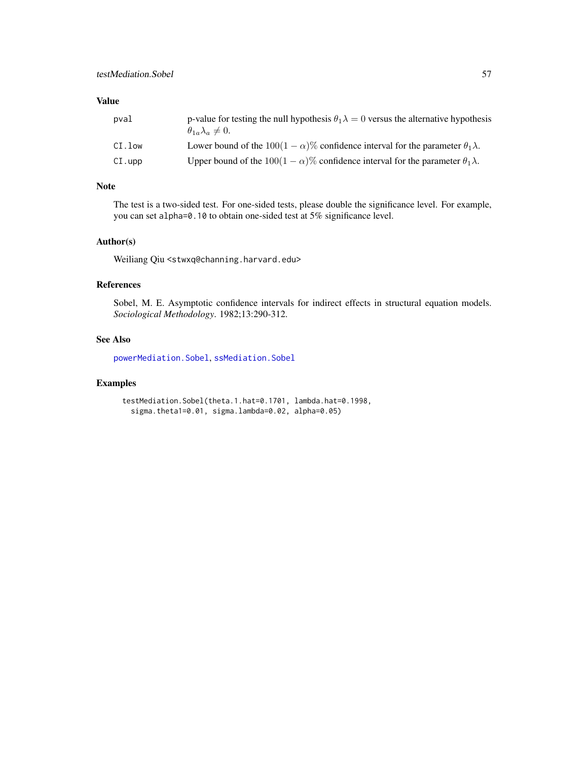## Value

| | |
|---|---|
| pval | p-value for testing the null hypothesis $\theta_1 \lambda = 0$ versus the alternative hypothesis $\theta_{1a}\lambda_a \neq 0$. |
| CI.low | Lower bound of the $100(1-\alpha)\%$ confidence interval for the parameter $\theta_1 \lambda$. |
| CI.upp | Upper bound of the $100(1-\alpha)\%$ confidence interval for the parameter $\theta_1 \lambda$. |

## Note

The test is a two-sided test. For one-sided tests, please double the significance level. For example, you can set `alpha=0.10` to obtain one-sided test at 5% significance level.

## Author(s)

Weiliang Qiu <stwxq@channing.harvard.edu>

## References

Sobel, M. E. Asymptotic confidence intervals for indirect effects in structural equation models. *Sociological Methodology*. 1982;13:290-312.

## See Also

`powerMediation.Sobel`, `ssMediation.Sobel`

## Examples

```
testMediation.Sobel(theta.1.hat=0.1701, lambda.hat=0.1998,
  sigma.theta1=0.01, sigma.lambda=0.02, alpha=0.05)
```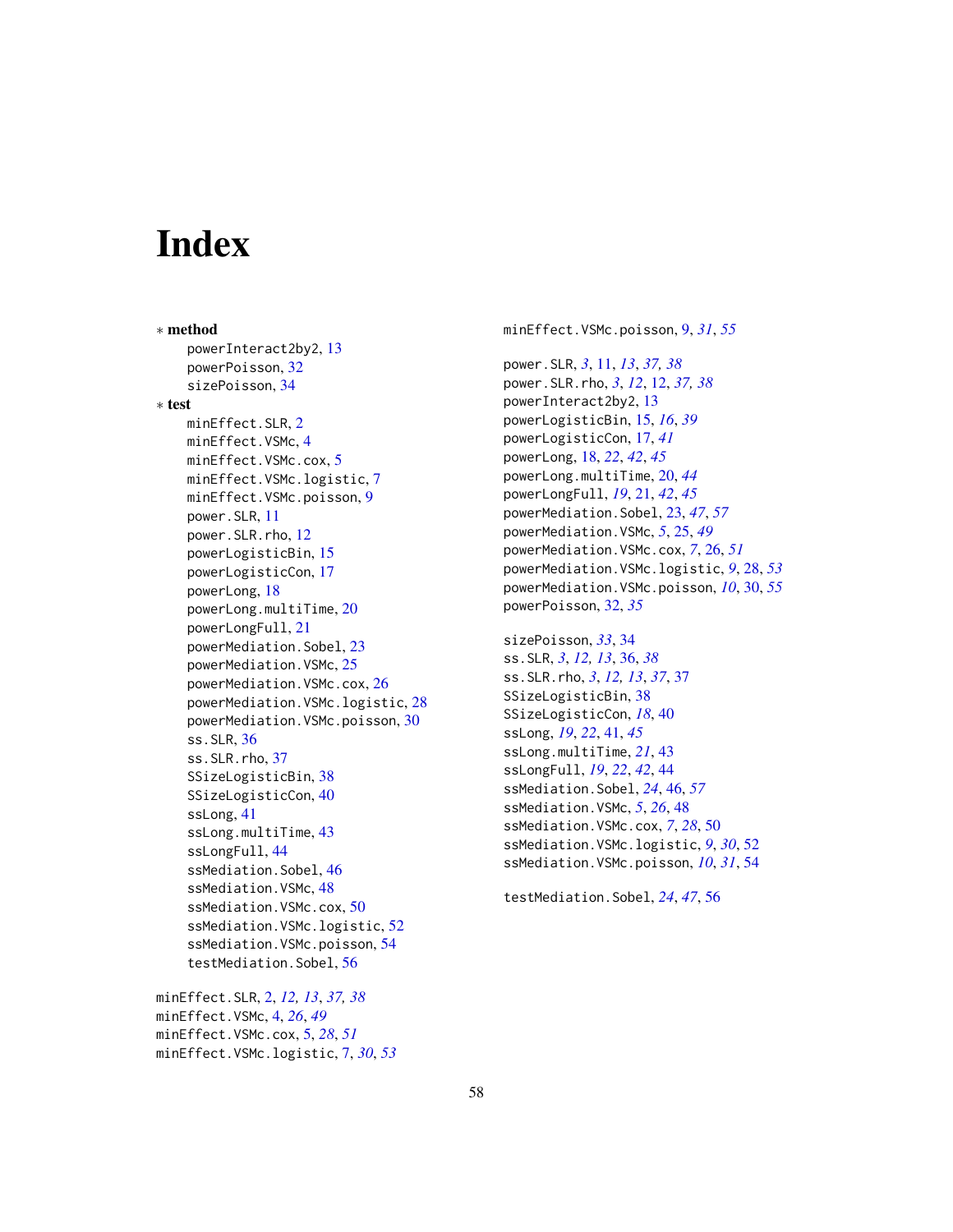# Index

∗ **method**

powerInteract2by2, 13
powerPoisson, 32
sizePoisson, 34

∗ **test**

minEffect.SLR, 2
minEffect.VSMc, 4
minEffect.VSMc.cox, 5
minEffect.VSMc.logistic, 7
minEffect.VSMc.poisson, 9
power.SLR, 11
power.SLR.rho, 12
powerLogisticBin, 15
powerLogisticCon, 17
powerLong, 18
powerLong.multiTime, 20
powerLongFull, 21
powerMediation.Sobel, 23
powerMediation.VSMc, 25
powerMediation.VSMc.cox, 26
powerMediation.VSMc.logistic, 28
powerMediation.VSMc.poisson, 30
ss.SLR, 36
ss.SLR.rho, 37
SSizeLogisticBin, 38
SSizeLogisticCon, 40
ssLong, 41
ssLong.multiTime, 43
ssLongFull, 44
ssMediation.Sobel, 46
ssMediation.VSMc, 48
ssMediation.VSMc.cox, 50
ssMediation.VSMc.logistic, 52
ssMediation.VSMc.poisson, 54
testMediation.Sobel, 56

minEffect.SLR, 2, *12, 13*, *37, 38*
minEffect.VSMc, 4, *26*, *49*
minEffect.VSMc.cox, 5, *28*, *51*
minEffect.VSMc.logistic, 7, *30*, *53*
minEffect.VSMc.poisson, 9, *31*, *55*

power.SLR, *3*, 11, *13*, *37, 38*
power.SLR.rho, *3*, *12*, 12, *37, 38*
powerInteract2by2, 13
powerLogisticBin, 15, *16*, *39*
powerLogisticCon, 17, *41*
powerLong, 18, *22*, *42*, *45*
powerLong.multiTime, 20, *44*
powerLongFull, *19*, 21, *42*, *45*
powerMediation.Sobel, 23, *47*, *57*
powerMediation.VSMc, *5*, 25, *49*
powerMediation.VSMc.cox, *7*, 26, *51*
powerMediation.VSMc.logistic, *9*, 28, *53*
powerMediation.VSMc.poisson, *10*, 30, *55*
powerPoisson, 32, *35*

sizePoisson, *33*, 34
ss.SLR, *3*, *12, 13*, 36, *38*
ss.SLR.rho, *3*, *12, 13*, *37*, 37
SSizeLogisticBin, 38
SSizeLogisticCon, *18*, 40
ssLong, *19*, *22*, 41, *45*
ssLong.multiTime, *21*, 43
ssLongFull, *19*, *22*, *42*, 44
ssMediation.Sobel, *24*, 46, *57*
ssMediation.VSMc, *5*, *26*, 48
ssMediation.VSMc.cox, *7*, *28*, 50
ssMediation.VSMc.logistic, *9*, *30*, 52
ssMediation.VSMc.poisson, *10*, *31*, 54

testMediation.Sobel, *24*, *47*, 56